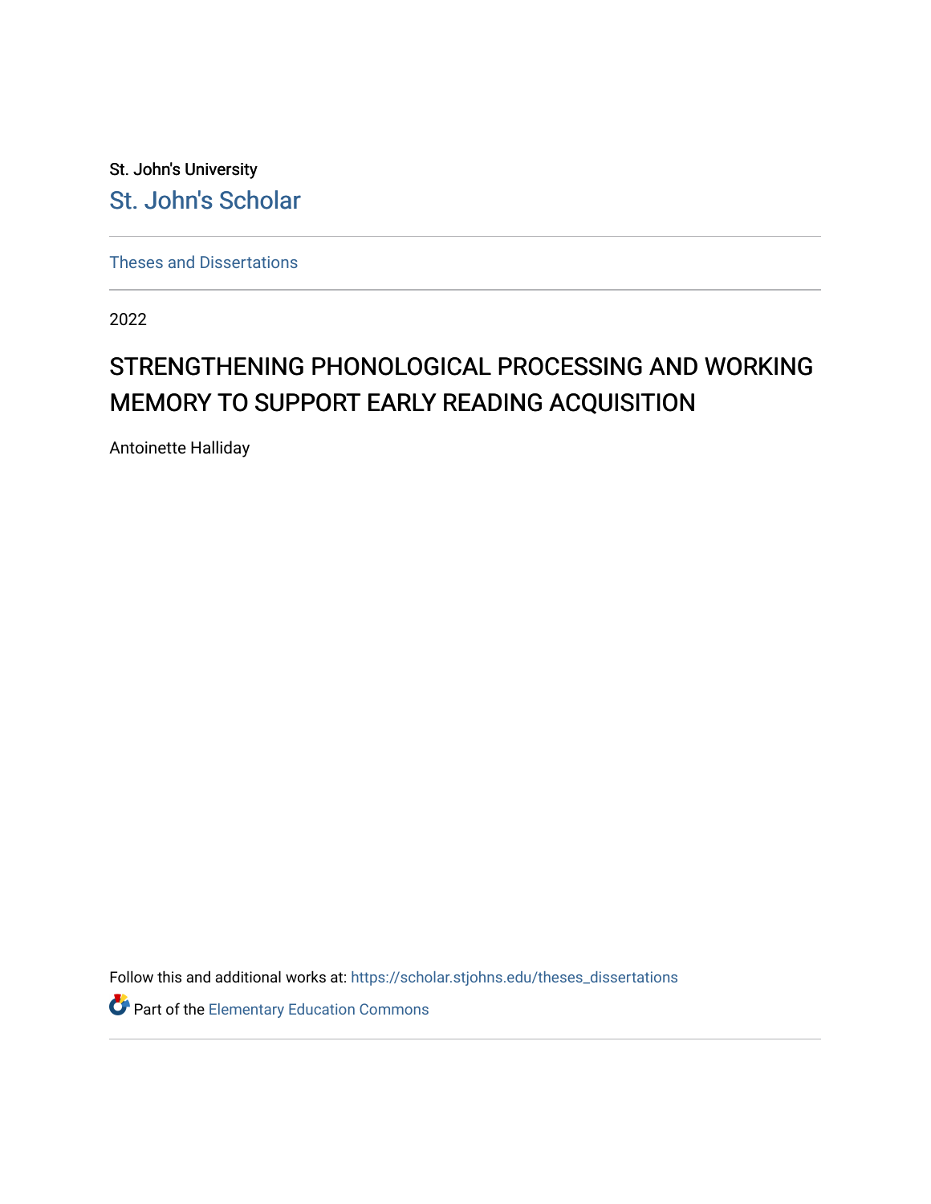St. John's University

St. John's Scholar

Theses and Dissertations

2022

# STRENGTHENING PHONOLOGICAL PROCESSING AND WORKING MEMORY TO SUPPORT EARLY READING ACQUISITION

Antoinette Halliday

Follow this and additional works at: https://scholar.stjohns.edu/theses_dissertations

Part of the Elementary Education Commons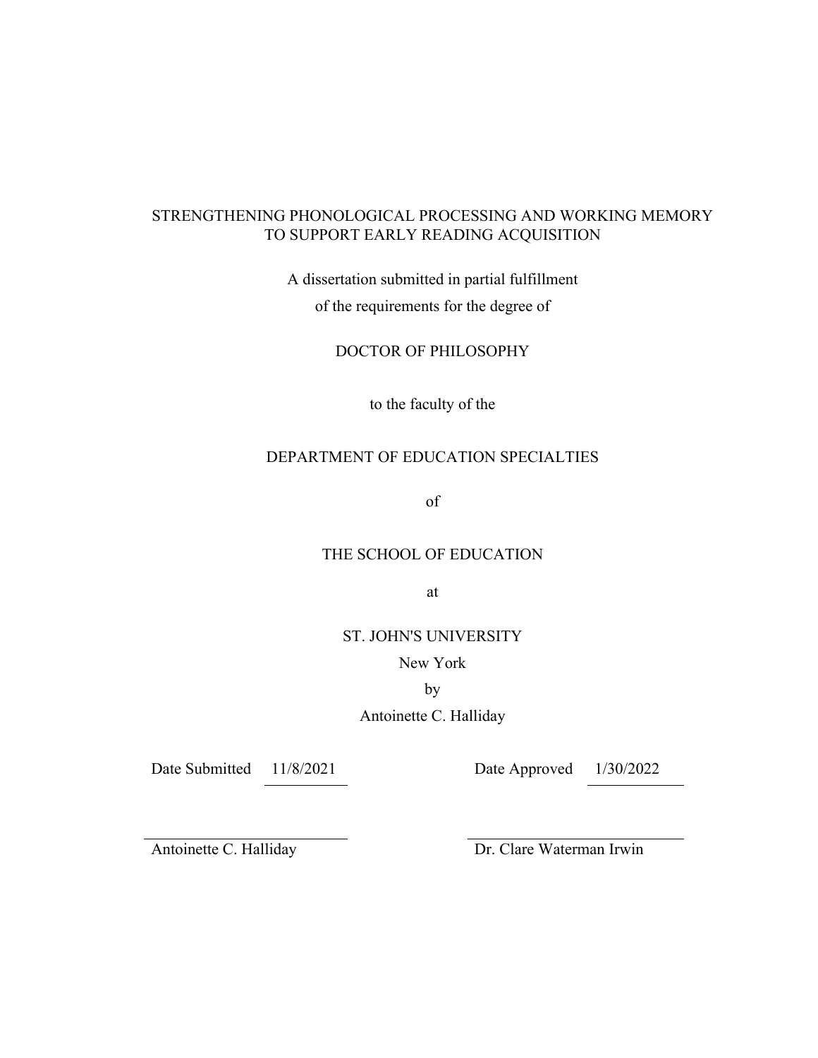STRENGTHENING PHONOLOGICAL PROCESSING AND WORKING MEMORY TO SUPPORT EARLY READING ACQUISITION

A dissertation submitted in partial fulfillment

of the requirements for the degree of

DOCTOR OF PHILOSOPHY

to the faculty of the

DEPARTMENT OF EDUCATION SPECIALTIES

of

THE SCHOOL OF EDUCATION

at

ST. JOHN'S UNIVERSITY

New York

by

Antoinette C. Halliday

Date Submitted 11/8/2021 Date Approved 1/30/2022

Antoinette C. Halliday Dr. Clare Waterman Irwin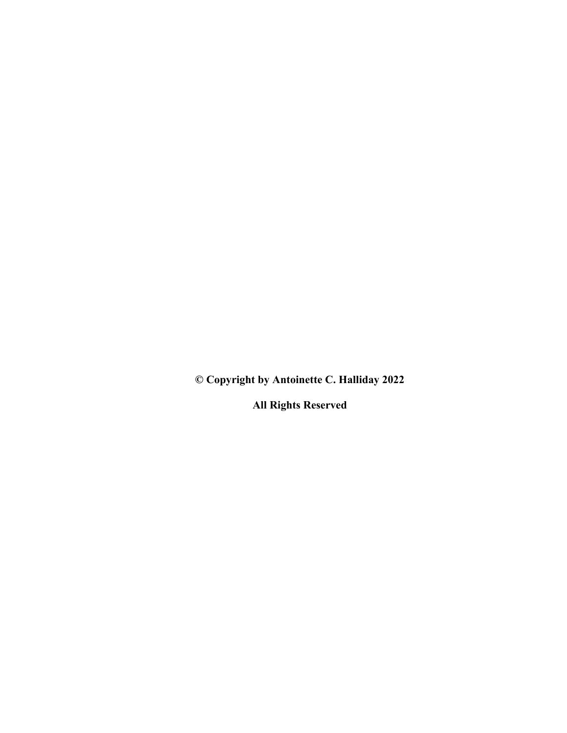**© Copyright by Antoinette C. Halliday 2022**

**All Rights Reserved**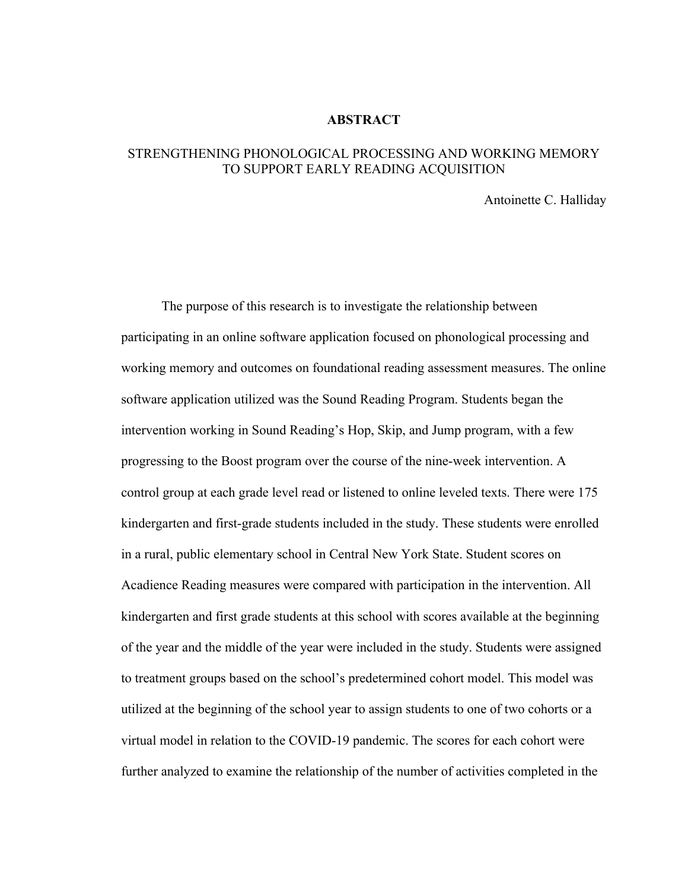# ABSTRACT

## STRENGTHENING PHONOLOGICAL PROCESSING AND WORKING MEMORY TO SUPPORT EARLY READING ACQUISITION

Antoinette C. Halliday

The purpose of this research is to investigate the relationship between participating in an online software application focused on phonological processing and working memory and outcomes on foundational reading assessment measures. The online software application utilized was the Sound Reading Program. Students began the intervention working in Sound Reading's Hop, Skip, and Jump program, with a few progressing to the Boost program over the course of the nine-week intervention. A control group at each grade level read or listened to online leveled texts. There were 175 kindergarten and first-grade students included in the study. These students were enrolled in a rural, public elementary school in Central New York State. Student scores on Acadience Reading measures were compared with participation in the intervention. All kindergarten and first grade students at this school with scores available at the beginning of the year and the middle of the year were included in the study. Students were assigned to treatment groups based on the school's predetermined cohort model. This model was utilized at the beginning of the school year to assign students to one of two cohorts or a virtual model in relation to the COVID-19 pandemic. The scores for each cohort were further analyzed to examine the relationship of the number of activities completed in the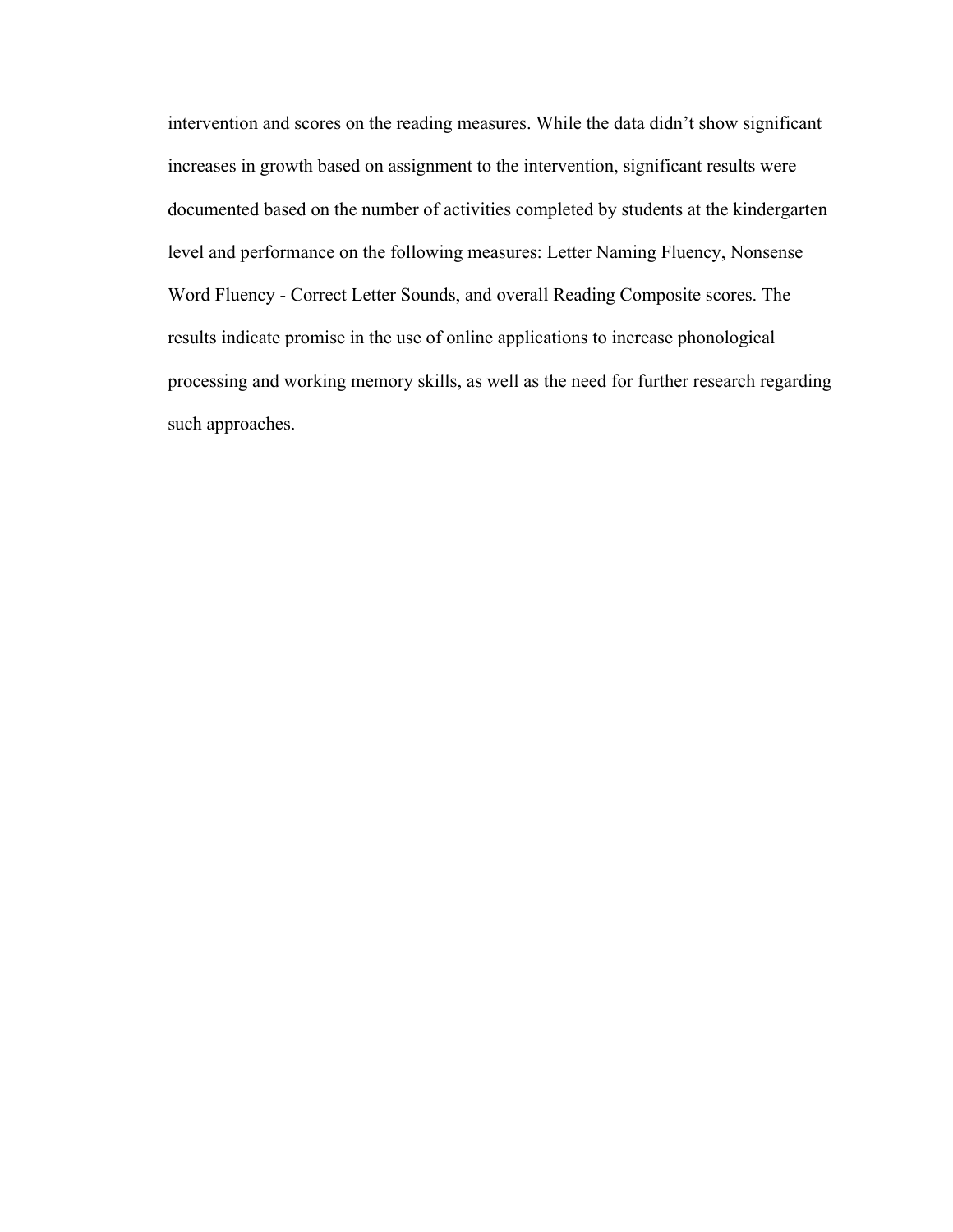intervention and scores on the reading measures. While the data didn't show significant increases in growth based on assignment to the intervention, significant results were documented based on the number of activities completed by students at the kindergarten level and performance on the following measures: Letter Naming Fluency, Nonsense Word Fluency - Correct Letter Sounds, and overall Reading Composite scores. The results indicate promise in the use of online applications to increase phonological processing and working memory skills, as well as the need for further research regarding such approaches.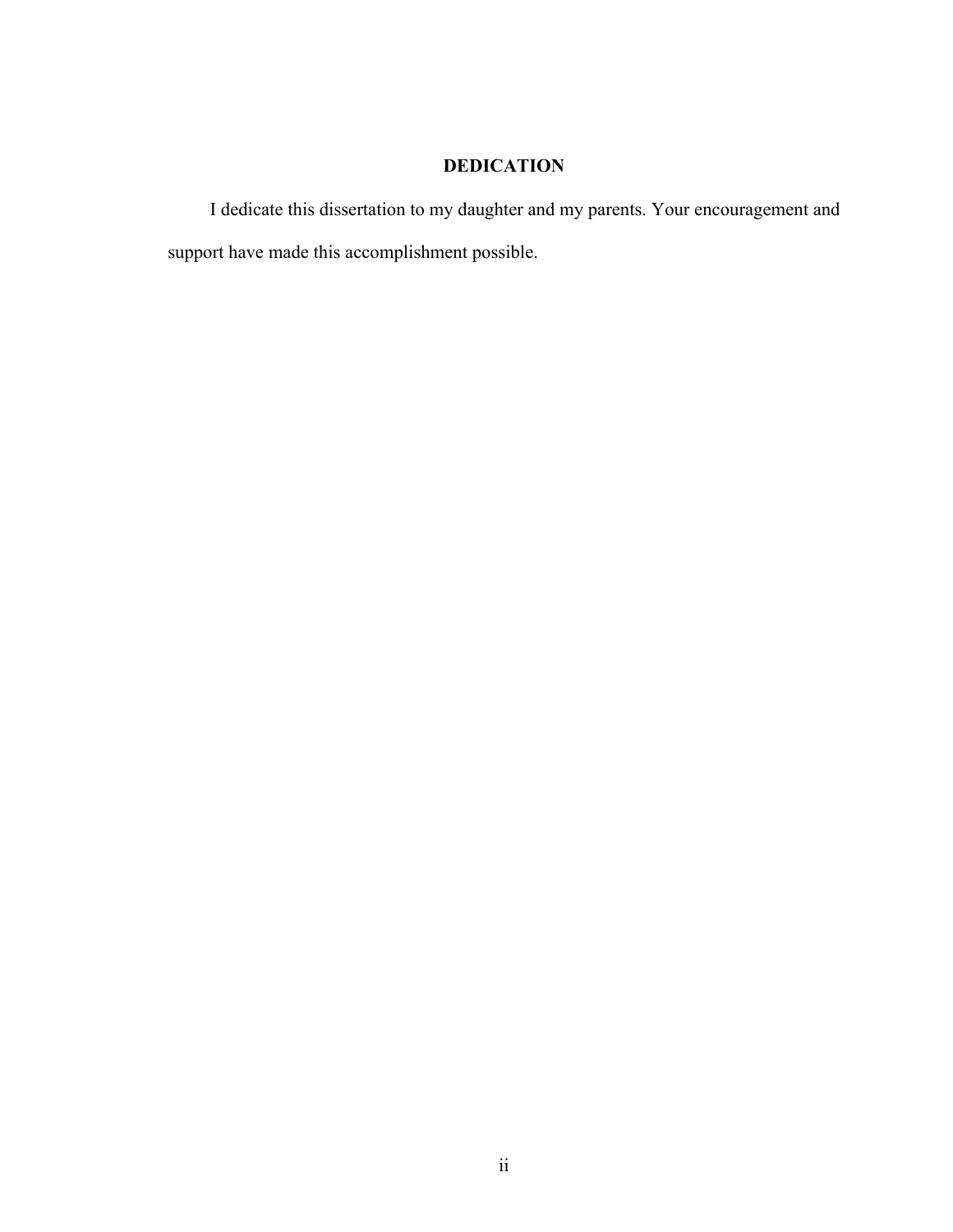## DEDICATION

I dedicate this dissertation to my daughter and my parents. Your encouragement and support have made this accomplishment possible.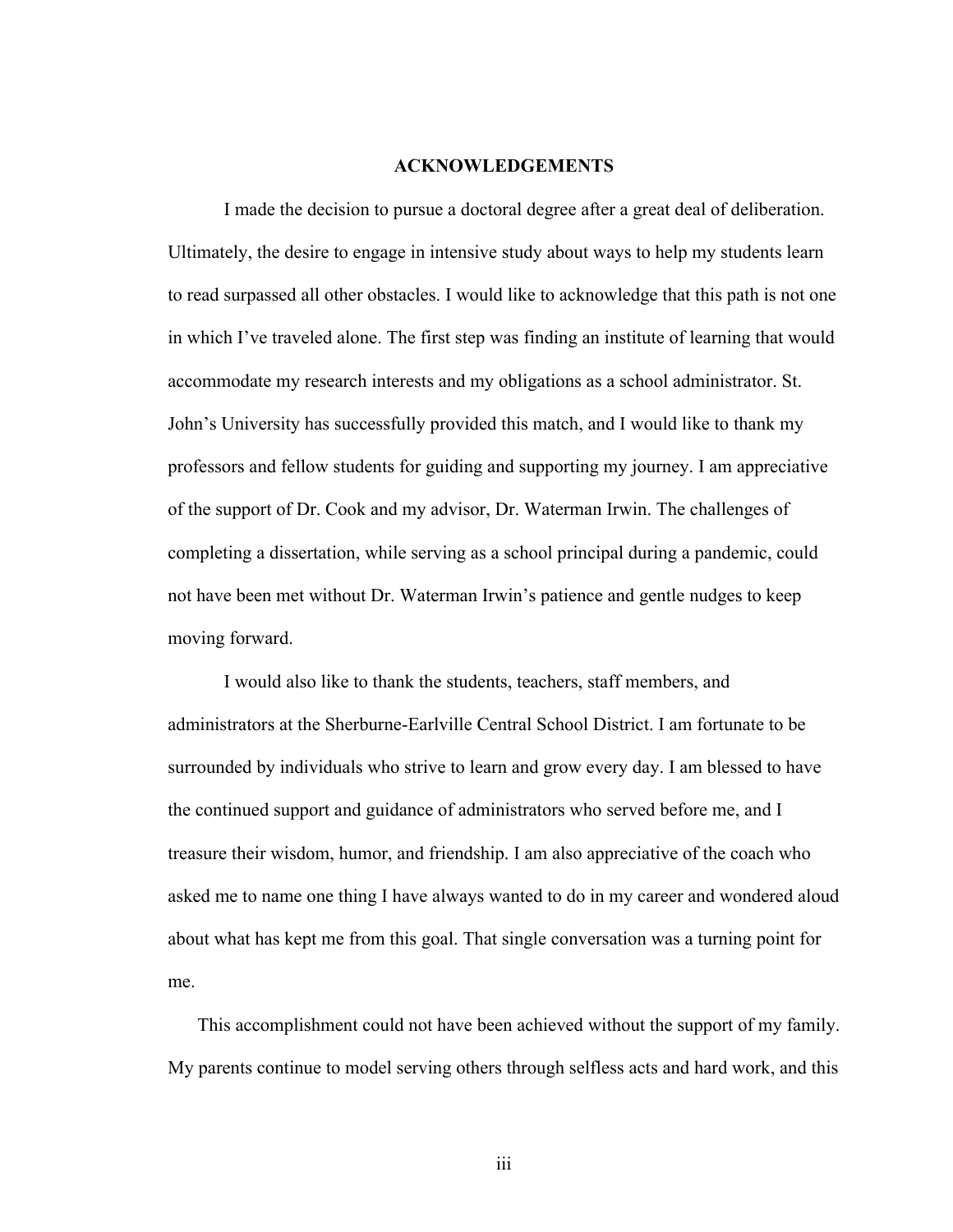## ACKNOWLEDGEMENTS

I made the decision to pursue a doctoral degree after a great deal of deliberation. Ultimately, the desire to engage in intensive study about ways to help my students learn to read surpassed all other obstacles. I would like to acknowledge that this path is not one in which I've traveled alone. The first step was finding an institute of learning that would accommodate my research interests and my obligations as a school administrator. St. John's University has successfully provided this match, and I would like to thank my professors and fellow students for guiding and supporting my journey. I am appreciative of the support of Dr. Cook and my advisor, Dr. Waterman Irwin. The challenges of completing a dissertation, while serving as a school principal during a pandemic, could not have been met without Dr. Waterman Irwin's patience and gentle nudges to keep moving forward.

I would also like to thank the students, teachers, staff members, and administrators at the Sherburne-Earlville Central School District. I am fortunate to be surrounded by individuals who strive to learn and grow every day. I am blessed to have the continued support and guidance of administrators who served before me, and I treasure their wisdom, humor, and friendship. I am also appreciative of the coach who asked me to name one thing I have always wanted to do in my career and wondered aloud about what has kept me from this goal. That single conversation was a turning point for me.

This accomplishment could not have been achieved without the support of my family. My parents continue to model serving others through selfless acts and hard work, and this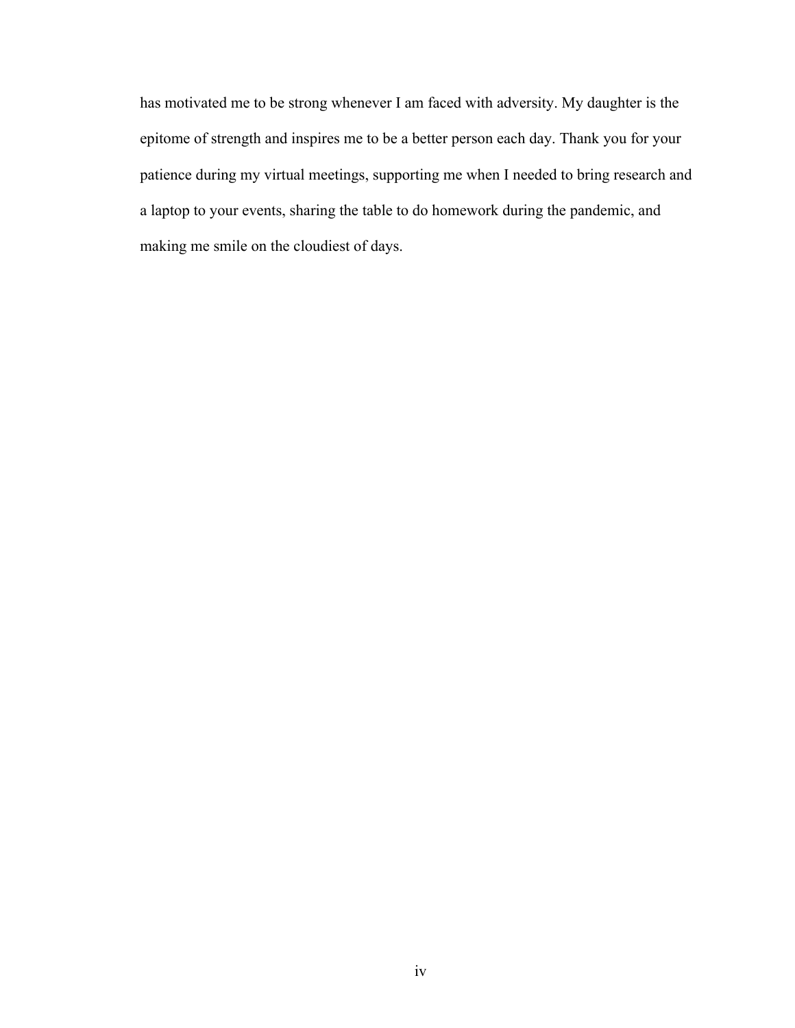has motivated me to be strong whenever I am faced with adversity. My daughter is the epitome of strength and inspires me to be a better person each day. Thank you for your patience during my virtual meetings, supporting me when I needed to bring research and a laptop to your events, sharing the table to do homework during the pandemic, and making me smile on the cloudiest of days.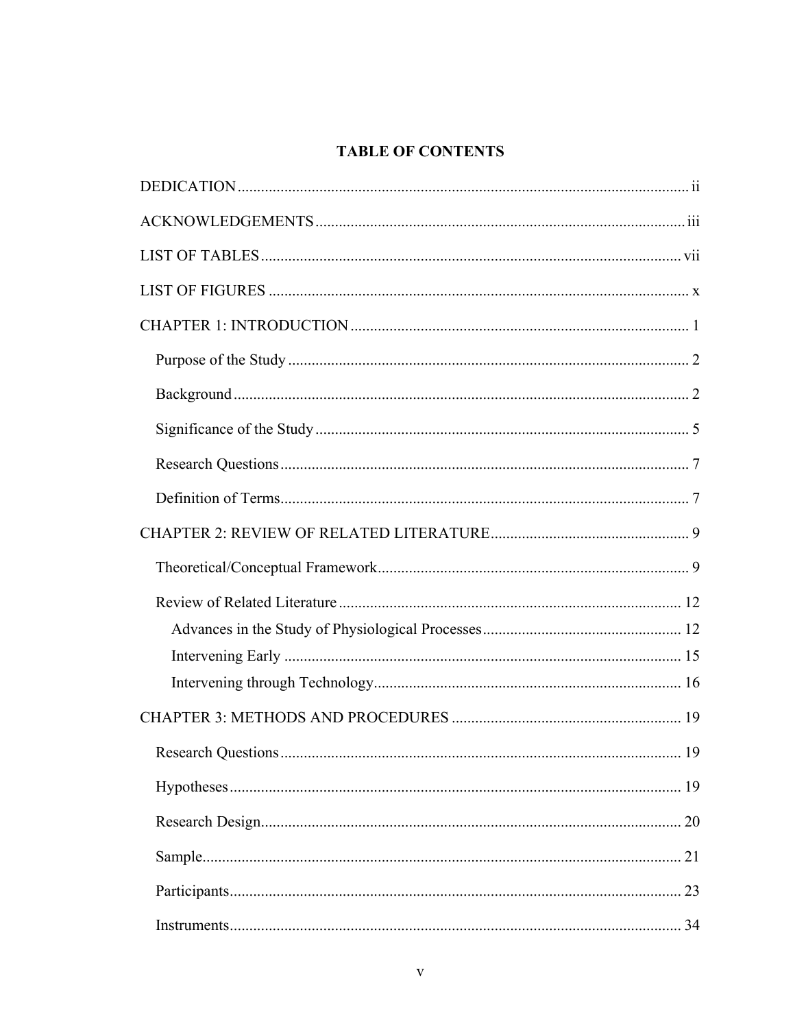# TABLE OF CONTENTS

DEDICATION ........................................................................................................ ii

ACKNOWLEDGEMENTS ...................................................................................... iii

LIST OF TABLES ................................................................................................ vii

LIST OF FIGURES ................................................................................................ x

CHAPTER 1: INTRODUCTION ............................................................................. 1

- Purpose of the Study ........................................................................................ 2
- Background ...................................................................................................... 2
- Significance of the Study ................................................................................. 5
- Research Questions .......................................................................................... 7
- Definition of Terms .......................................................................................... 7

CHAPTER 2: REVIEW OF RELATED LITERATURE ........................................... 9

- Theoretical/Conceptual Framework ................................................................. 9
- Review of Related Literature ......................................................................... 12
  - Advances in the Study of Physiological Processes ..................................... 12
  - Intervening Early ........................................................................................ 15
  - Intervening through Technology ................................................................ 16

CHAPTER 3: METHODS AND PROCEDURES ................................................... 19

- Research Questions ........................................................................................ 19
- Hypotheses ..................................................................................................... 19
- Research Design ............................................................................................. 20
- Sample ............................................................................................................ 21
- Participants ..................................................................................................... 23
- Instruments ..................................................................................................... 34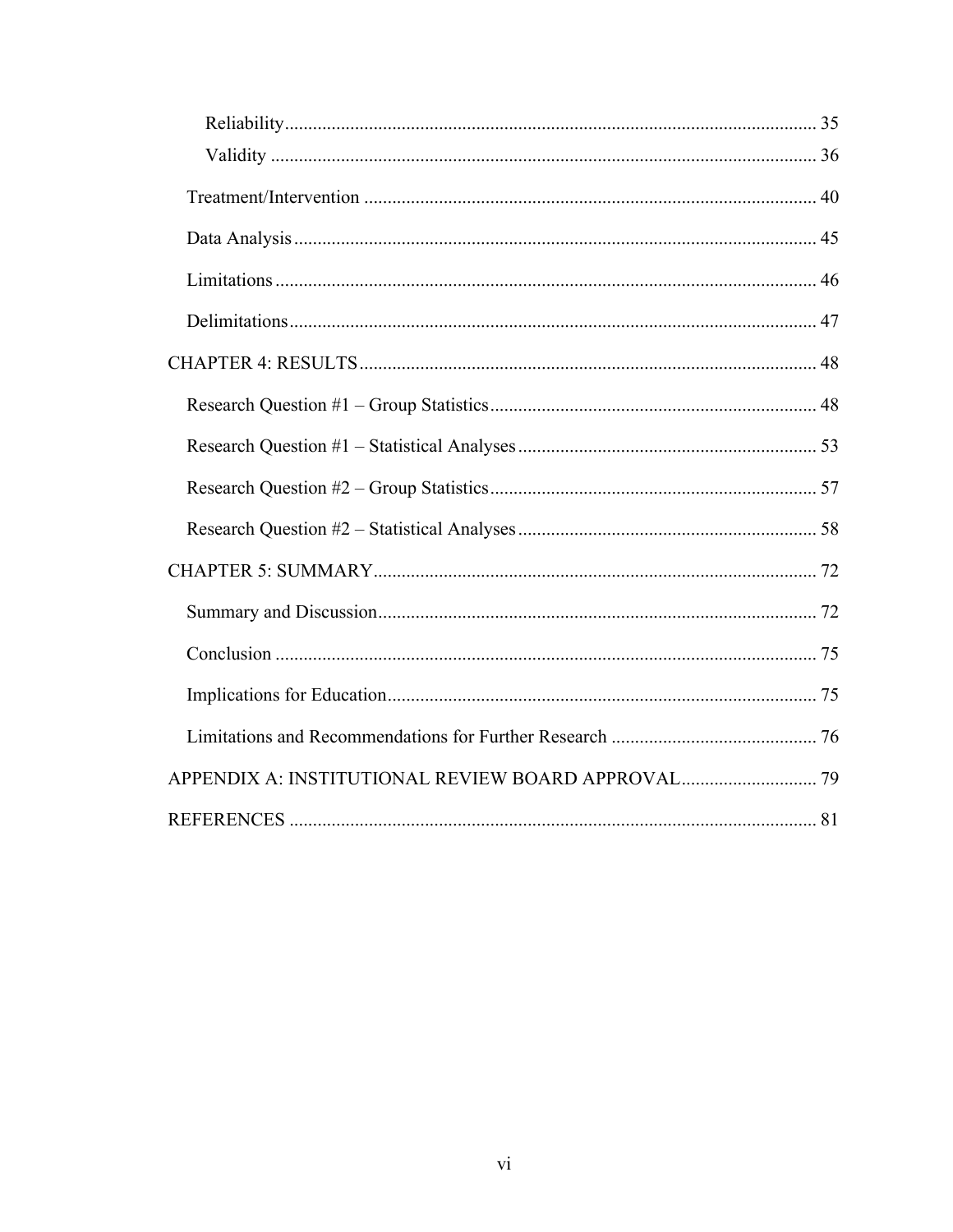Reliability ........................................................................................................ 35

Validity ............................................................................................................ 36

Treatment/Intervention ........................................................................................ 40

Data Analysis ....................................................................................................... 45

Limitations ........................................................................................................... 46

Delimitations ........................................................................................................ 47

CHAPTER 4: RESULTS ........................................................................................... 48

Research Question #1 – Group Statistics ................................................................ 48

Research Question #1 – Statistical Analyses .......................................................... 53

Research Question #2 – Group Statistics ................................................................ 57

Research Question #2 – Statistical Analyses .......................................................... 58

CHAPTER 5: SUMMARY ........................................................................................ 72

Summary and Discussion ........................................................................................ 72

Conclusion ............................................................................................................. 75

Implications for Education ...................................................................................... 75

Limitations and Recommendations for Further Research ........................................ 76

APPENDIX A: INSTITUTIONAL REVIEW BOARD APPROVAL ............................ 79

REFERENCES ........................................................................................................ 81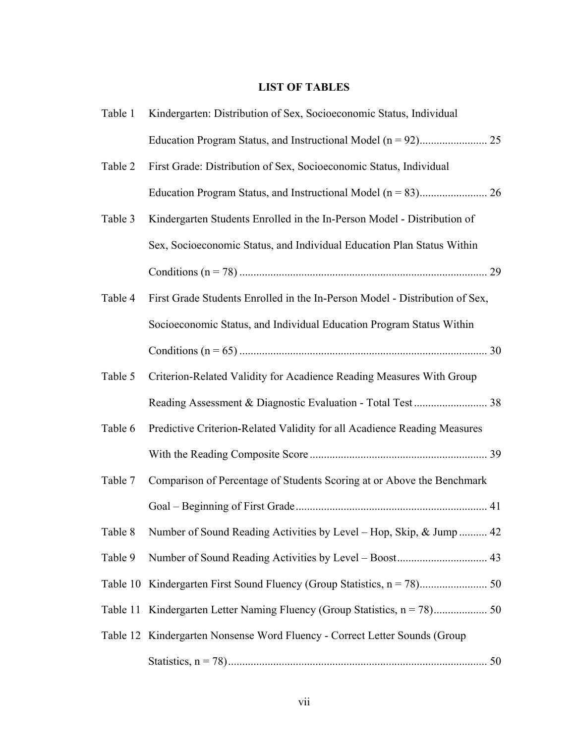## LIST OF TABLES

Table 1 Kindergarten: Distribution of Sex, Socioeconomic Status, Individual Education Program Status, and Instructional Model (n = 92)........................ 25

Table 2 First Grade: Distribution of Sex, Socioeconomic Status, Individual Education Program Status, and Instructional Model (n = 83)........................ 26

Table 3 Kindergarten Students Enrolled in the In-Person Model - Distribution of Sex, Socioeconomic Status, and Individual Education Plan Status Within Conditions (n = 78) ........................................................................................ 29

Table 4 First Grade Students Enrolled in the In-Person Model - Distribution of Sex, Socioeconomic Status, and Individual Education Program Status Within Conditions (n = 65) ........................................................................................ 30

Table 5 Criterion-Related Validity for Acadience Reading Measures With Group Reading Assessment & Diagnostic Evaluation - Total Test .......................... 38

Table 6 Predictive Criterion-Related Validity for all Acadience Reading Measures With the Reading Composite Score .............................................................. 39

Table 7 Comparison of Percentage of Students Scoring at or Above the Benchmark Goal – Beginning of First Grade.................................................................... 41

Table 8 Number of Sound Reading Activities by Level – Hop, Skip, & Jump .......... 42

Table 9 Number of Sound Reading Activities by Level – Boost................................ 43

Table 10 Kindergarten First Sound Fluency (Group Statistics, n = 78)........................ 50

Table 11 Kindergarten Letter Naming Fluency (Group Statistics, n = 78)................... 50

Table 12 Kindergarten Nonsense Word Fluency - Correct Letter Sounds (Group Statistics, n = 78)........................................................................................... 50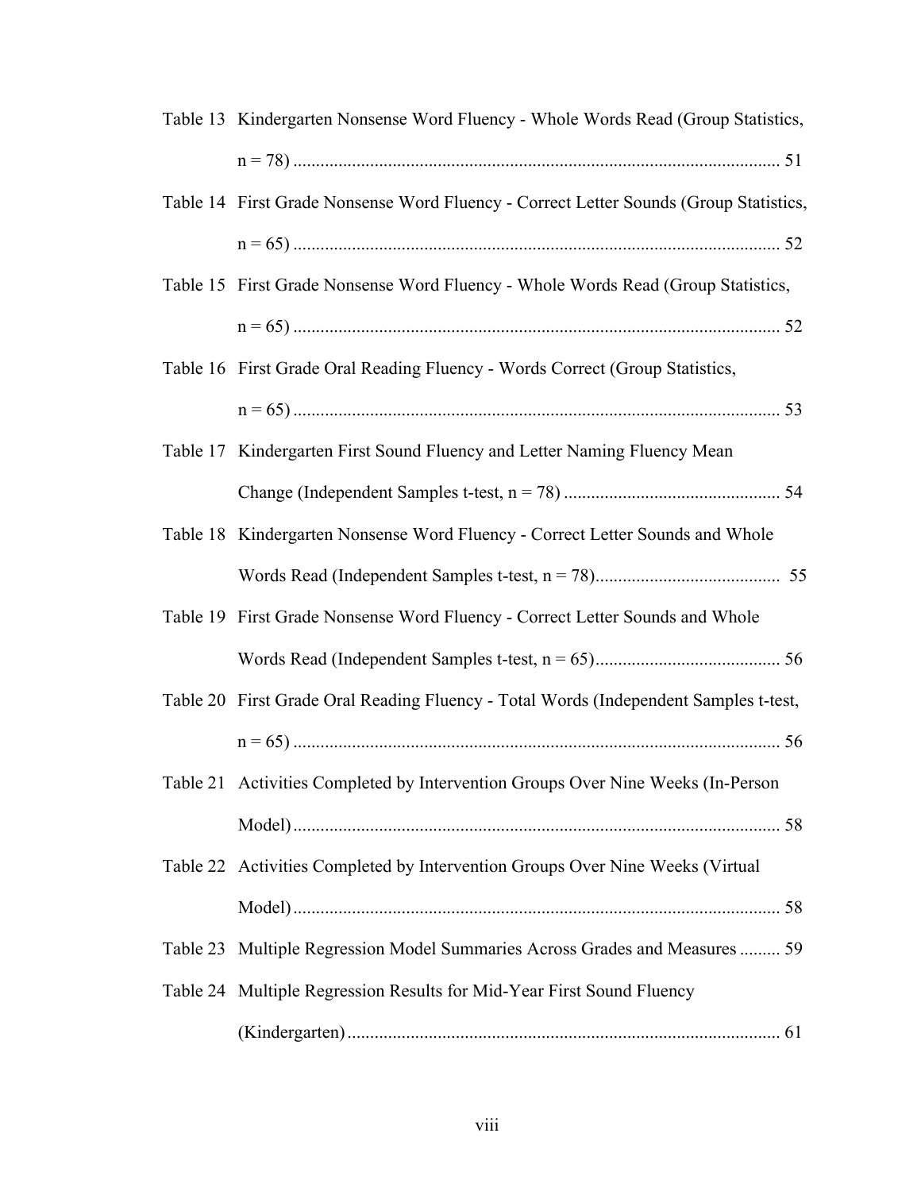Table 13 Kindergarten Nonsense Word Fluency - Whole Words Read (Group Statistics, n = 78) ........................................................................................................ 51

Table 14 First Grade Nonsense Word Fluency - Correct Letter Sounds (Group Statistics, n = 65) ........................................................................................................ 52

Table 15 First Grade Nonsense Word Fluency - Whole Words Read (Group Statistics, n = 65) ........................................................................................................ 52

Table 16 First Grade Oral Reading Fluency - Words Correct (Group Statistics, n = 65) ........................................................................................................ 53

Table 17 Kindergarten First Sound Fluency and Letter Naming Fluency Mean Change (Independent Samples t-test, n = 78) ................................................ 54

Table 18 Kindergarten Nonsense Word Fluency - Correct Letter Sounds and Whole Words Read (Independent Samples t-test, n = 78)......................................... 55

Table 19 First Grade Nonsense Word Fluency - Correct Letter Sounds and Whole Words Read (Independent Samples t-test, n = 65)......................................... 56

Table 20 First Grade Oral Reading Fluency - Total Words (Independent Samples t-test, n = 65) ........................................................................................................ 56

Table 21 Activities Completed by Intervention Groups Over Nine Weeks (In-Person Model)........................................................................................................ 58

Table 22 Activities Completed by Intervention Groups Over Nine Weeks (Virtual Model)........................................................................................................ 58

Table 23 Multiple Regression Model Summaries Across Grades and Measures ......... 59

Table 24 Multiple Regression Results for Mid-Year First Sound Fluency (Kindergarten)............................................................................................... 61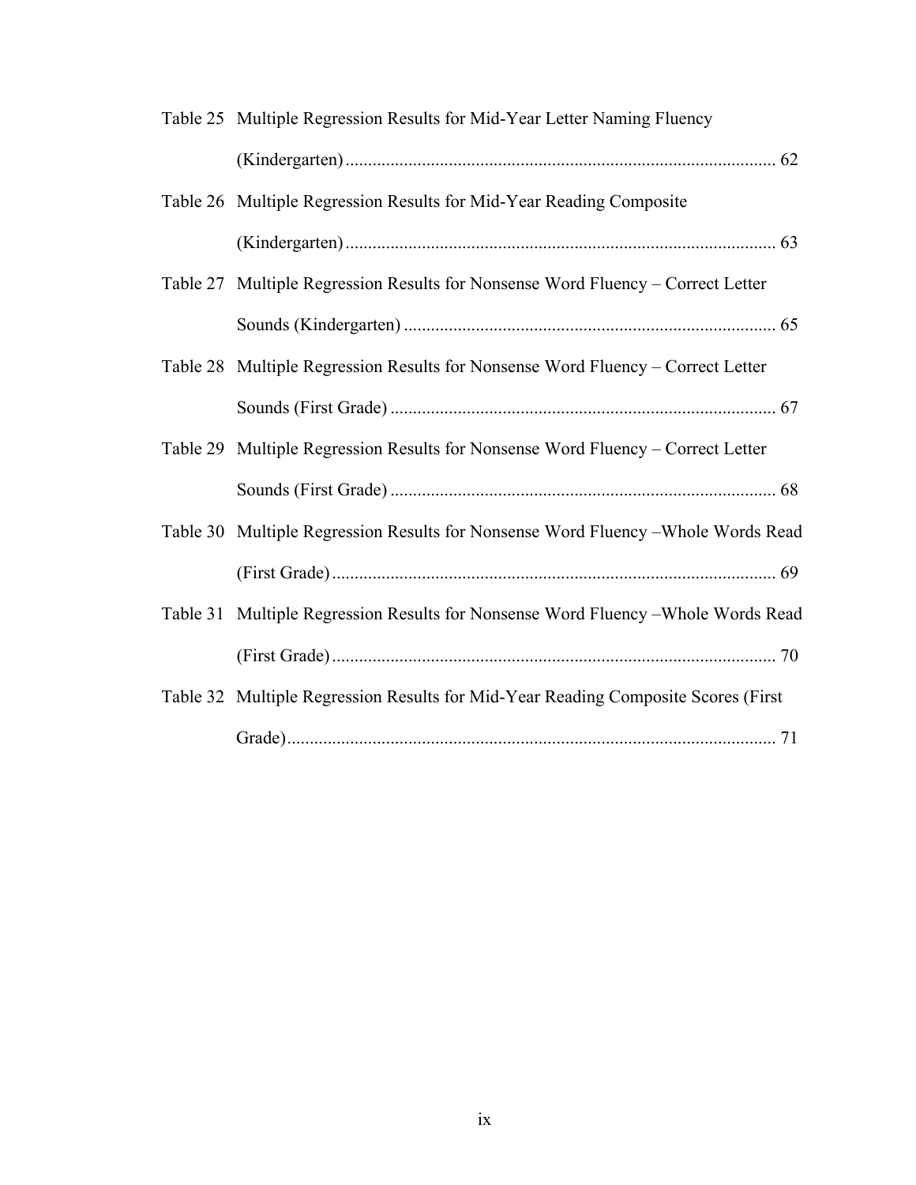Table 25 Multiple Regression Results for Mid-Year Letter Naming Fluency (Kindergarten) ........ 62

Table 26 Multiple Regression Results for Mid-Year Reading Composite (Kindergarten) ........ 63

Table 27 Multiple Regression Results for Nonsense Word Fluency – Correct Letter Sounds (Kindergarten) ........ 65

Table 28 Multiple Regression Results for Nonsense Word Fluency – Correct Letter Sounds (First Grade) ........ 67

Table 29 Multiple Regression Results for Nonsense Word Fluency – Correct Letter Sounds (First Grade) ........ 68

Table 30 Multiple Regression Results for Nonsense Word Fluency –Whole Words Read (First Grade) ........ 69

Table 31 Multiple Regression Results for Nonsense Word Fluency –Whole Words Read (First Grade) ........ 70

Table 32 Multiple Regression Results for Mid-Year Reading Composite Scores (First Grade) ........ 71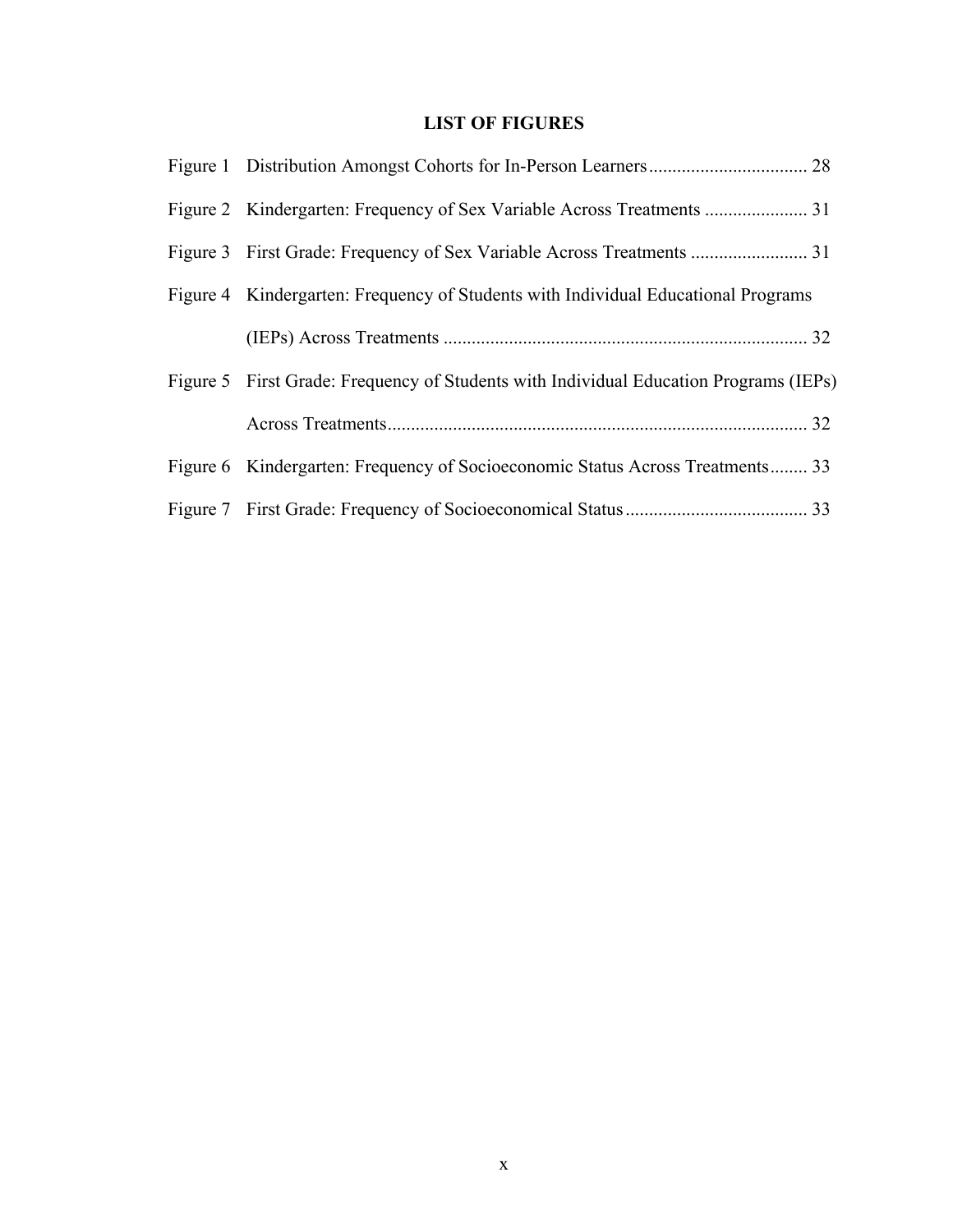# LIST OF FIGURES

Figure 1 Distribution Amongst Cohorts for In-Person Learners .................................. 28

Figure 2 Kindergarten: Frequency of Sex Variable Across Treatments ...................... 31

Figure 3 First Grade: Frequency of Sex Variable Across Treatments ......................... 31

Figure 4 Kindergarten: Frequency of Students with Individual Educational Programs (IEPs) Across Treatments ............................................................................. 32

Figure 5 First Grade: Frequency of Students with Individual Education Programs (IEPs) Across Treatments......................................................................................... 32

Figure 6 Kindergarten: Frequency of Socioeconomic Status Across Treatments........ 33

Figure 7 First Grade: Frequency of Socioeconomical Status....................................... 33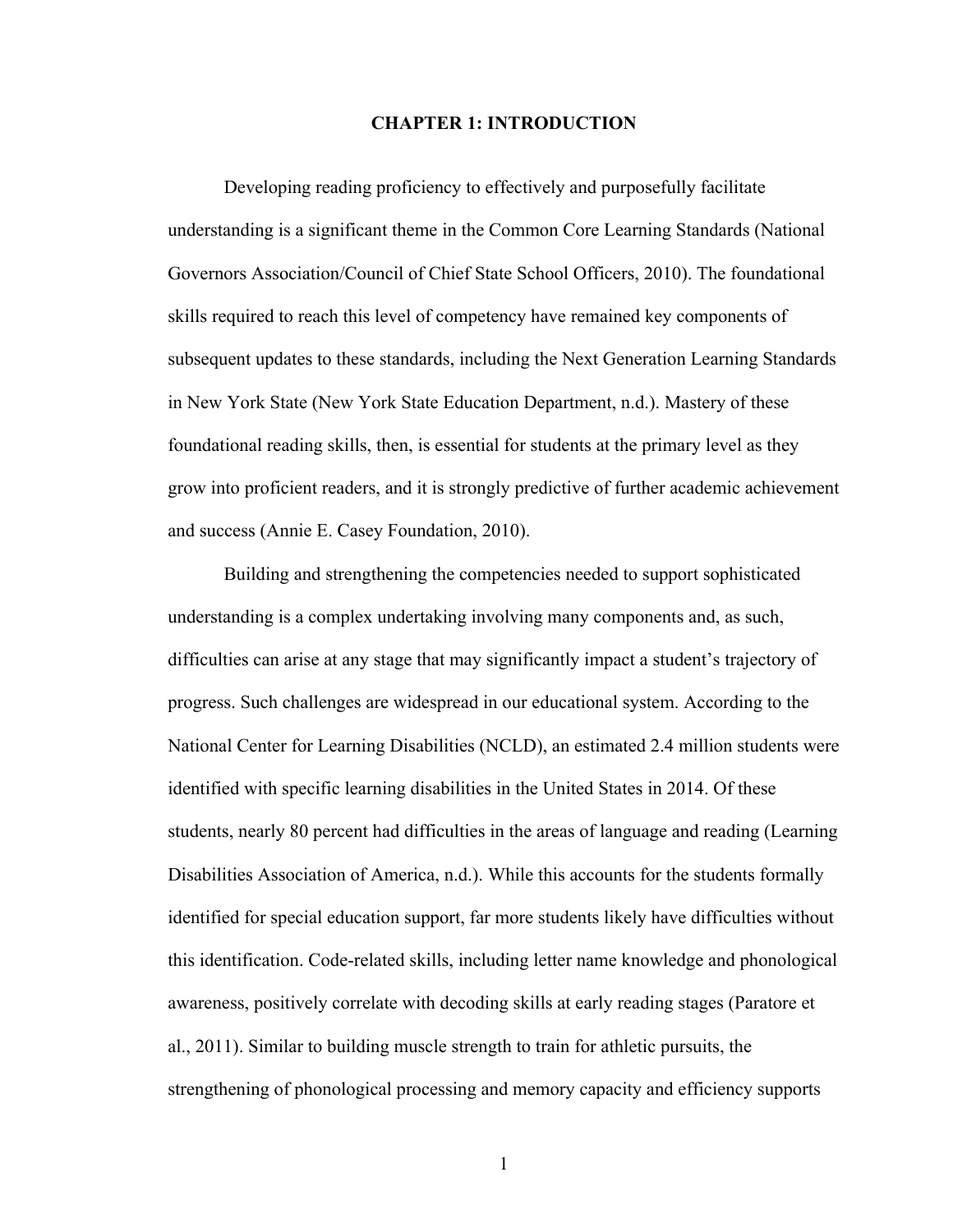# CHAPTER 1: INTRODUCTION

Developing reading proficiency to effectively and purposefully facilitate understanding is a significant theme in the Common Core Learning Standards (National Governors Association/Council of Chief State School Officers, 2010). The foundational skills required to reach this level of competency have remained key components of subsequent updates to these standards, including the Next Generation Learning Standards in New York State (New York State Education Department, n.d.). Mastery of these foundational reading skills, then, is essential for students at the primary level as they grow into proficient readers, and it is strongly predictive of further academic achievement and success (Annie E. Casey Foundation, 2010).

Building and strengthening the competencies needed to support sophisticated understanding is a complex undertaking involving many components and, as such, difficulties can arise at any stage that may significantly impact a student's trajectory of progress. Such challenges are widespread in our educational system. According to the National Center for Learning Disabilities (NCLD), an estimated 2.4 million students were identified with specific learning disabilities in the United States in 2014. Of these students, nearly 80 percent had difficulties in the areas of language and reading (Learning Disabilities Association of America, n.d.). While this accounts for the students formally identified for special education support, far more students likely have difficulties without this identification. Code-related skills, including letter name knowledge and phonological awareness, positively correlate with decoding skills at early reading stages (Paratore et al., 2011). Similar to building muscle strength to train for athletic pursuits, the strengthening of phonological processing and memory capacity and efficiency supports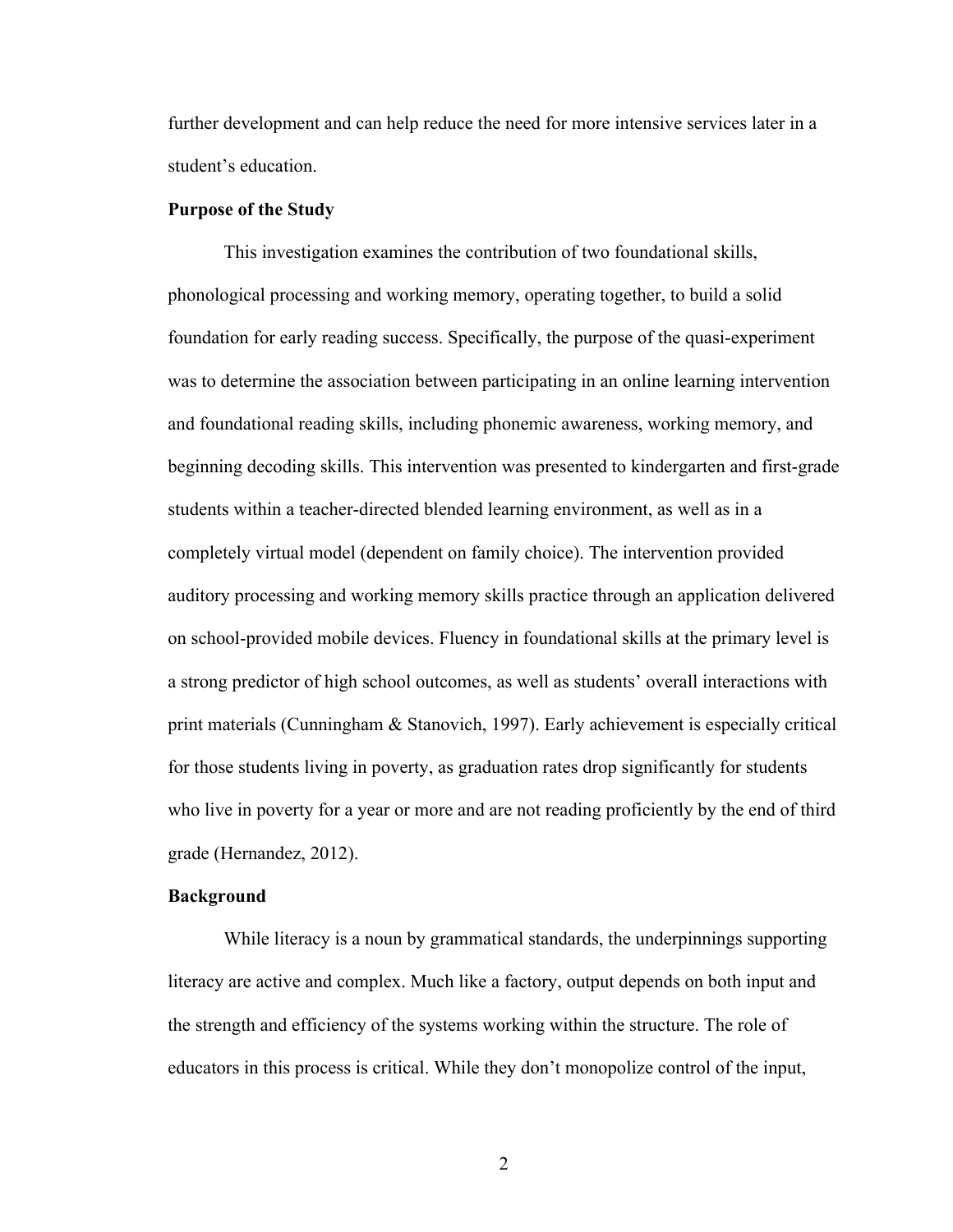further development and can help reduce the need for more intensive services later in a student's education.

**Purpose of the Study**

This investigation examines the contribution of two foundational skills, phonological processing and working memory, operating together, to build a solid foundation for early reading success. Specifically, the purpose of the quasi-experiment was to determine the association between participating in an online learning intervention and foundational reading skills, including phonemic awareness, working memory, and beginning decoding skills. This intervention was presented to kindergarten and first-grade students within a teacher-directed blended learning environment, as well as in a completely virtual model (dependent on family choice). The intervention provided auditory processing and working memory skills practice through an application delivered on school-provided mobile devices. Fluency in foundational skills at the primary level is a strong predictor of high school outcomes, as well as students' overall interactions with print materials (Cunningham & Stanovich, 1997). Early achievement is especially critical for those students living in poverty, as graduation rates drop significantly for students who live in poverty for a year or more and are not reading proficiently by the end of third grade (Hernandez, 2012).

**Background**

While literacy is a noun by grammatical standards, the underpinnings supporting literacy are active and complex. Much like a factory, output depends on both input and the strength and efficiency of the systems working within the structure. The role of educators in this process is critical. While they don't monopolize control of the input,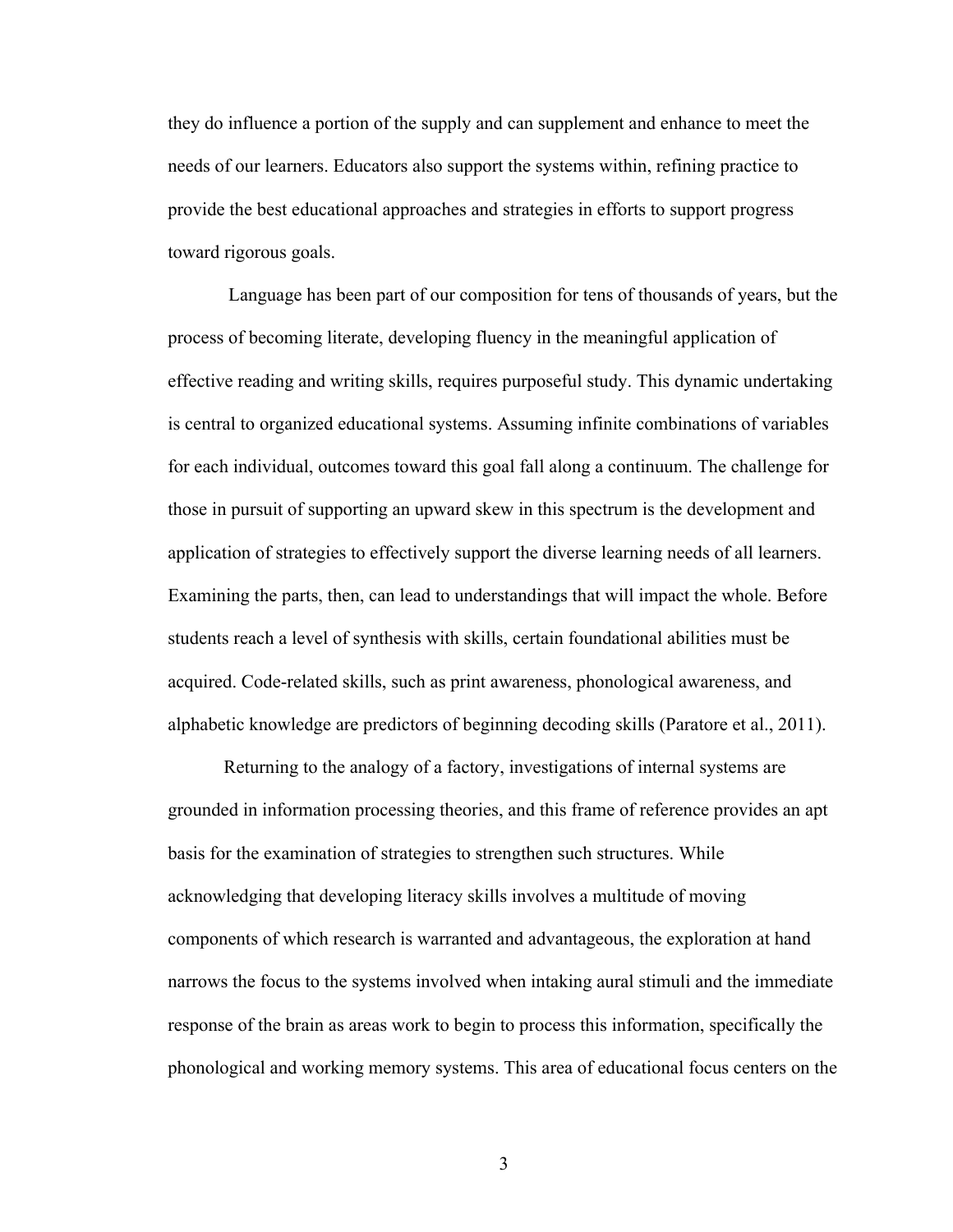they do influence a portion of the supply and can supplement and enhance to meet the needs of our learners. Educators also support the systems within, refining practice to provide the best educational approaches and strategies in efforts to support progress toward rigorous goals.

Language has been part of our composition for tens of thousands of years, but the process of becoming literate, developing fluency in the meaningful application of effective reading and writing skills, requires purposeful study. This dynamic undertaking is central to organized educational systems. Assuming infinite combinations of variables for each individual, outcomes toward this goal fall along a continuum. The challenge for those in pursuit of supporting an upward skew in this spectrum is the development and application of strategies to effectively support the diverse learning needs of all learners. Examining the parts, then, can lead to understandings that will impact the whole. Before students reach a level of synthesis with skills, certain foundational abilities must be acquired. Code-related skills, such as print awareness, phonological awareness, and alphabetic knowledge are predictors of beginning decoding skills (Paratore et al., 2011).

Returning to the analogy of a factory, investigations of internal systems are grounded in information processing theories, and this frame of reference provides an apt basis for the examination of strategies to strengthen such structures. While acknowledging that developing literacy skills involves a multitude of moving components of which research is warranted and advantageous, the exploration at hand narrows the focus to the systems involved when intaking aural stimuli and the immediate response of the brain as areas work to begin to process this information, specifically the phonological and working memory systems. This area of educational focus centers on the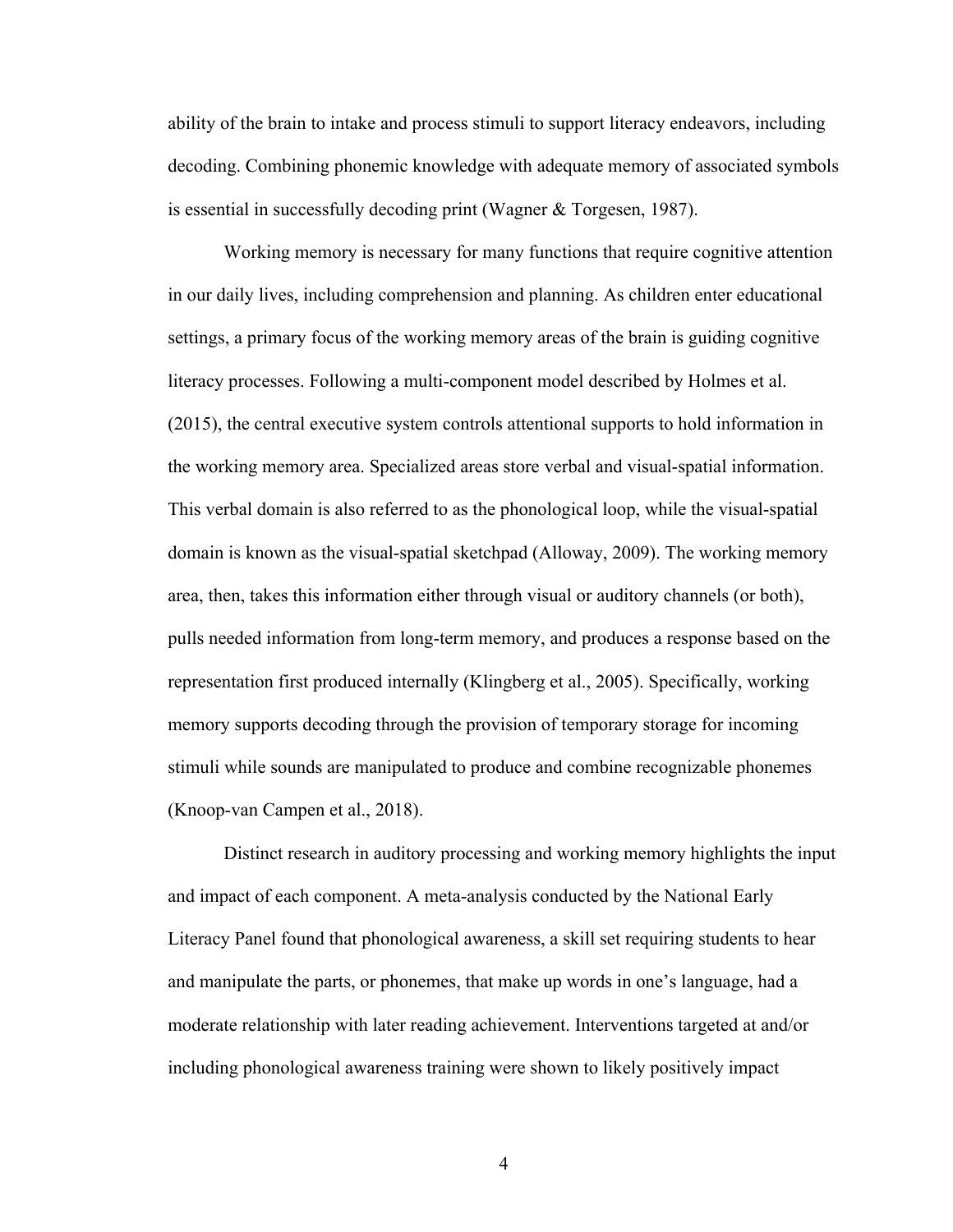ability of the brain to intake and process stimuli to support literacy endeavors, including decoding. Combining phonemic knowledge with adequate memory of associated symbols is essential in successfully decoding print (Wagner & Torgesen, 1987).

Working memory is necessary for many functions that require cognitive attention in our daily lives, including comprehension and planning. As children enter educational settings, a primary focus of the working memory areas of the brain is guiding cognitive literacy processes. Following a multi-component model described by Holmes et al. (2015), the central executive system controls attentional supports to hold information in the working memory area. Specialized areas store verbal and visual-spatial information. This verbal domain is also referred to as the phonological loop, while the visual-spatial domain is known as the visual-spatial sketchpad (Alloway, 2009). The working memory area, then, takes this information either through visual or auditory channels (or both), pulls needed information from long-term memory, and produces a response based on the representation first produced internally (Klingberg et al., 2005). Specifically, working memory supports decoding through the provision of temporary storage for incoming stimuli while sounds are manipulated to produce and combine recognizable phonemes (Knoop-van Campen et al., 2018).

Distinct research in auditory processing and working memory highlights the input and impact of each component. A meta-analysis conducted by the National Early Literacy Panel found that phonological awareness, a skill set requiring students to hear and manipulate the parts, or phonemes, that make up words in one's language, had a moderate relationship with later reading achievement. Interventions targeted at and/or including phonological awareness training were shown to likely positively impact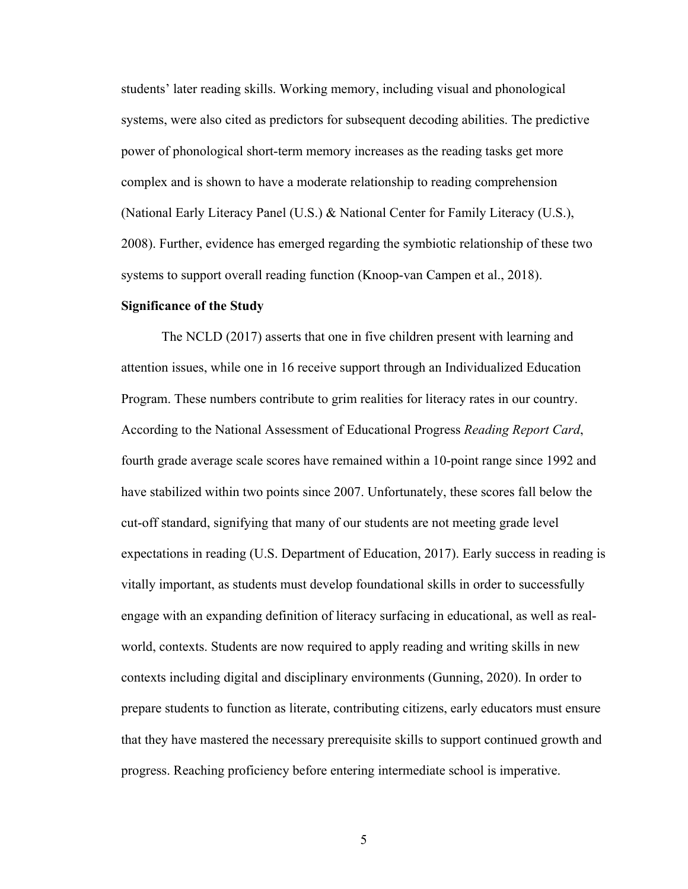students' later reading skills. Working memory, including visual and phonological systems, were also cited as predictors for subsequent decoding abilities. The predictive power of phonological short-term memory increases as the reading tasks get more complex and is shown to have a moderate relationship to reading comprehension (National Early Literacy Panel (U.S.) & National Center for Family Literacy (U.S.), 2008). Further, evidence has emerged regarding the symbiotic relationship of these two systems to support overall reading function (Knoop-van Campen et al., 2018).

**Significance of the Study**

The NCLD (2017) asserts that one in five children present with learning and attention issues, while one in 16 receive support through an Individualized Education Program. These numbers contribute to grim realities for literacy rates in our country. According to the National Assessment of Educational Progress *Reading Report Card*, fourth grade average scale scores have remained within a 10-point range since 1992 and have stabilized within two points since 2007. Unfortunately, these scores fall below the cut-off standard, signifying that many of our students are not meeting grade level expectations in reading (U.S. Department of Education, 2017). Early success in reading is vitally important, as students must develop foundational skills in order to successfully engage with an expanding definition of literacy surfacing in educational, as well as real-world, contexts. Students are now required to apply reading and writing skills in new contexts including digital and disciplinary environments (Gunning, 2020). In order to prepare students to function as literate, contributing citizens, early educators must ensure that they have mastered the necessary prerequisite skills to support continued growth and progress. Reaching proficiency before entering intermediate school is imperative.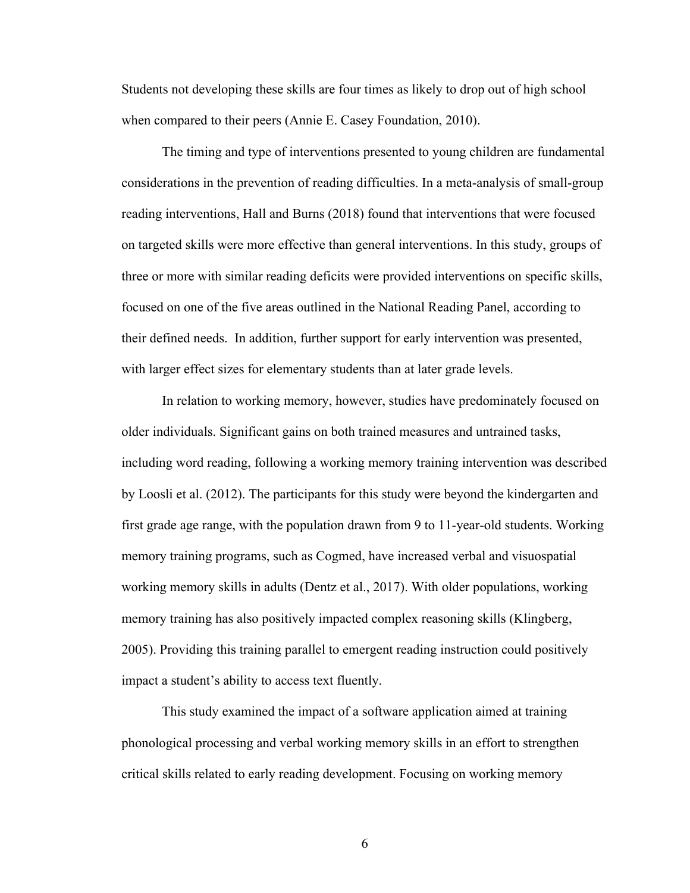Students not developing these skills are four times as likely to drop out of high school when compared to their peers (Annie E. Casey Foundation, 2010).

The timing and type of interventions presented to young children are fundamental considerations in the prevention of reading difficulties. In a meta-analysis of small-group reading interventions, Hall and Burns (2018) found that interventions that were focused on targeted skills were more effective than general interventions. In this study, groups of three or more with similar reading deficits were provided interventions on specific skills, focused on one of the five areas outlined in the National Reading Panel, according to their defined needs. In addition, further support for early intervention was presented, with larger effect sizes for elementary students than at later grade levels.

In relation to working memory, however, studies have predominately focused on older individuals. Significant gains on both trained measures and untrained tasks, including word reading, following a working memory training intervention was described by Loosli et al. (2012). The participants for this study were beyond the kindergarten and first grade age range, with the population drawn from 9 to 11-year-old students. Working memory training programs, such as Cogmed, have increased verbal and visuospatial working memory skills in adults (Dentz et al., 2017). With older populations, working memory training has also positively impacted complex reasoning skills (Klingberg, 2005). Providing this training parallel to emergent reading instruction could positively impact a student's ability to access text fluently.

This study examined the impact of a software application aimed at training phonological processing and verbal working memory skills in an effort to strengthen critical skills related to early reading development. Focusing on working memory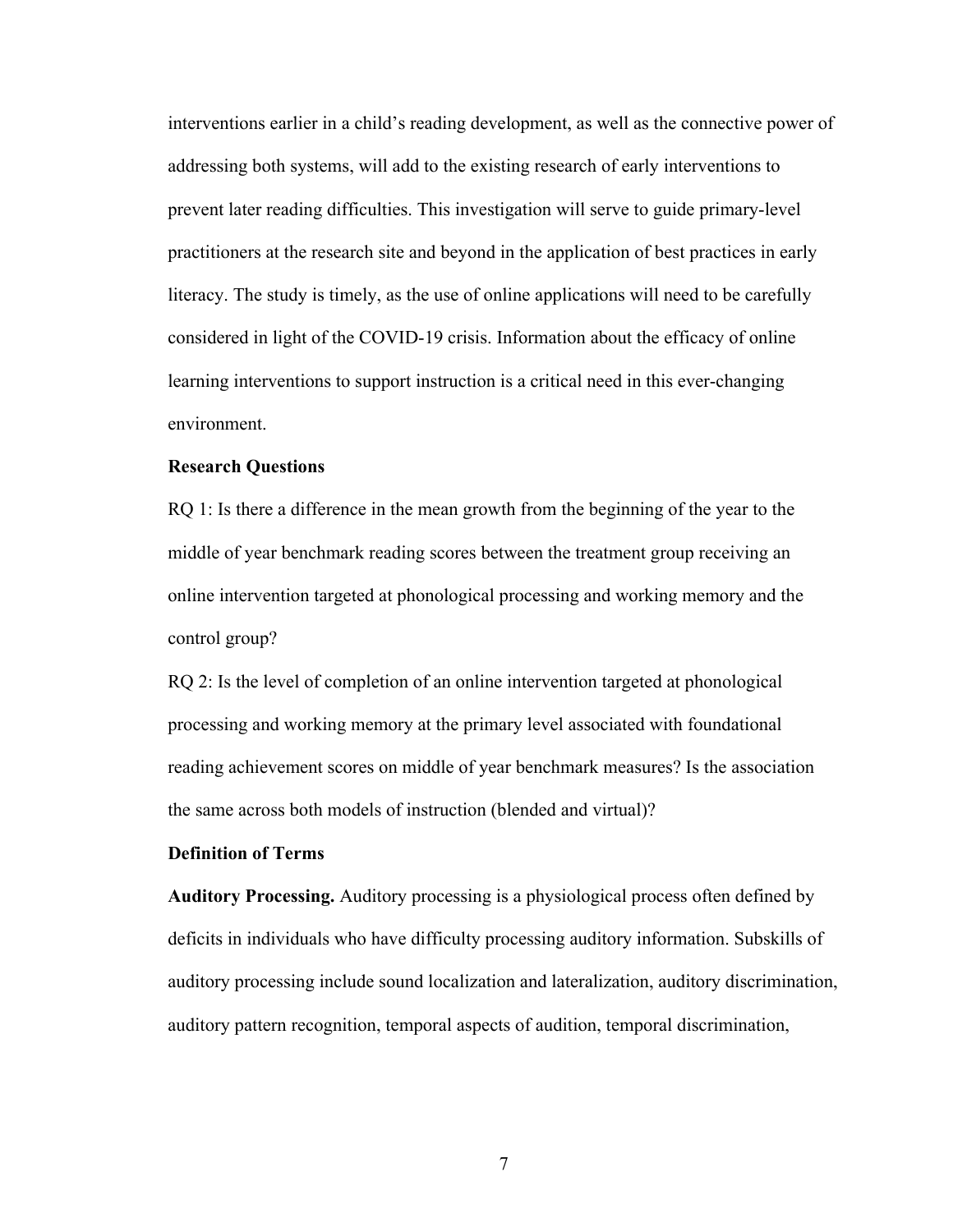interventions earlier in a child's reading development, as well as the connective power of addressing both systems, will add to the existing research of early interventions to prevent later reading difficulties. This investigation will serve to guide primary-level practitioners at the research site and beyond in the application of best practices in early literacy. The study is timely, as the use of online applications will need to be carefully considered in light of the COVID-19 crisis. Information about the efficacy of online learning interventions to support instruction is a critical need in this ever-changing environment.

## Research Questions

RQ 1: Is there a difference in the mean growth from the beginning of the year to the middle of year benchmark reading scores between the treatment group receiving an online intervention targeted at phonological processing and working memory and the control group?

RQ 2: Is the level of completion of an online intervention targeted at phonological processing and working memory at the primary level associated with foundational reading achievement scores on middle of year benchmark measures? Is the association the same across both models of instruction (blended and virtual)?

## Definition of Terms

**Auditory Processing.** Auditory processing is a physiological process often defined by deficits in individuals who have difficulty processing auditory information. Subskills of auditory processing include sound localization and lateralization, auditory discrimination, auditory pattern recognition, temporal aspects of audition, temporal discrimination,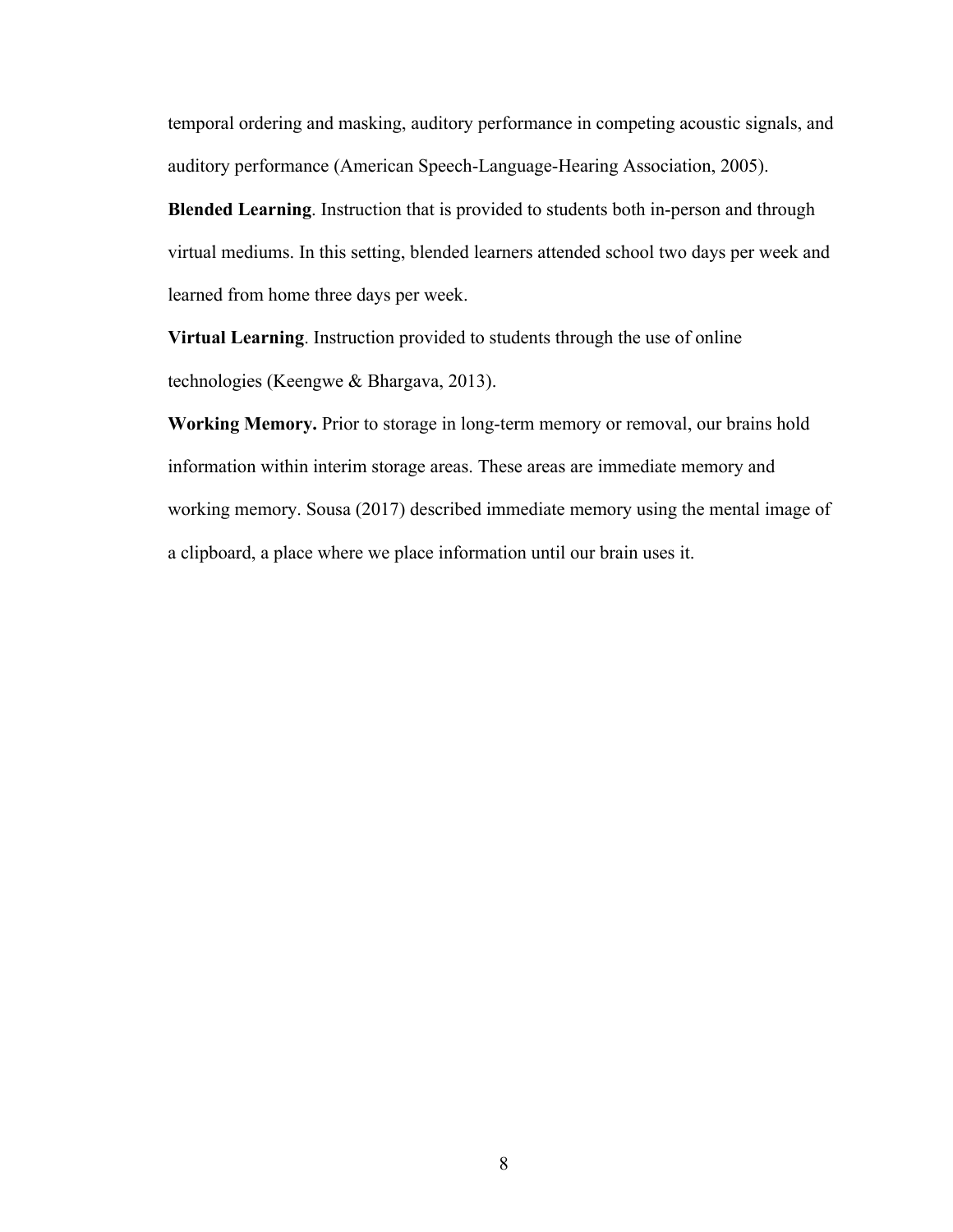temporal ordering and masking, auditory performance in competing acoustic signals, and auditory performance (American Speech-Language-Hearing Association, 2005).

**Blended Learning**. Instruction that is provided to students both in-person and through virtual mediums. In this setting, blended learners attended school two days per week and learned from home three days per week.

**Virtual Learning**. Instruction provided to students through the use of online technologies (Keengwe & Bhargava, 2013).

**Working Memory.** Prior to storage in long-term memory or removal, our brains hold information within interim storage areas. These areas are immediate memory and working memory. Sousa (2017) described immediate memory using the mental image of a clipboard, a place where we place information until our brain uses it.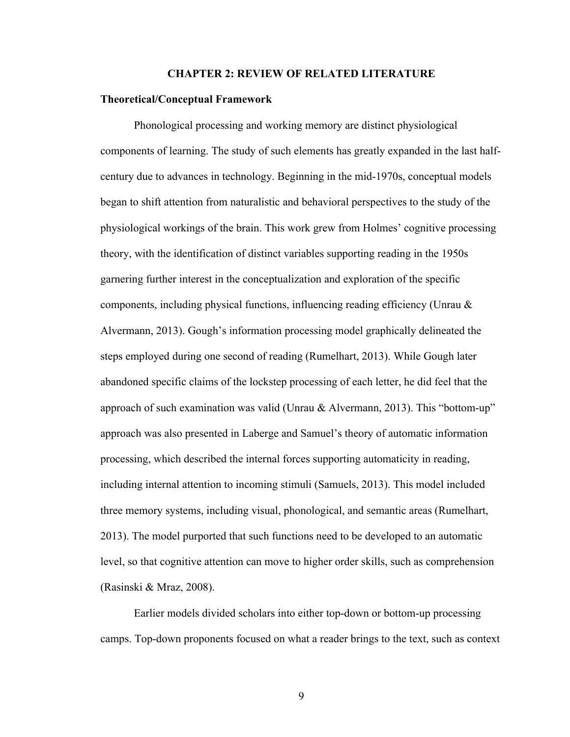# CHAPTER 2: REVIEW OF RELATED LITERATURE

## Theoretical/Conceptual Framework

Phonological processing and working memory are distinct physiological components of learning. The study of such elements has greatly expanded in the last half-century due to advances in technology. Beginning in the mid-1970s, conceptual models began to shift attention from naturalistic and behavioral perspectives to the study of the physiological workings of the brain. This work grew from Holmes' cognitive processing theory, with the identification of distinct variables supporting reading in the 1950s garnering further interest in the conceptualization and exploration of the specific components, including physical functions, influencing reading efficiency (Unrau & Alvermann, 2013). Gough's information processing model graphically delineated the steps employed during one second of reading (Rumelhart, 2013). While Gough later abandoned specific claims of the lockstep processing of each letter, he did feel that the approach of such examination was valid (Unrau & Alvermann, 2013). This "bottom-up" approach was also presented in Laberge and Samuel's theory of automatic information processing, which described the internal forces supporting automaticity in reading, including internal attention to incoming stimuli (Samuels, 2013). This model included three memory systems, including visual, phonological, and semantic areas (Rumelhart, 2013). The model purported that such functions need to be developed to an automatic level, so that cognitive attention can move to higher order skills, such as comprehension (Rasinski & Mraz, 2008).

Earlier models divided scholars into either top-down or bottom-up processing camps. Top-down proponents focused on what a reader brings to the text, such as context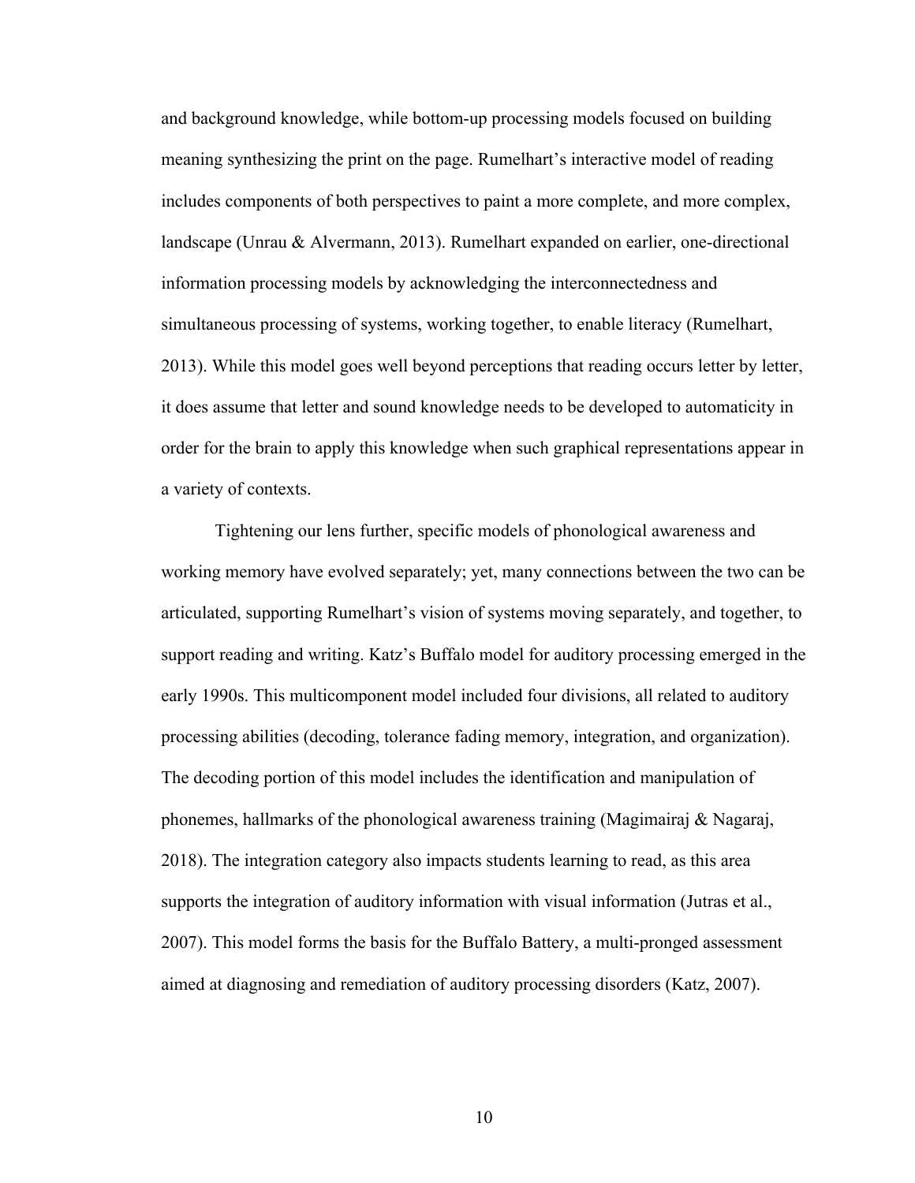and background knowledge, while bottom-up processing models focused on building meaning synthesizing the print on the page. Rumelhart's interactive model of reading includes components of both perspectives to paint a more complete, and more complex, landscape (Unrau & Alvermann, 2013). Rumelhart expanded on earlier, one-directional information processing models by acknowledging the interconnectedness and simultaneous processing of systems, working together, to enable literacy (Rumelhart, 2013). While this model goes well beyond perceptions that reading occurs letter by letter, it does assume that letter and sound knowledge needs to be developed to automaticity in order for the brain to apply this knowledge when such graphical representations appear in a variety of contexts.

Tightening our lens further, specific models of phonological awareness and working memory have evolved separately; yet, many connections between the two can be articulated, supporting Rumelhart's vision of systems moving separately, and together, to support reading and writing. Katz's Buffalo model for auditory processing emerged in the early 1990s. This multicomponent model included four divisions, all related to auditory processing abilities (decoding, tolerance fading memory, integration, and organization). The decoding portion of this model includes the identification and manipulation of phonemes, hallmarks of the phonological awareness training (Magimairaj & Nagaraj, 2018). The integration category also impacts students learning to read, as this area supports the integration of auditory information with visual information (Jutras et al., 2007). This model forms the basis for the Buffalo Battery, a multi-pronged assessment aimed at diagnosing and remediation of auditory processing disorders (Katz, 2007).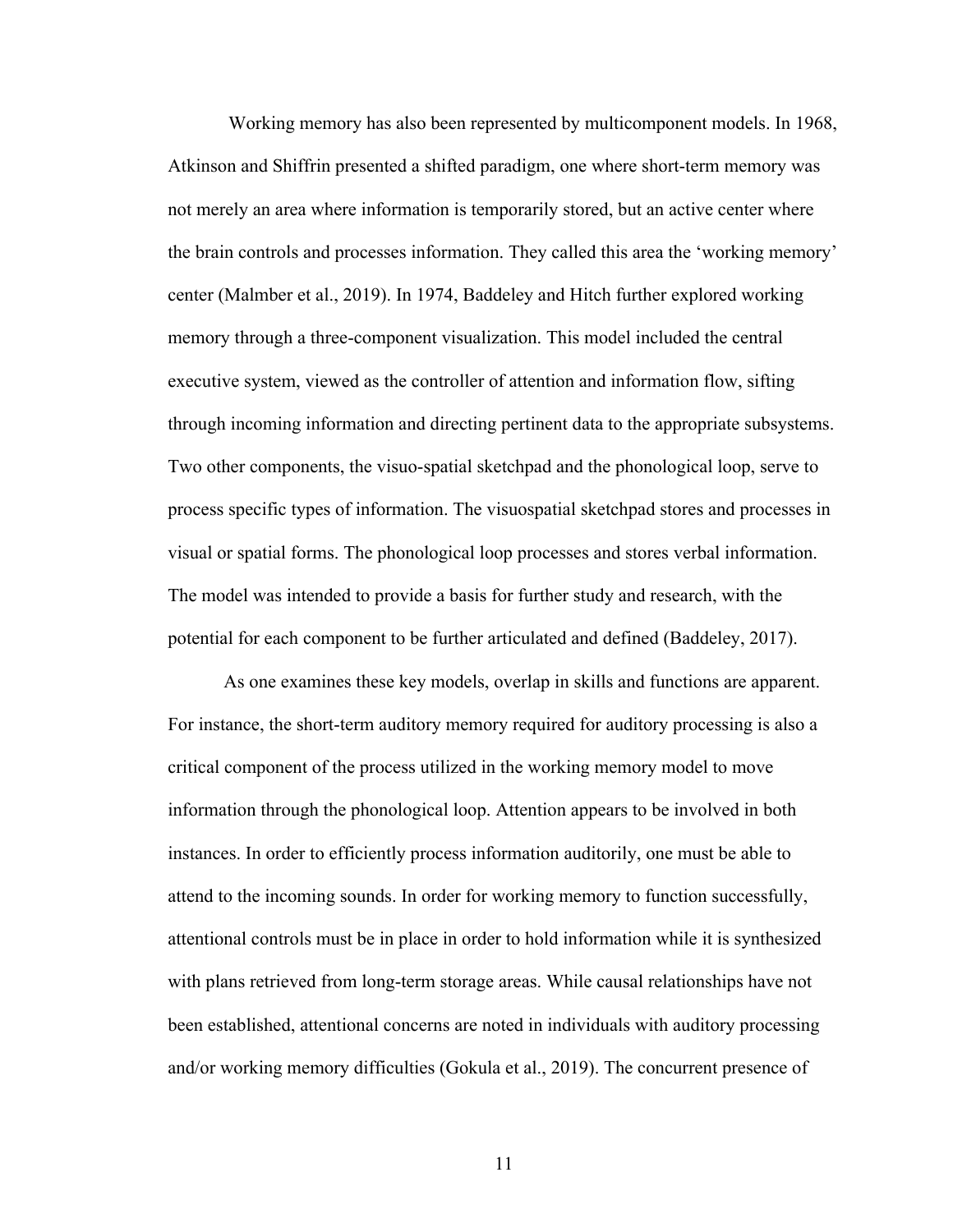Working memory has also been represented by multicomponent models. In 1968, Atkinson and Shiffrin presented a shifted paradigm, one where short-term memory was not merely an area where information is temporarily stored, but an active center where the brain controls and processes information. They called this area the 'working memory' center (Malmber et al., 2019). In 1974, Baddeley and Hitch further explored working memory through a three-component visualization. This model included the central executive system, viewed as the controller of attention and information flow, sifting through incoming information and directing pertinent data to the appropriate subsystems. Two other components, the visuo-spatial sketchpad and the phonological loop, serve to process specific types of information. The visuospatial sketchpad stores and processes in visual or spatial forms. The phonological loop processes and stores verbal information. The model was intended to provide a basis for further study and research, with the potential for each component to be further articulated and defined (Baddeley, 2017).

As one examines these key models, overlap in skills and functions are apparent. For instance, the short-term auditory memory required for auditory processing is also a critical component of the process utilized in the working memory model to move information through the phonological loop. Attention appears to be involved in both instances. In order to efficiently process information auditorily, one must be able to attend to the incoming sounds. In order for working memory to function successfully, attentional controls must be in place in order to hold information while it is synthesized with plans retrieved from long-term storage areas. While causal relationships have not been established, attentional concerns are noted in individuals with auditory processing and/or working memory difficulties (Gokula et al., 2019). The concurrent presence of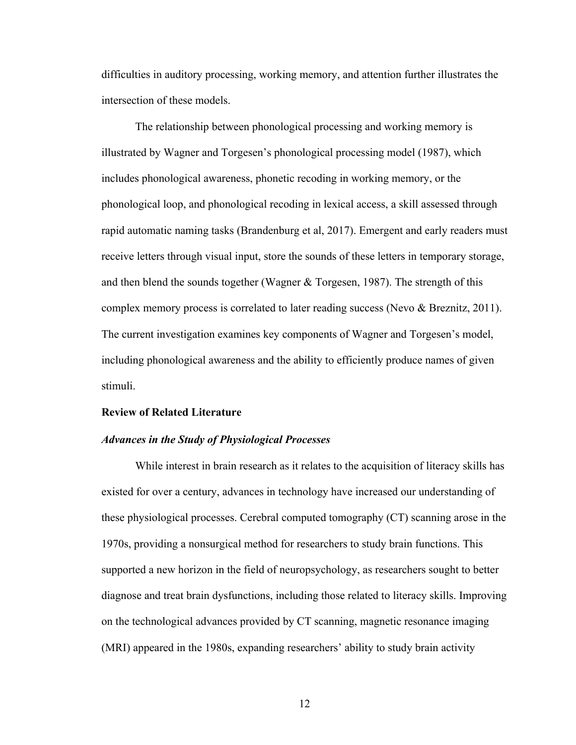difficulties in auditory processing, working memory, and attention further illustrates the intersection of these models.

The relationship between phonological processing and working memory is illustrated by Wagner and Torgesen's phonological processing model (1987), which includes phonological awareness, phonetic recoding in working memory, or the phonological loop, and phonological recoding in lexical access, a skill assessed through rapid automatic naming tasks (Brandenburg et al, 2017). Emergent and early readers must receive letters through visual input, store the sounds of these letters in temporary storage, and then blend the sounds together (Wagner & Torgesen, 1987). The strength of this complex memory process is correlated to later reading success (Nevo & Breznitz, 2011). The current investigation examines key components of Wagner and Torgesen's model, including phonological awareness and the ability to efficiently produce names of given stimuli.

## Review of Related Literature

### *Advances in the Study of Physiological Processes*

While interest in brain research as it relates to the acquisition of literacy skills has existed for over a century, advances in technology have increased our understanding of these physiological processes. Cerebral computed tomography (CT) scanning arose in the 1970s, providing a nonsurgical method for researchers to study brain functions. This supported a new horizon in the field of neuropsychology, as researchers sought to better diagnose and treat brain dysfunctions, including those related to literacy skills. Improving on the technological advances provided by CT scanning, magnetic resonance imaging (MRI) appeared in the 1980s, expanding researchers' ability to study brain activity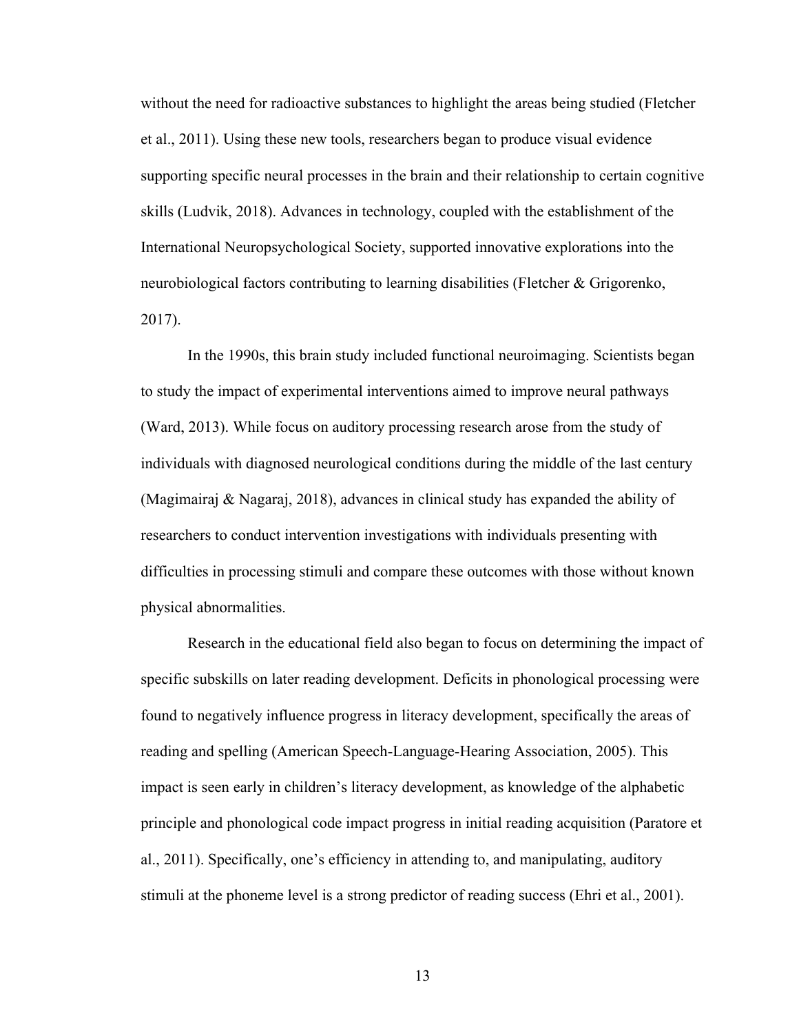without the need for radioactive substances to highlight the areas being studied (Fletcher et al., 2011). Using these new tools, researchers began to produce visual evidence supporting specific neural processes in the brain and their relationship to certain cognitive skills (Ludvik, 2018). Advances in technology, coupled with the establishment of the International Neuropsychological Society, supported innovative explorations into the neurobiological factors contributing to learning disabilities (Fletcher & Grigorenko, 2017).

In the 1990s, this brain study included functional neuroimaging. Scientists began to study the impact of experimental interventions aimed to improve neural pathways (Ward, 2013). While focus on auditory processing research arose from the study of individuals with diagnosed neurological conditions during the middle of the last century (Magimairaj & Nagaraj, 2018), advances in clinical study has expanded the ability of researchers to conduct intervention investigations with individuals presenting with difficulties in processing stimuli and compare these outcomes with those without known physical abnormalities.

Research in the educational field also began to focus on determining the impact of specific subskills on later reading development. Deficits in phonological processing were found to negatively influence progress in literacy development, specifically the areas of reading and spelling (American Speech-Language-Hearing Association, 2005). This impact is seen early in children's literacy development, as knowledge of the alphabetic principle and phonological code impact progress in initial reading acquisition (Paratore et al., 2011). Specifically, one's efficiency in attending to, and manipulating, auditory stimuli at the phoneme level is a strong predictor of reading success (Ehri et al., 2001).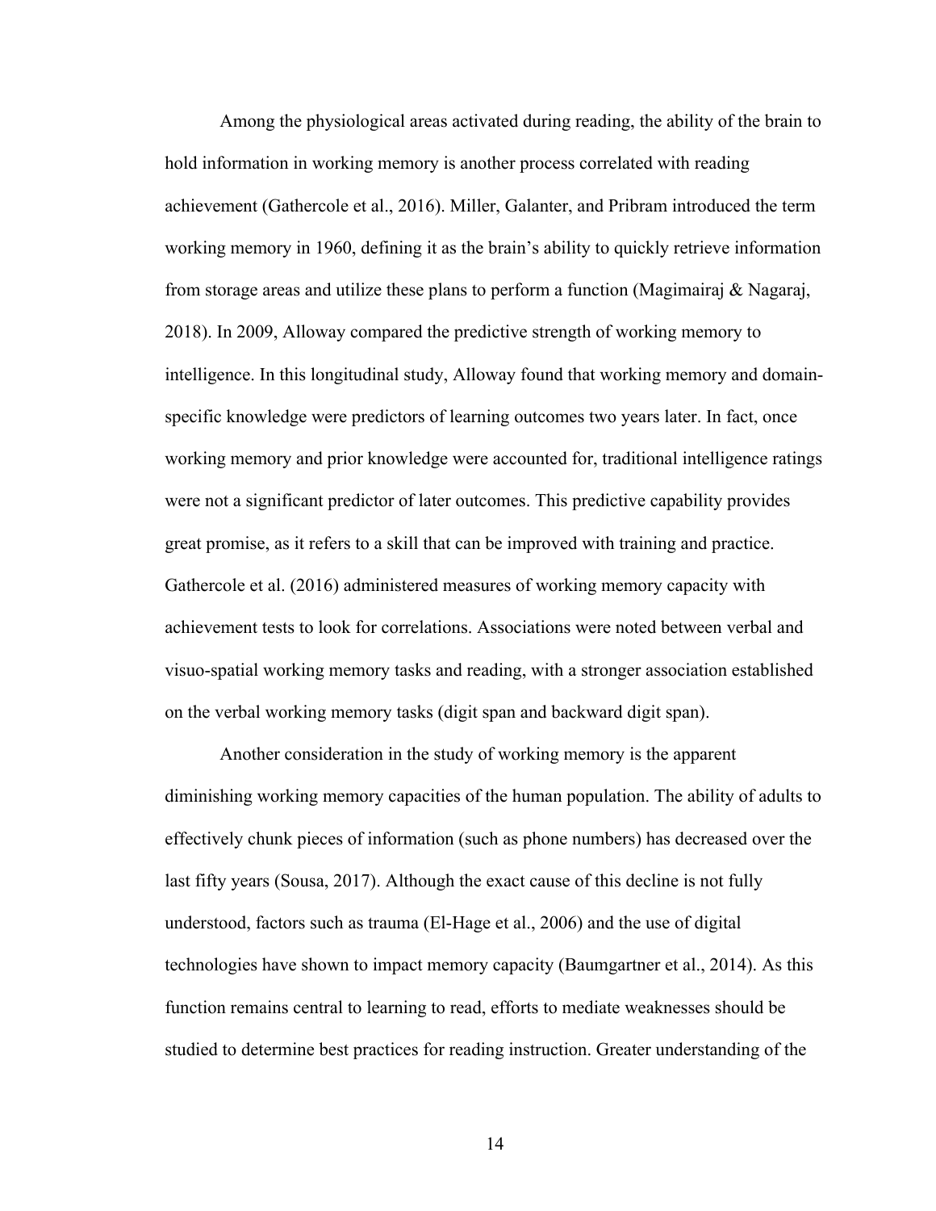Among the physiological areas activated during reading, the ability of the brain to hold information in working memory is another process correlated with reading achievement (Gathercole et al., 2016). Miller, Galanter, and Pribram introduced the term working memory in 1960, defining it as the brain's ability to quickly retrieve information from storage areas and utilize these plans to perform a function (Magimairaj & Nagaraj, 2018). In 2009, Alloway compared the predictive strength of working memory to intelligence. In this longitudinal study, Alloway found that working memory and domain-specific knowledge were predictors of learning outcomes two years later. In fact, once working memory and prior knowledge were accounted for, traditional intelligence ratings were not a significant predictor of later outcomes. This predictive capability provides great promise, as it refers to a skill that can be improved with training and practice. Gathercole et al. (2016) administered measures of working memory capacity with achievement tests to look for correlations. Associations were noted between verbal and visuo-spatial working memory tasks and reading, with a stronger association established on the verbal working memory tasks (digit span and backward digit span).

Another consideration in the study of working memory is the apparent diminishing working memory capacities of the human population. The ability of adults to effectively chunk pieces of information (such as phone numbers) has decreased over the last fifty years (Sousa, 2017). Although the exact cause of this decline is not fully understood, factors such as trauma (El-Hage et al., 2006) and the use of digital technologies have shown to impact memory capacity (Baumgartner et al., 2014). As this function remains central to learning to read, efforts to mediate weaknesses should be studied to determine best practices for reading instruction. Greater understanding of the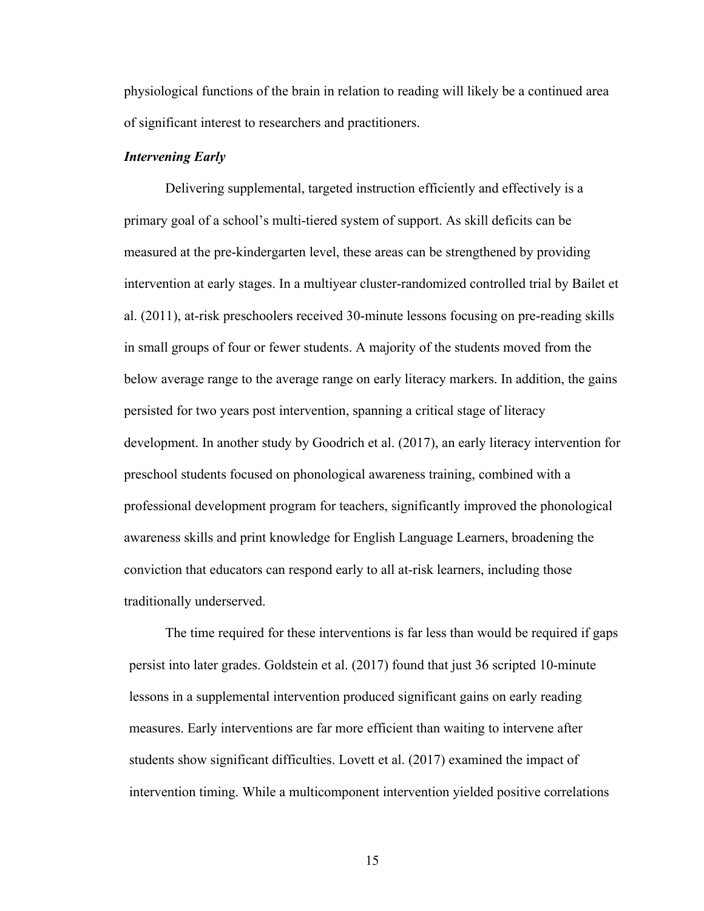physiological functions of the brain in relation to reading will likely be a continued area of significant interest to researchers and practitioners.

### *Intervening Early*

Delivering supplemental, targeted instruction efficiently and effectively is a primary goal of a school's multi-tiered system of support. As skill deficits can be measured at the pre-kindergarten level, these areas can be strengthened by providing intervention at early stages. In a multiyear cluster-randomized controlled trial by Bailet et al. (2011), at-risk preschoolers received 30-minute lessons focusing on pre-reading skills in small groups of four or fewer students. A majority of the students moved from the below average range to the average range on early literacy markers. In addition, the gains persisted for two years post intervention, spanning a critical stage of literacy development. In another study by Goodrich et al. (2017), an early literacy intervention for preschool students focused on phonological awareness training, combined with a professional development program for teachers, significantly improved the phonological awareness skills and print knowledge for English Language Learners, broadening the conviction that educators can respond early to all at-risk learners, including those traditionally underserved.

The time required for these interventions is far less than would be required if gaps persist into later grades. Goldstein et al. (2017) found that just 36 scripted 10-minute lessons in a supplemental intervention produced significant gains on early reading measures. Early interventions are far more efficient than waiting to intervene after students show significant difficulties. Lovett et al. (2017) examined the impact of intervention timing. While a multicomponent intervention yielded positive correlations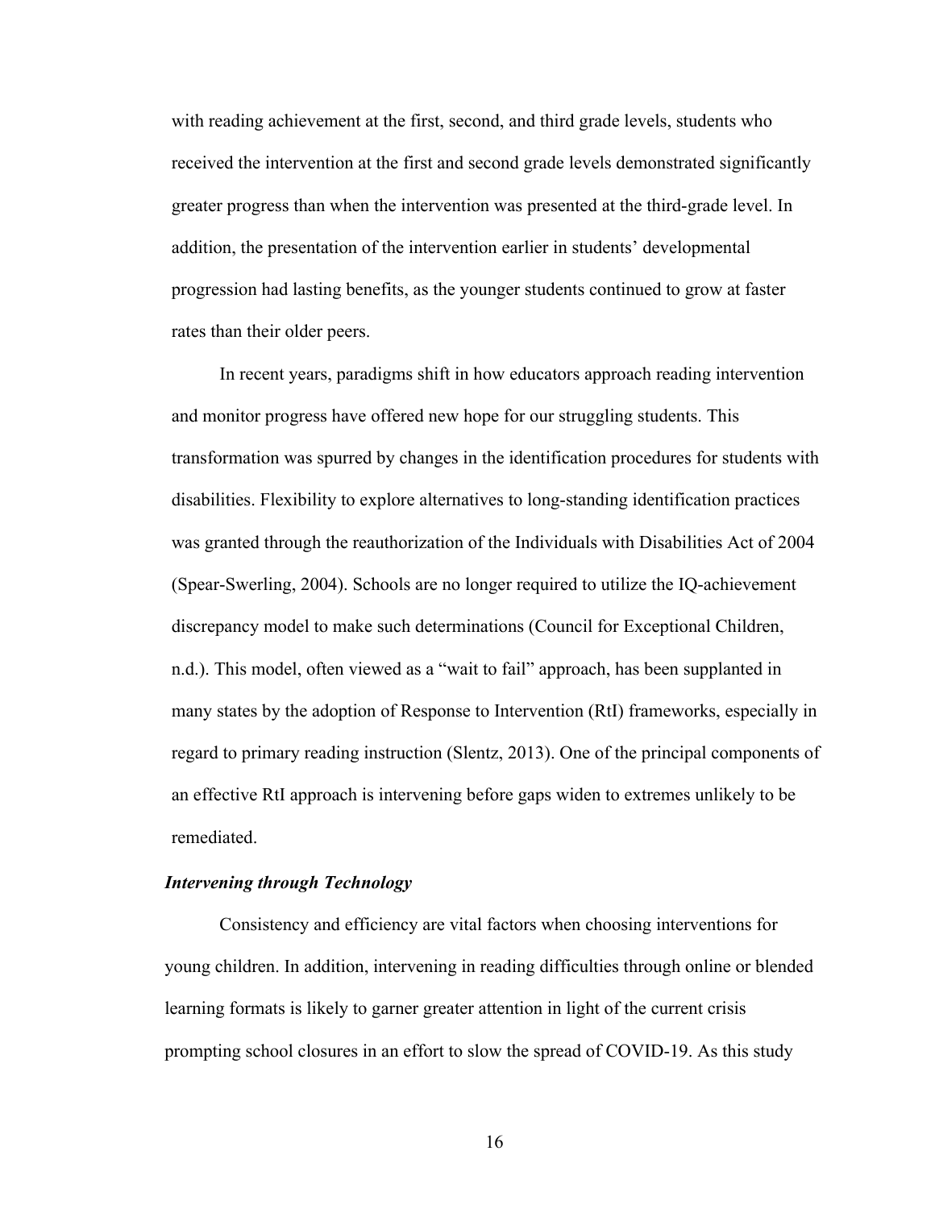with reading achievement at the first, second, and third grade levels, students who received the intervention at the first and second grade levels demonstrated significantly greater progress than when the intervention was presented at the third-grade level. In addition, the presentation of the intervention earlier in students' developmental progression had lasting benefits, as the younger students continued to grow at faster rates than their older peers.

In recent years, paradigms shift in how educators approach reading intervention and monitor progress have offered new hope for our struggling students. This transformation was spurred by changes in the identification procedures for students with disabilities. Flexibility to explore alternatives to long-standing identification practices was granted through the reauthorization of the Individuals with Disabilities Act of 2004 (Spear-Swerling, 2004). Schools are no longer required to utilize the IQ-achievement discrepancy model to make such determinations (Council for Exceptional Children, n.d.). This model, often viewed as a "wait to fail" approach, has been supplanted in many states by the adoption of Response to Intervention (RtI) frameworks, especially in regard to primary reading instruction (Slentz, 2013). One of the principal components of an effective RtI approach is intervening before gaps widen to extremes unlikely to be remediated.

### *Intervening through Technology*

Consistency and efficiency are vital factors when choosing interventions for young children. In addition, intervening in reading difficulties through online or blended learning formats is likely to garner greater attention in light of the current crisis prompting school closures in an effort to slow the spread of COVID-19. As this study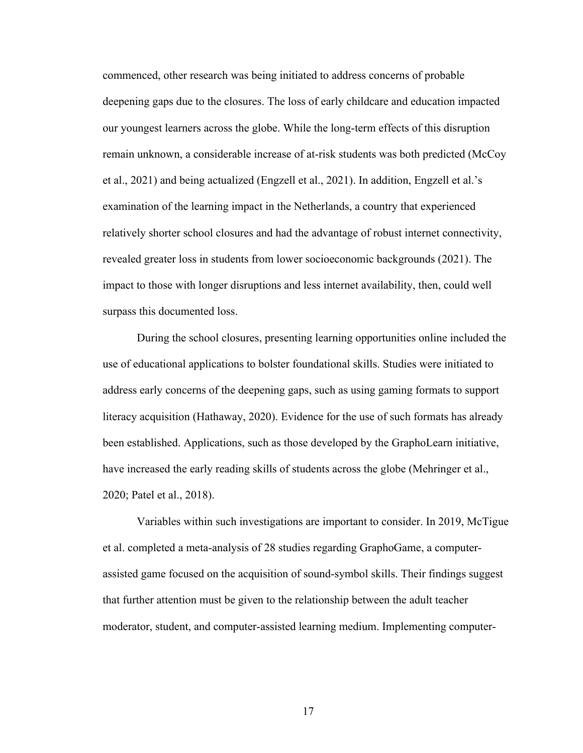commenced, other research was being initiated to address concerns of probable deepening gaps due to the closures. The loss of early childcare and education impacted our youngest learners across the globe. While the long-term effects of this disruption remain unknown, a considerable increase of at-risk students was both predicted (McCoy et al., 2021) and being actualized (Engzell et al., 2021). In addition, Engzell et al.'s examination of the learning impact in the Netherlands, a country that experienced relatively shorter school closures and had the advantage of robust internet connectivity, revealed greater loss in students from lower socioeconomic backgrounds (2021). The impact to those with longer disruptions and less internet availability, then, could well surpass this documented loss.

During the school closures, presenting learning opportunities online included the use of educational applications to bolster foundational skills. Studies were initiated to address early concerns of the deepening gaps, such as using gaming formats to support literacy acquisition (Hathaway, 2020). Evidence for the use of such formats has already been established. Applications, such as those developed by the GraphoLearn initiative, have increased the early reading skills of students across the globe (Mehringer et al., 2020; Patel et al., 2018).

Variables within such investigations are important to consider. In 2019, McTigue et al. completed a meta-analysis of 28 studies regarding GraphoGame, a computer-assisted game focused on the acquisition of sound-symbol skills. Their findings suggest that further attention must be given to the relationship between the adult teacher moderator, student, and computer-assisted learning medium. Implementing computer-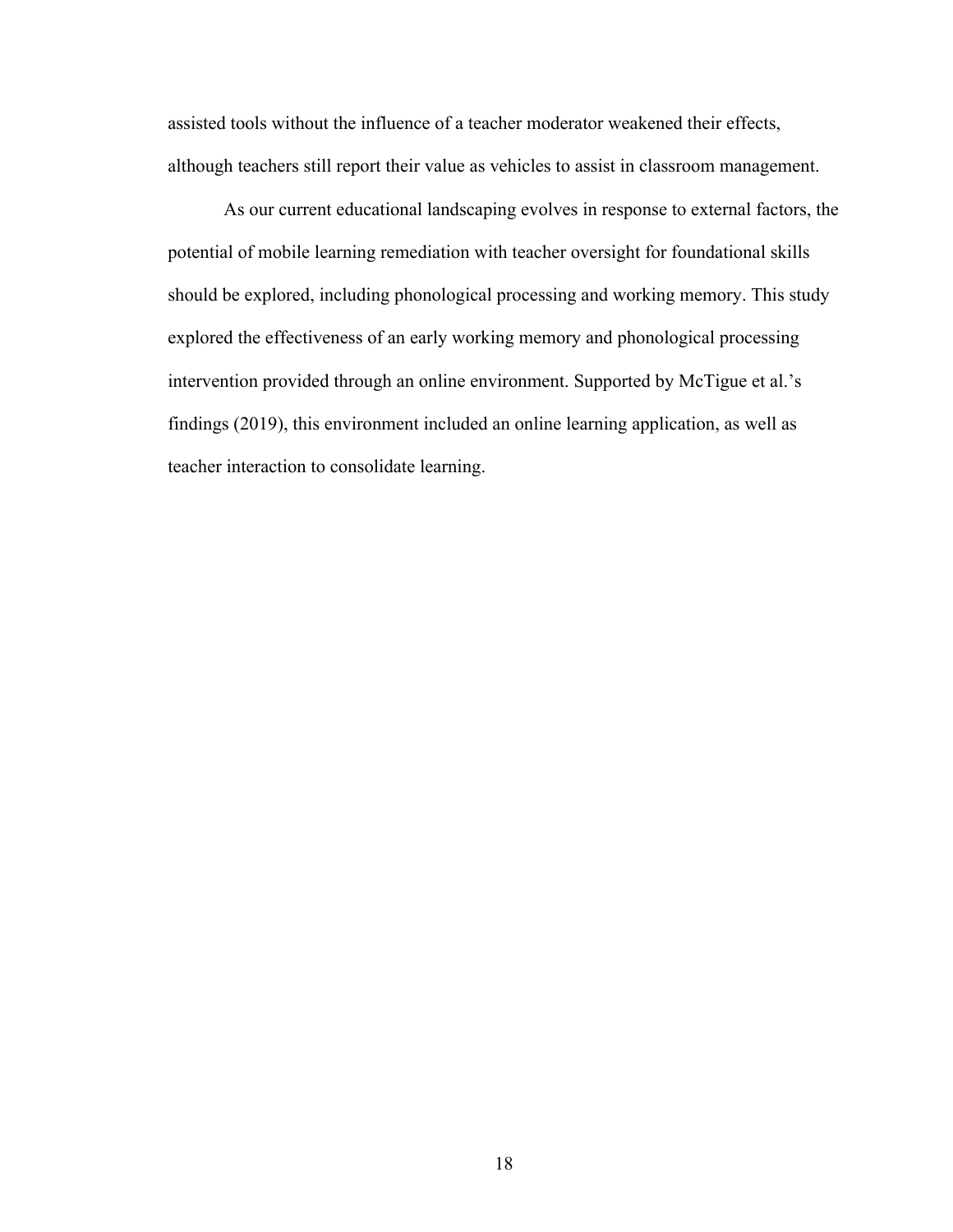assisted tools without the influence of a teacher moderator weakened their effects, although teachers still report their value as vehicles to assist in classroom management.

As our current educational landscaping evolves in response to external factors, the potential of mobile learning remediation with teacher oversight for foundational skills should be explored, including phonological processing and working memory. This study explored the effectiveness of an early working memory and phonological processing intervention provided through an online environment. Supported by McTigue et al.'s findings (2019), this environment included an online learning application, as well as teacher interaction to consolidate learning.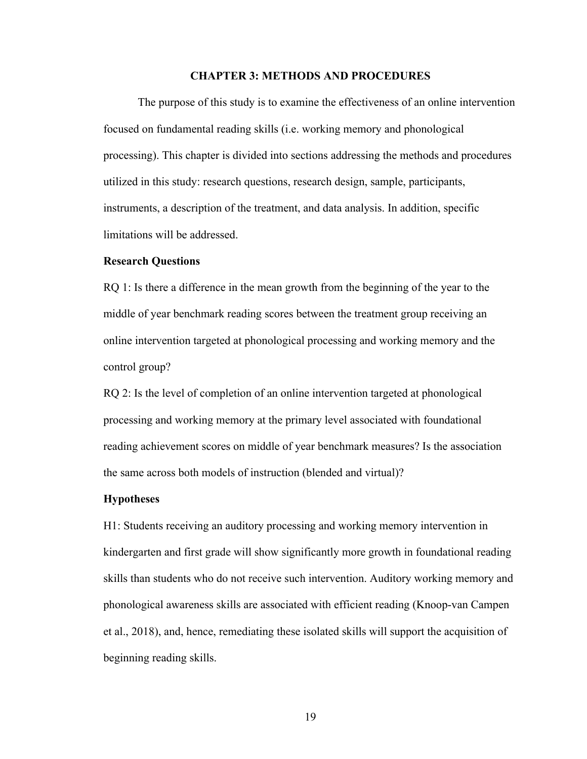# CHAPTER 3: METHODS AND PROCEDURES

The purpose of this study is to examine the effectiveness of an online intervention focused on fundamental reading skills (i.e. working memory and phonological processing). This chapter is divided into sections addressing the methods and procedures utilized in this study: research questions, research design, sample, participants, instruments, a description of the treatment, and data analysis. In addition, specific limitations will be addressed.

## Research Questions

RQ 1: Is there a difference in the mean growth from the beginning of the year to the middle of year benchmark reading scores between the treatment group receiving an online intervention targeted at phonological processing and working memory and the control group?

RQ 2: Is the level of completion of an online intervention targeted at phonological processing and working memory at the primary level associated with foundational reading achievement scores on middle of year benchmark measures? Is the association the same across both models of instruction (blended and virtual)?

## Hypotheses

H1: Students receiving an auditory processing and working memory intervention in kindergarten and first grade will show significantly more growth in foundational reading skills than students who do not receive such intervention. Auditory working memory and phonological awareness skills are associated with efficient reading (Knoop-van Campen et al., 2018), and, hence, remediating these isolated skills will support the acquisition of beginning reading skills.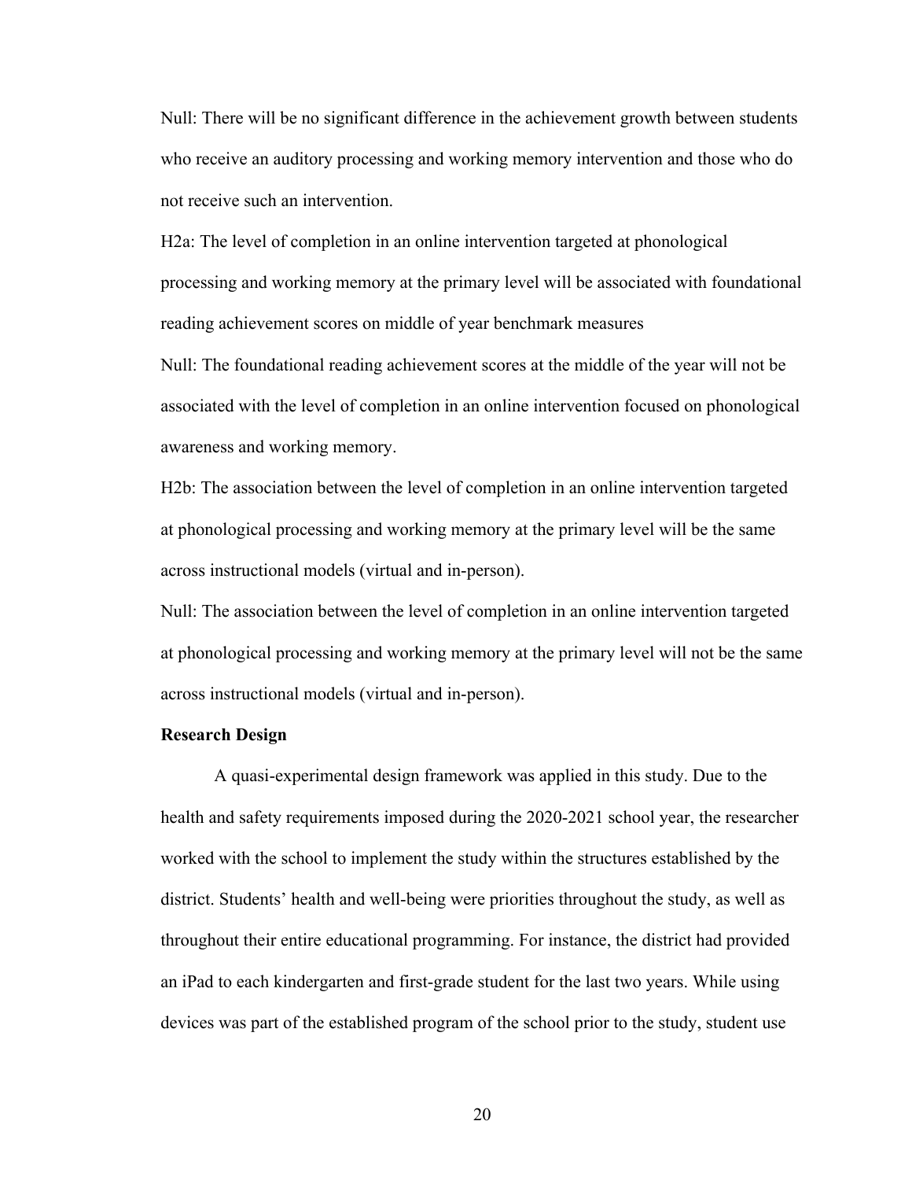Null: There will be no significant difference in the achievement growth between students who receive an auditory processing and working memory intervention and those who do not receive such an intervention.

H2a: The level of completion in an online intervention targeted at phonological processing and working memory at the primary level will be associated with foundational reading achievement scores on middle of year benchmark measures

Null: The foundational reading achievement scores at the middle of the year will not be associated with the level of completion in an online intervention focused on phonological awareness and working memory.

H2b: The association between the level of completion in an online intervention targeted at phonological processing and working memory at the primary level will be the same across instructional models (virtual and in-person).

Null: The association between the level of completion in an online intervention targeted at phonological processing and working memory at the primary level will not be the same across instructional models (virtual and in-person).

**Research Design**

A quasi-experimental design framework was applied in this study. Due to the health and safety requirements imposed during the 2020-2021 school year, the researcher worked with the school to implement the study within the structures established by the district. Students' health and well-being were priorities throughout the study, as well as throughout their entire educational programming. For instance, the district had provided an iPad to each kindergarten and first-grade student for the last two years. While using devices was part of the established program of the school prior to the study, student use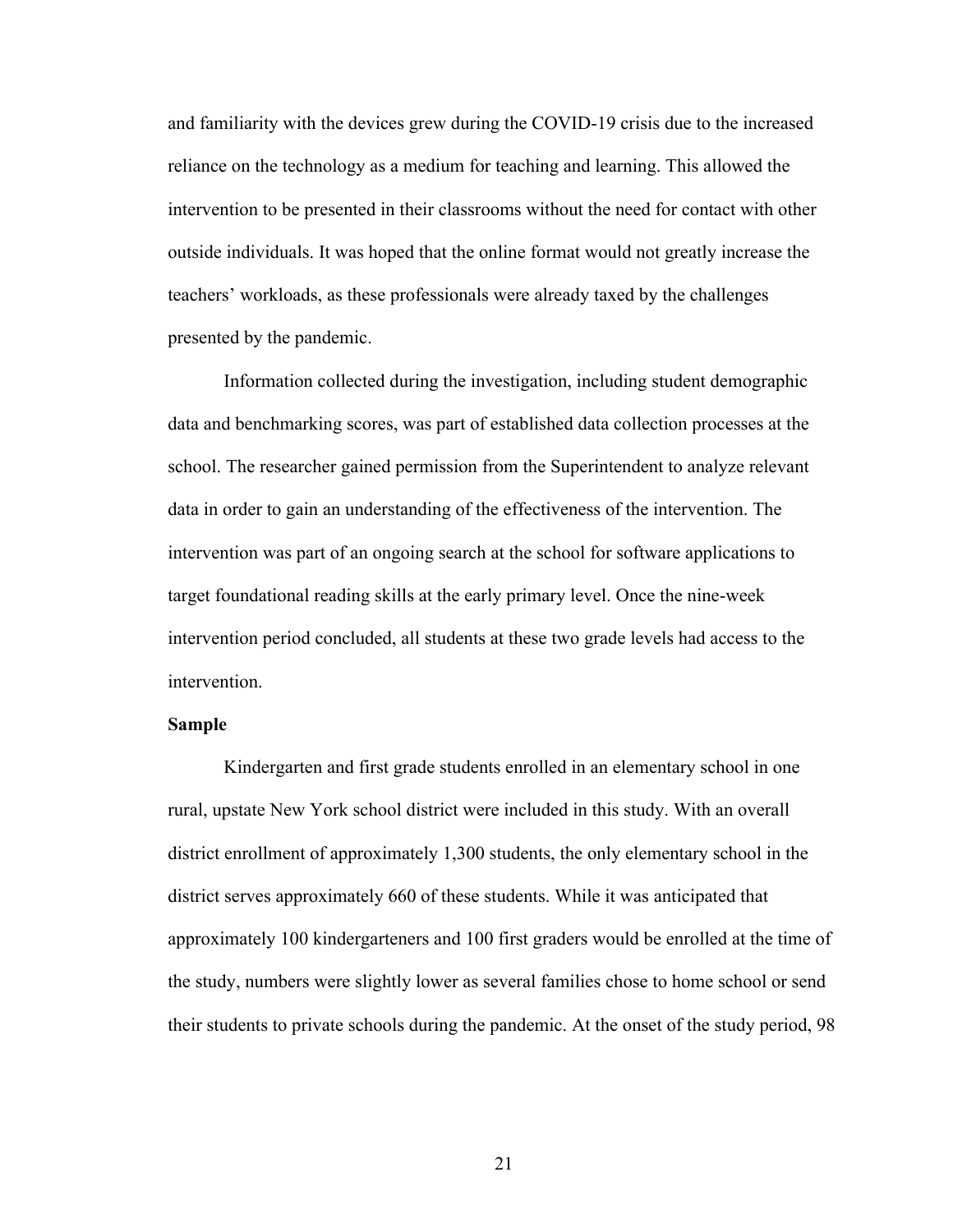and familiarity with the devices grew during the COVID-19 crisis due to the increased reliance on the technology as a medium for teaching and learning. This allowed the intervention to be presented in their classrooms without the need for contact with other outside individuals. It was hoped that the online format would not greatly increase the teachers' workloads, as these professionals were already taxed by the challenges presented by the pandemic.

Information collected during the investigation, including student demographic data and benchmarking scores, was part of established data collection processes at the school. The researcher gained permission from the Superintendent to analyze relevant data in order to gain an understanding of the effectiveness of the intervention. The intervention was part of an ongoing search at the school for software applications to target foundational reading skills at the early primary level. Once the nine-week intervention period concluded, all students at these two grade levels had access to the intervention.

**Sample**

Kindergarten and first grade students enrolled in an elementary school in one rural, upstate New York school district were included in this study. With an overall district enrollment of approximately 1,300 students, the only elementary school in the district serves approximately 660 of these students. While it was anticipated that approximately 100 kindergarteners and 100 first graders would be enrolled at the time of the study, numbers were slightly lower as several families chose to home school or send their students to private schools during the pandemic. At the onset of the study period, 98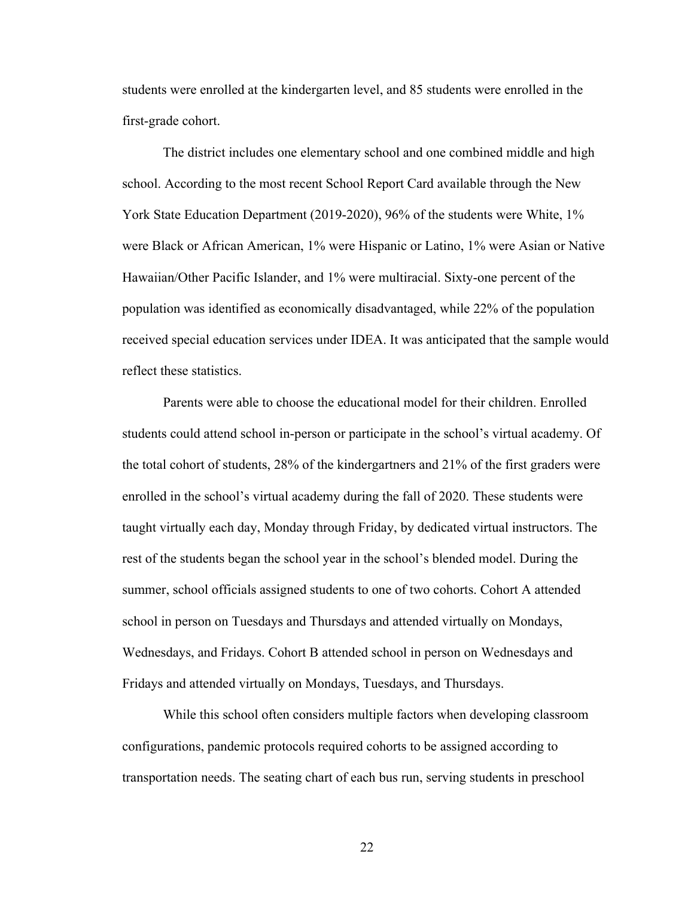students were enrolled at the kindergarten level, and 85 students were enrolled in the first-grade cohort.

The district includes one elementary school and one combined middle and high school. According to the most recent School Report Card available through the New York State Education Department (2019-2020), 96% of the students were White, 1% were Black or African American, 1% were Hispanic or Latino, 1% were Asian or Native Hawaiian/Other Pacific Islander, and 1% were multiracial. Sixty-one percent of the population was identified as economically disadvantaged, while 22% of the population received special education services under IDEA. It was anticipated that the sample would reflect these statistics.

Parents were able to choose the educational model for their children. Enrolled students could attend school in-person or participate in the school's virtual academy. Of the total cohort of students, 28% of the kindergartners and 21% of the first graders were enrolled in the school's virtual academy during the fall of 2020. These students were taught virtually each day, Monday through Friday, by dedicated virtual instructors. The rest of the students began the school year in the school's blended model. During the summer, school officials assigned students to one of two cohorts. Cohort A attended school in person on Tuesdays and Thursdays and attended virtually on Mondays, Wednesdays, and Fridays. Cohort B attended school in person on Wednesdays and Fridays and attended virtually on Mondays, Tuesdays, and Thursdays.

While this school often considers multiple factors when developing classroom configurations, pandemic protocols required cohorts to be assigned according to transportation needs. The seating chart of each bus run, serving students in preschool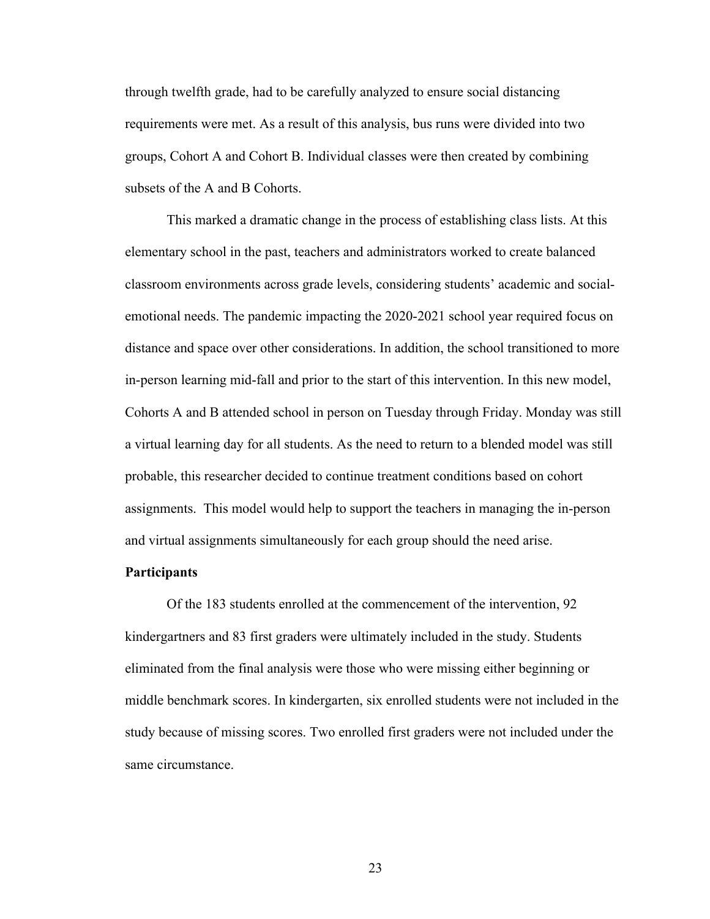through twelfth grade, had to be carefully analyzed to ensure social distancing requirements were met. As a result of this analysis, bus runs were divided into two groups, Cohort A and Cohort B. Individual classes were then created by combining subsets of the A and B Cohorts.

This marked a dramatic change in the process of establishing class lists. At this elementary school in the past, teachers and administrators worked to create balanced classroom environments across grade levels, considering students' academic and social-emotional needs. The pandemic impacting the 2020-2021 school year required focus on distance and space over other considerations. In addition, the school transitioned to more in-person learning mid-fall and prior to the start of this intervention. In this new model, Cohorts A and B attended school in person on Tuesday through Friday. Monday was still a virtual learning day for all students. As the need to return to a blended model was still probable, this researcher decided to continue treatment conditions based on cohort assignments. This model would help to support the teachers in managing the in-person and virtual assignments simultaneously for each group should the need arise.

**Participants**

Of the 183 students enrolled at the commencement of the intervention, 92 kindergartners and 83 first graders were ultimately included in the study. Students eliminated from the final analysis were those who were missing either beginning or middle benchmark scores. In kindergarten, six enrolled students were not included in the study because of missing scores. Two enrolled first graders were not included under the same circumstance.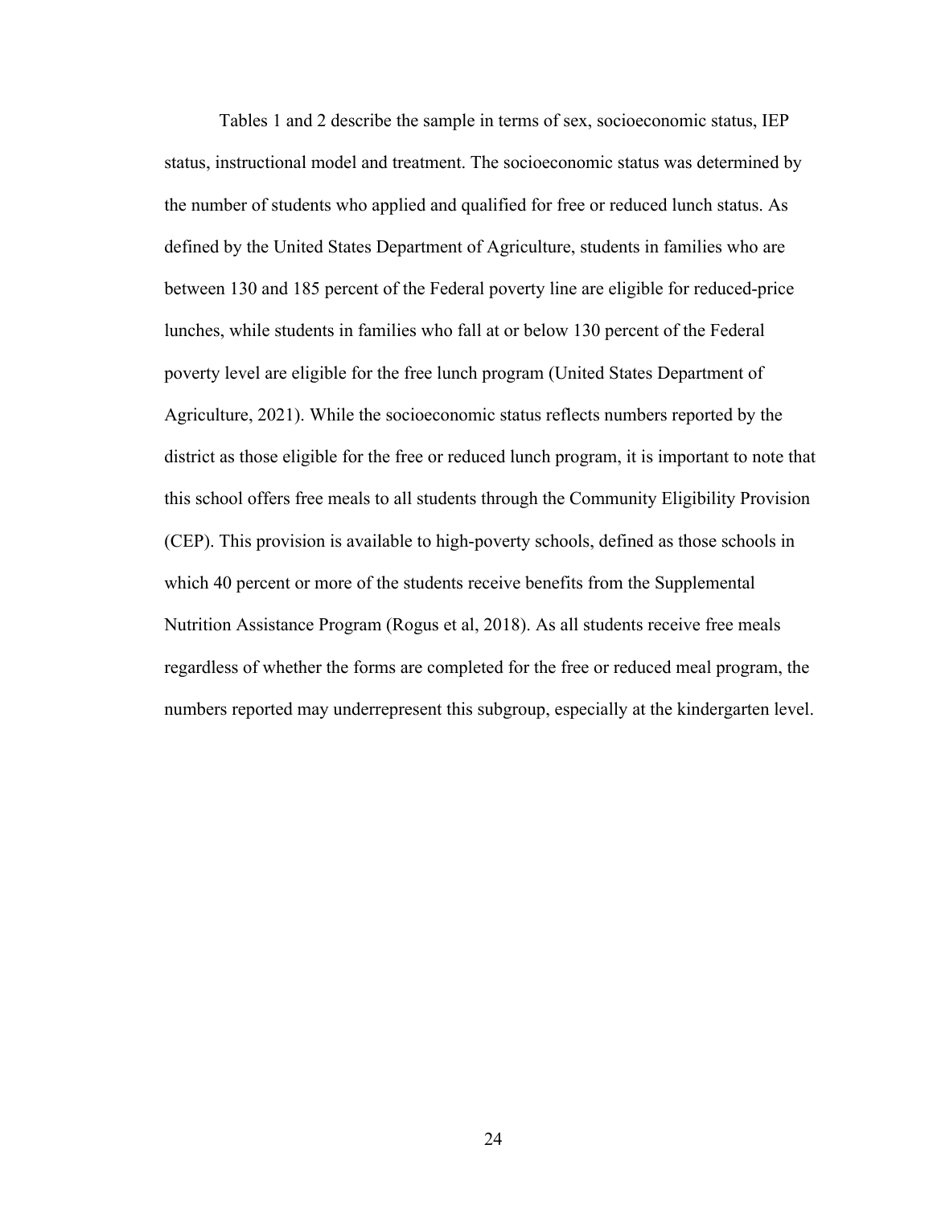Tables 1 and 2 describe the sample in terms of sex, socioeconomic status, IEP status, instructional model and treatment. The socioeconomic status was determined by the number of students who applied and qualified for free or reduced lunch status. As defined by the United States Department of Agriculture, students in families who are between 130 and 185 percent of the Federal poverty line are eligible for reduced-price lunches, while students in families who fall at or below 130 percent of the Federal poverty level are eligible for the free lunch program (United States Department of Agriculture, 2021). While the socioeconomic status reflects numbers reported by the district as those eligible for the free or reduced lunch program, it is important to note that this school offers free meals to all students through the Community Eligibility Provision (CEP). This provision is available to high-poverty schools, defined as those schools in which 40 percent or more of the students receive benefits from the Supplemental Nutrition Assistance Program (Rogus et al, 2018). As all students receive free meals regardless of whether the forms are completed for the free or reduced meal program, the numbers reported may underrepresent this subgroup, especially at the kindergarten level.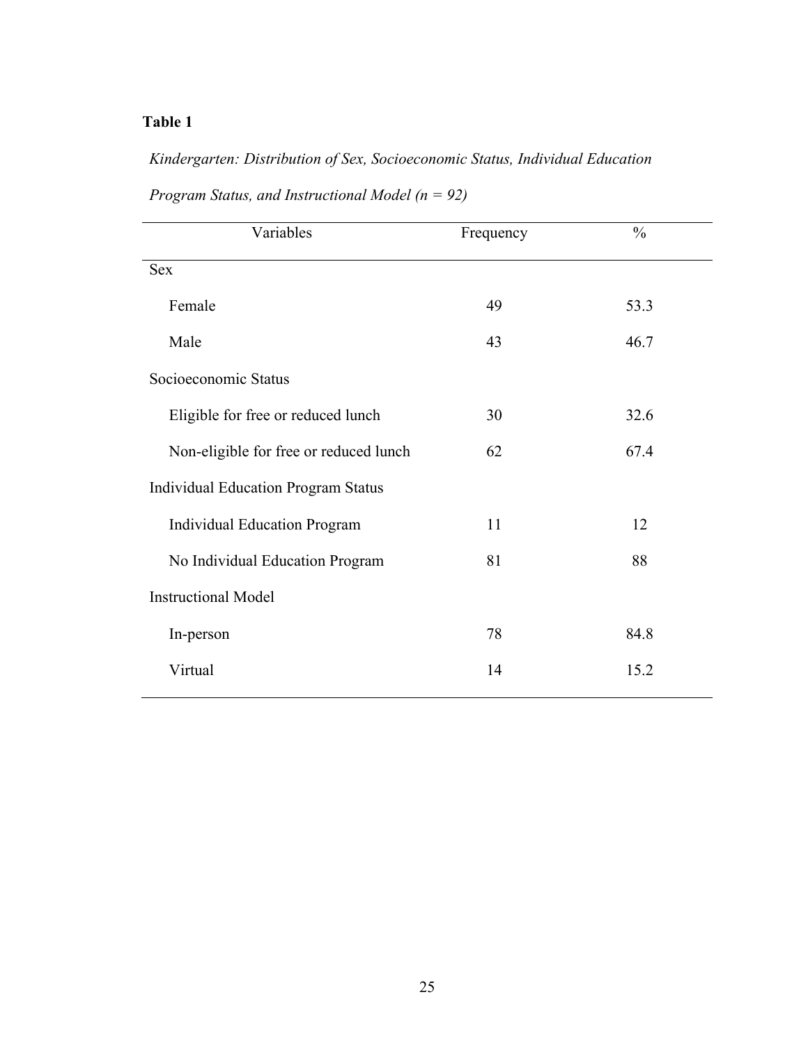**Table 1**

*Kindergarten: Distribution of Sex, Socioeconomic Status, Individual Education Program Status, and Instructional Model (n = 92)*

| Variables | Frequency | % |
|---|---|---|
| Sex | | |
| Female | 49 | 53.3 |
| Male | 43 | 46.7 |
| Socioeconomic Status | | |
| Eligible for free or reduced lunch | 30 | 32.6 |
| Non-eligible for free or reduced lunch | 62 | 67.4 |
| Individual Education Program Status | | |
| Individual Education Program | 11 | 12 |
| No Individual Education Program | 81 | 88 |
| Instructional Model | | |
| In-person | 78 | 84.8 |
| Virtual | 14 | 15.2 |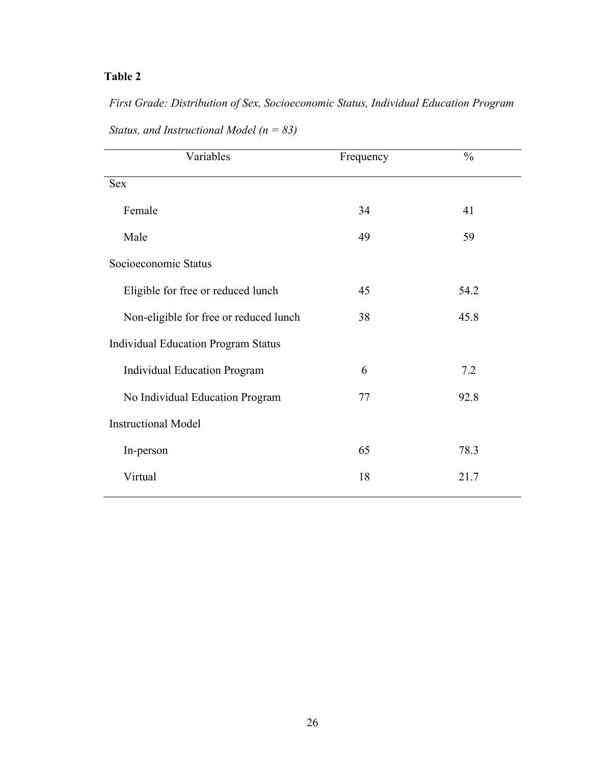**Table 2**

*First Grade: Distribution of Sex, Socioeconomic Status, Individual Education Program Status, and Instructional Model (n = 83)*

| Variables | Frequency | % |
|---|---|---|
| Sex | | |
| Female | 34 | 41 |
| Male | 49 | 59 |
| Socioeconomic Status | | |
| Eligible for free or reduced lunch | 45 | 54.2 |
| Non-eligible for free or reduced lunch | 38 | 45.8 |
| Individual Education Program Status | | |
| Individual Education Program | 6 | 7.2 |
| No Individual Education Program | 77 | 92.8 |
| Instructional Model | | |
| In-person | 65 | 78.3 |
| Virtual | 18 | 21.7 |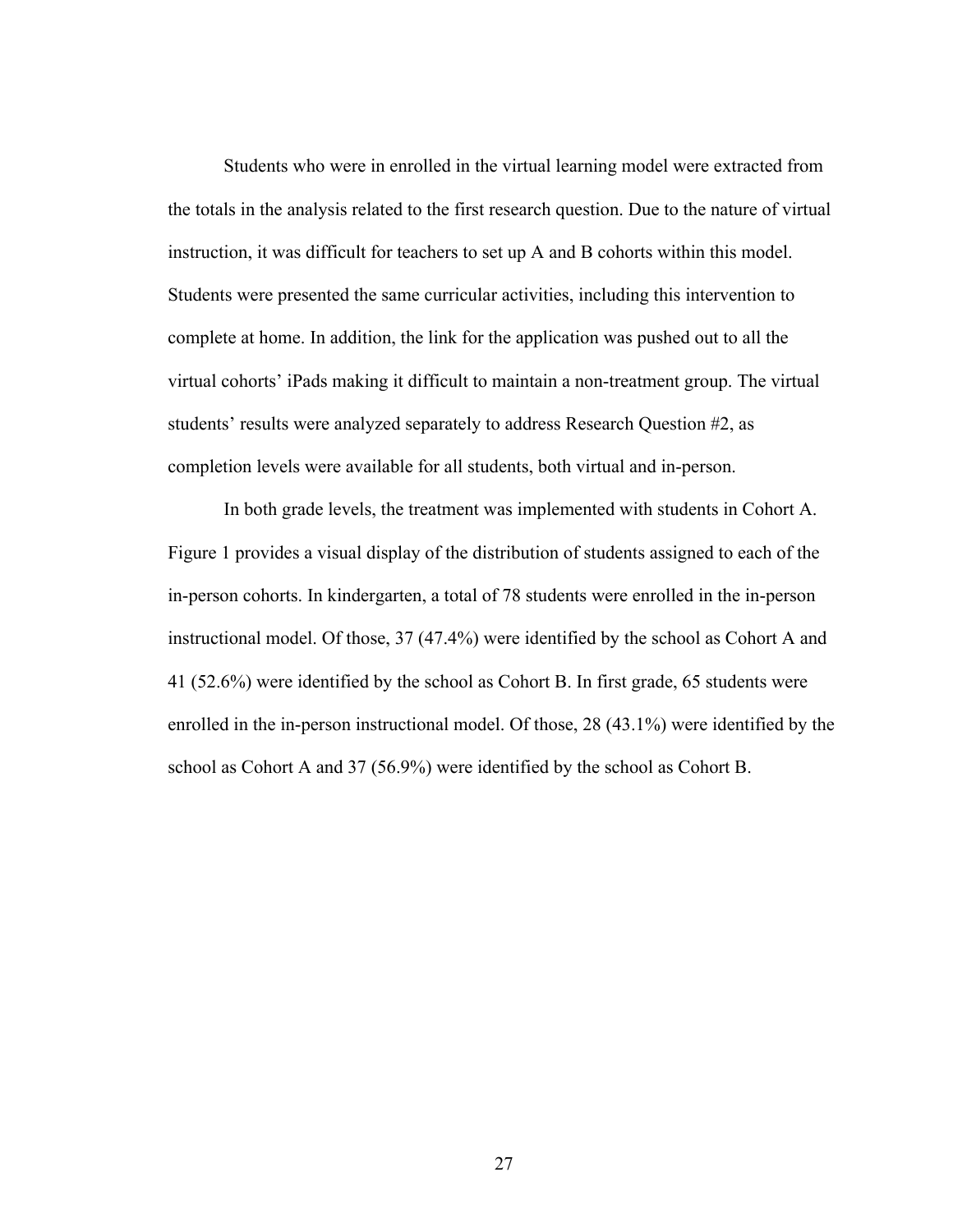Students who were in enrolled in the virtual learning model were extracted from the totals in the analysis related to the first research question. Due to the nature of virtual instruction, it was difficult for teachers to set up A and B cohorts within this model. Students were presented the same curricular activities, including this intervention to complete at home. In addition, the link for the application was pushed out to all the virtual cohorts' iPads making it difficult to maintain a non-treatment group. The virtual students' results were analyzed separately to address Research Question #2, as completion levels were available for all students, both virtual and in-person.

In both grade levels, the treatment was implemented with students in Cohort A. Figure 1 provides a visual display of the distribution of students assigned to each of the in-person cohorts. In kindergarten, a total of 78 students were enrolled in the in-person instructional model. Of those, 37 (47.4%) were identified by the school as Cohort A and 41 (52.6%) were identified by the school as Cohort B. In first grade, 65 students were enrolled in the in-person instructional model. Of those, 28 (43.1%) were identified by the school as Cohort A and 37 (56.9%) were identified by the school as Cohort B.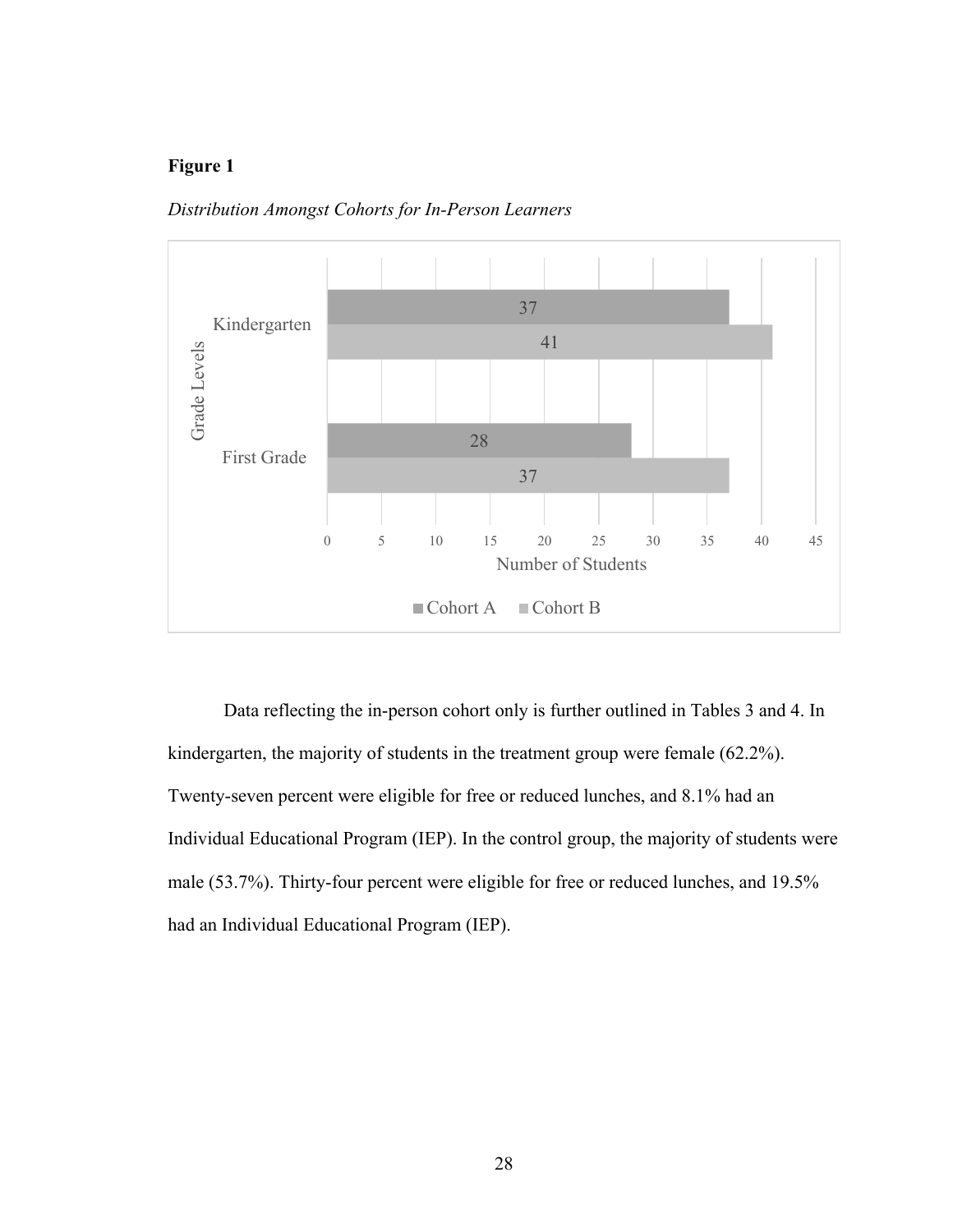**Figure 1**

*Distribution Amongst Cohorts for In-Person Learners*

| Grade Levels | Cohort A | Cohort B |
|---|---|---|
| Kindergarten | 37 | 41 |
| First Grade | 28 | 37 |

Data reflecting the in-person cohort only is further outlined in Tables 3 and 4. In kindergarten, the majority of students in the treatment group were female (62.2%). Twenty-seven percent were eligible for free or reduced lunches, and 8.1% had an Individual Educational Program (IEP). In the control group, the majority of students were male (53.7%). Thirty-four percent were eligible for free or reduced lunches, and 19.5% had an Individual Educational Program (IEP).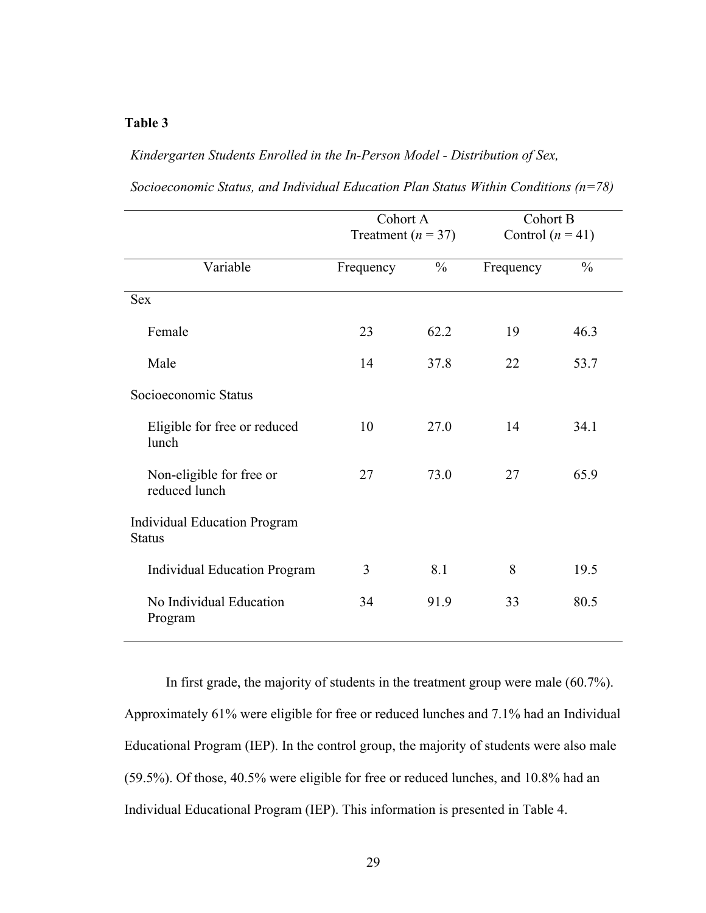**Table 3**

*Kindergarten Students Enrolled in the In-Person Model - Distribution of Sex, Socioeconomic Status, and Individual Education Plan Status Within Conditions (n=78)*

| | Cohort A Treatment ($n$ = 37) | | Cohort B Control ($n$ = 41) | |
|---|---|---|---|---|
| Variable | Frequency | % | Frequency | % |
| Sex | | | | |
| Female | 23 | 62.2 | 19 | 46.3 |
| Male | 14 | 37.8 | 22 | 53.7 |
| Socioeconomic Status | | | | |
| Eligible for free or reduced lunch | 10 | 27.0 | 14 | 34.1 |
| Non-eligible for free or reduced lunch | 27 | 73.0 | 27 | 65.9 |
| Individual Education Program Status | | | | |
| Individual Education Program | 3 | 8.1 | 8 | 19.5 |
| No Individual Education Program | 34 | 91.9 | 33 | 80.5 |

In first grade, the majority of students in the treatment group were male (60.7%). Approximately 61% were eligible for free or reduced lunches and 7.1% had an Individual Educational Program (IEP). In the control group, the majority of students were also male (59.5%). Of those, 40.5% were eligible for free or reduced lunches, and 10.8% had an Individual Educational Program (IEP). This information is presented in Table 4.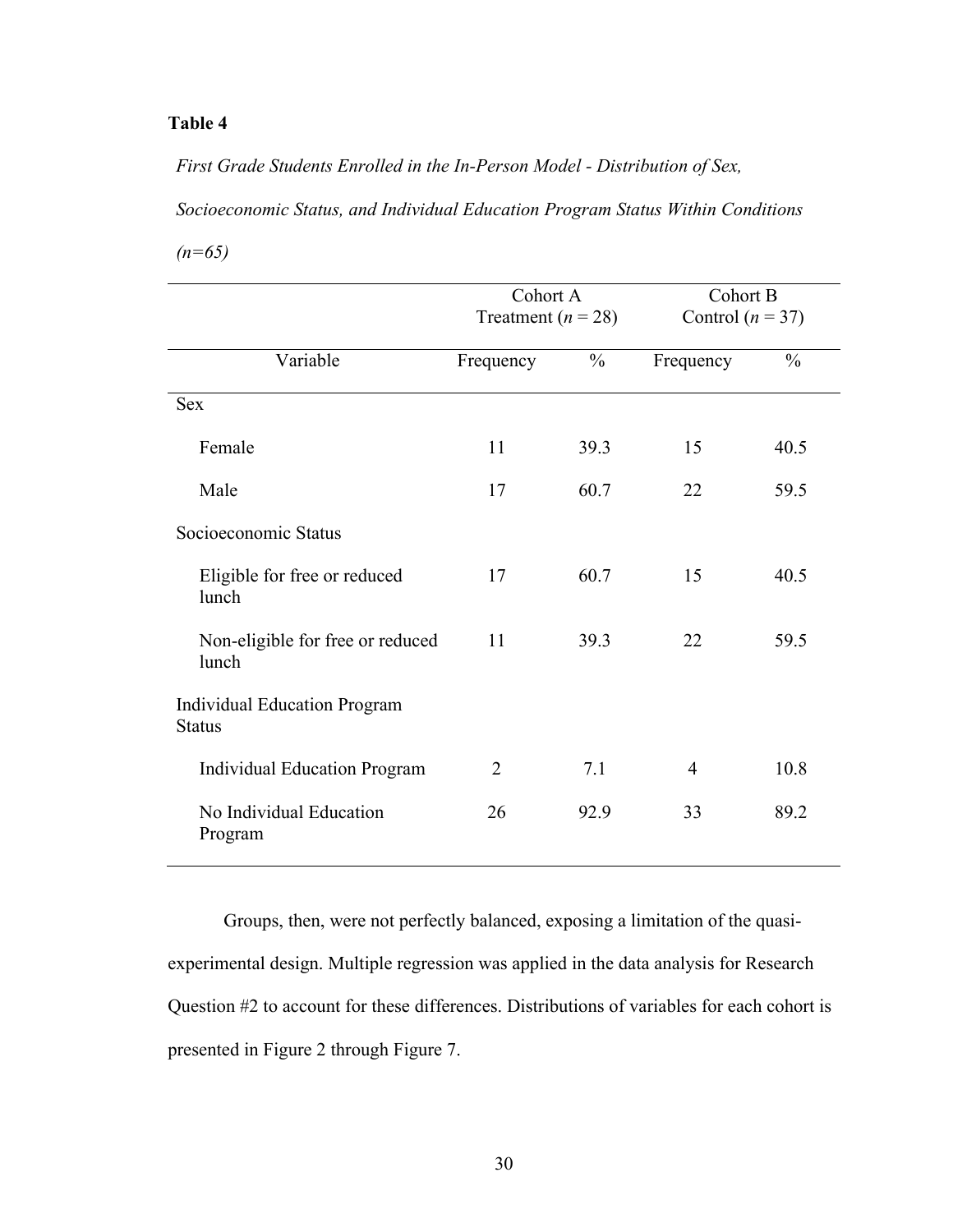**Table 4**

*First Grade Students Enrolled in the In-Person Model - Distribution of Sex, Socioeconomic Status, and Individual Education Program Status Within Conditions (n=65)*

| | Cohort A Treatment ($n$ = 28) | | Cohort B Control ($n$ = 37) | |
|---|---|---|---|---|
| Variable | Frequency | % | Frequency | % |
| Sex | | | | |
| Female | 11 | 39.3 | 15 | 40.5 |
| Male | 17 | 60.7 | 22 | 59.5 |
| Socioeconomic Status | | | | |
| Eligible for free or reduced lunch | 17 | 60.7 | 15 | 40.5 |
| Non-eligible for free or reduced lunch | 11 | 39.3 | 22 | 59.5 |
| Individual Education Program Status | | | | |
| Individual Education Program | 2 | 7.1 | 4 | 10.8 |
| No Individual Education Program | 26 | 92.9 | 33 | 89.2 |

Groups, then, were not perfectly balanced, exposing a limitation of the quasi-experimental design. Multiple regression was applied in the data analysis for Research Question #2 to account for these differences. Distributions of variables for each cohort is presented in Figure 2 through Figure 7.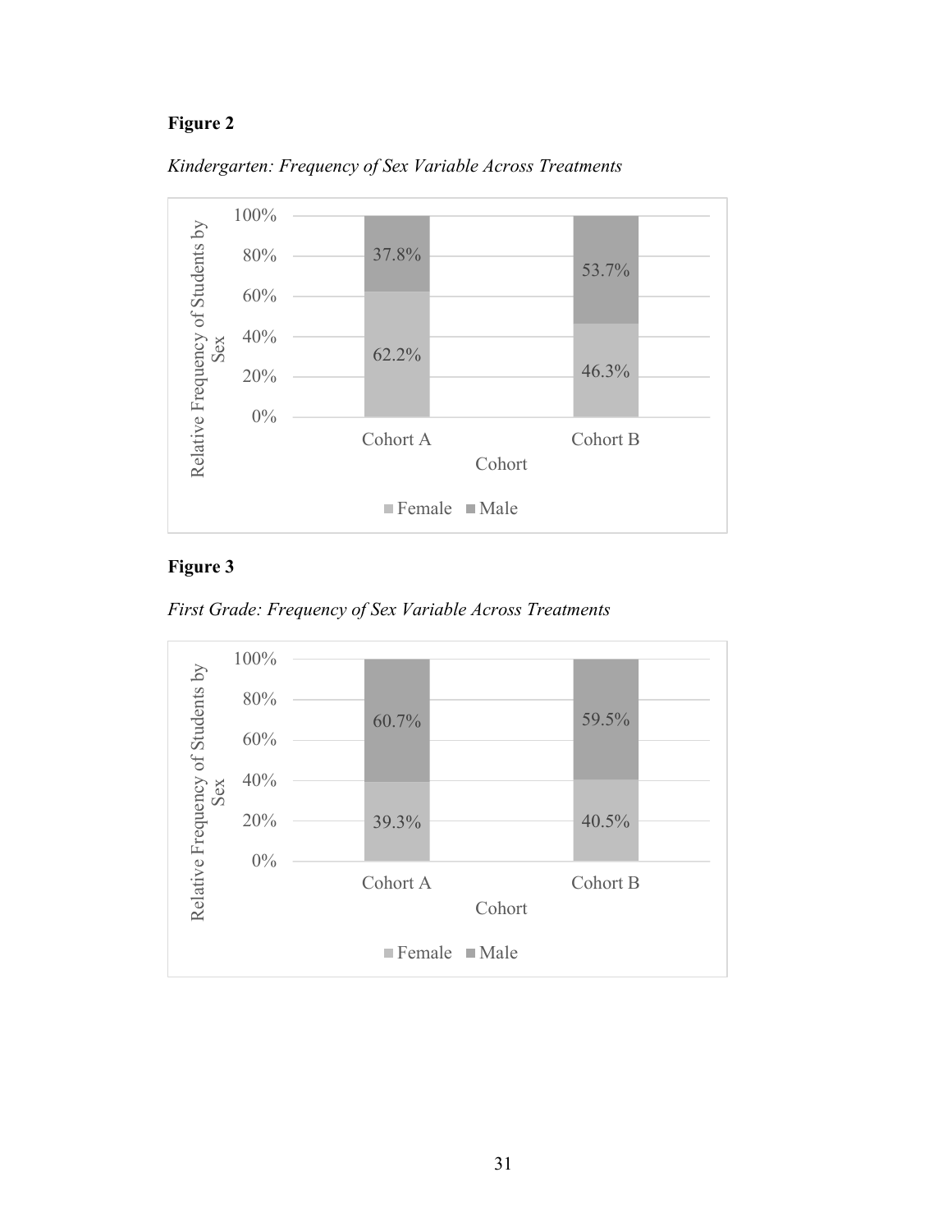**Figure 2**

*Kindergarten: Frequency of Sex Variable Across Treatments*

| Cohort | Female | Male |
|---|---|---|
| Cohort A | 62.2% | 37.8% |
| Cohort B | 46.3% | 53.7% |

**Figure 3**

*First Grade: Frequency of Sex Variable Across Treatments*

| Cohort | Female | Male |
|---|---|---|
| Cohort A | 39.3% | 60.7% |
| Cohort B | 40.5% | 59.5% |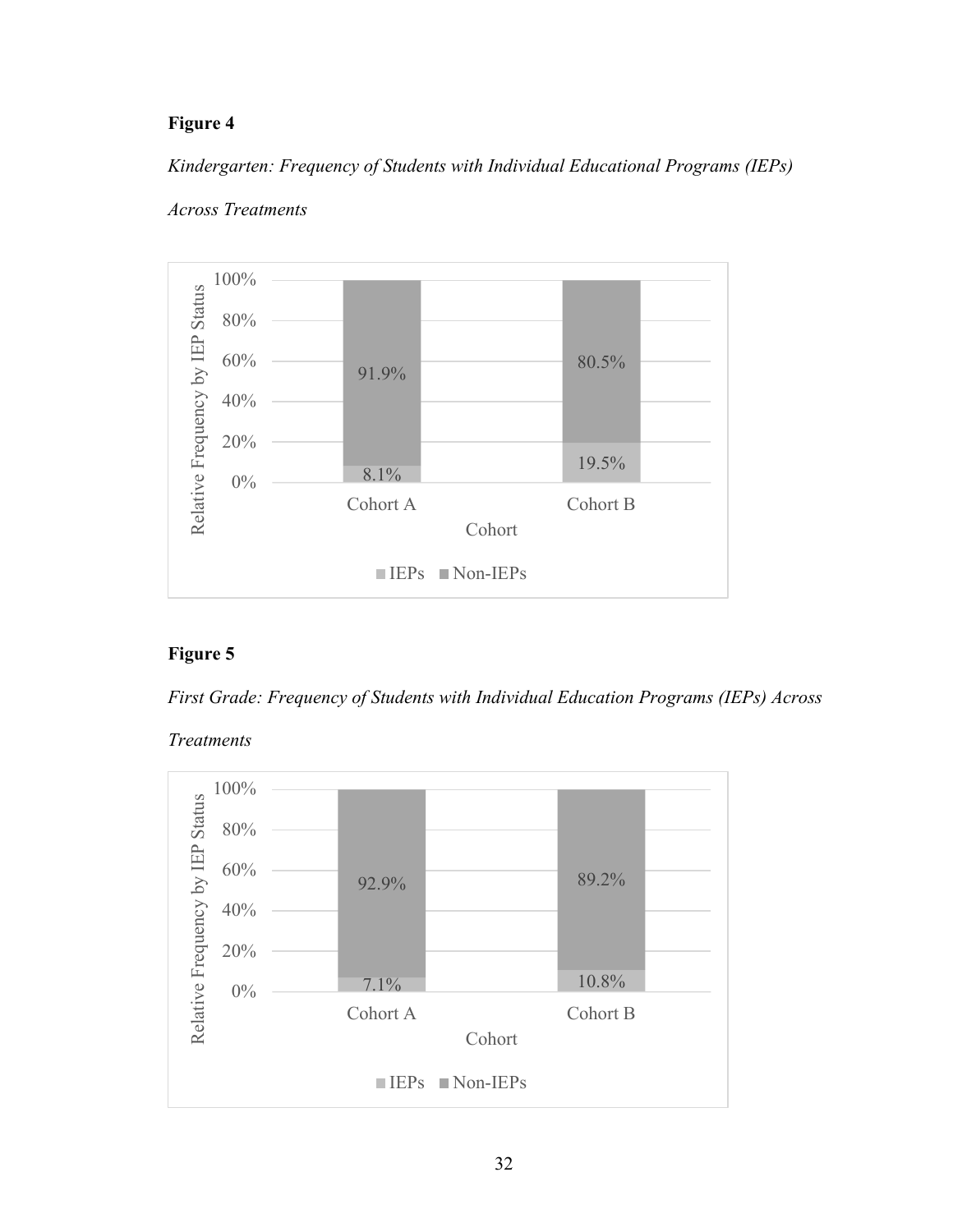**Figure 4**

*Kindergarten: Frequency of Students with Individual Educational Programs (IEPs) Across Treatments*

| Cohort | IEPs | Non-IEPs |
|---|---|---|
| Cohort A | 8.1% | 91.9% |
| Cohort B | 19.5% | 80.5% |

**Figure 5**

*First Grade: Frequency of Students with Individual Education Programs (IEPs) Across Treatments*

| Cohort | IEPs | Non-IEPs |
|---|---|---|
| Cohort A | 7.1% | 92.9% |
| Cohort B | 10.8% | 89.2% |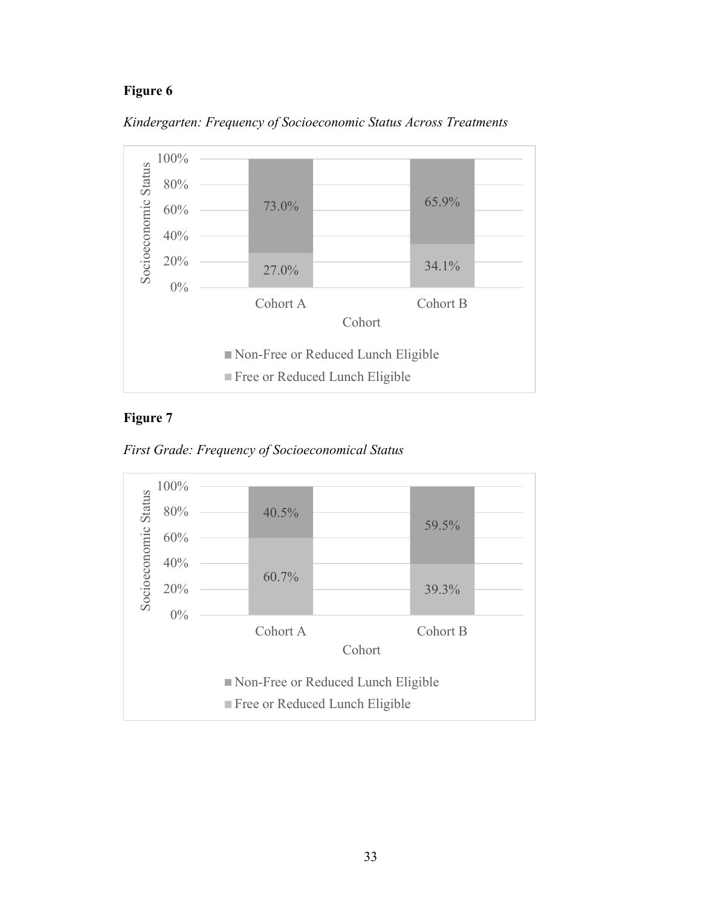**Figure 6**

*Kindergarten: Frequency of Socioeconomic Status Across Treatments*

| Cohort | Non-Free or Reduced Lunch Eligible | Free or Reduced Lunch Eligible |
|---|---|---|
| Cohort A | 73.0% | 27.0% |
| Cohort B | 65.9% | 34.1% |

**Figure 7**

*First Grade: Frequency of Socioeconomical Status*

| Cohort | Non-Free or Reduced Lunch Eligible | Free or Reduced Lunch Eligible |
|---|---|---|
| Cohort A | 40.5% | 60.7% |
| Cohort B | 59.5% | 39.3% |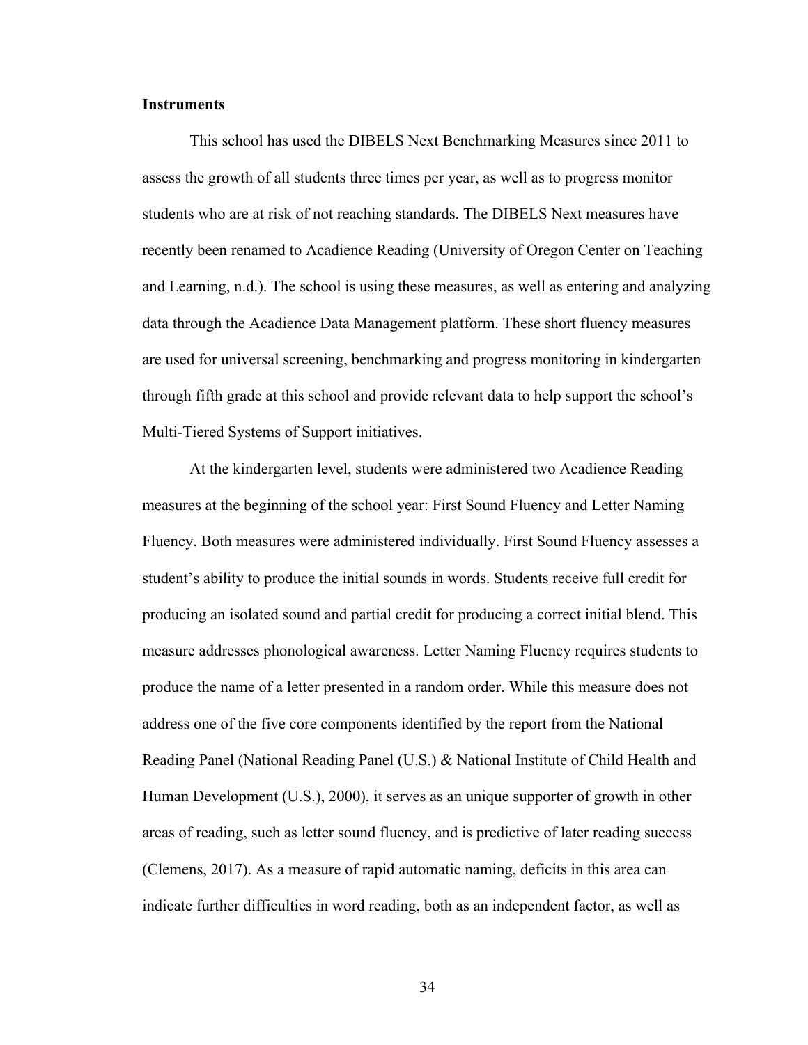**Instruments**

This school has used the DIBELS Next Benchmarking Measures since 2011 to assess the growth of all students three times per year, as well as to progress monitor students who are at risk of not reaching standards. The DIBELS Next measures have recently been renamed to Acadience Reading (University of Oregon Center on Teaching and Learning, n.d.). The school is using these measures, as well as entering and analyzing data through the Acadience Data Management platform. These short fluency measures are used for universal screening, benchmarking and progress monitoring in kindergarten through fifth grade at this school and provide relevant data to help support the school's Multi-Tiered Systems of Support initiatives.

At the kindergarten level, students were administered two Acadience Reading measures at the beginning of the school year: First Sound Fluency and Letter Naming Fluency. Both measures were administered individually. First Sound Fluency assesses a student's ability to produce the initial sounds in words. Students receive full credit for producing an isolated sound and partial credit for producing a correct initial blend. This measure addresses phonological awareness. Letter Naming Fluency requires students to produce the name of a letter presented in a random order. While this measure does not address one of the five core components identified by the report from the National Reading Panel (National Reading Panel (U.S.) & National Institute of Child Health and Human Development (U.S.), 2000), it serves as an unique supporter of growth in other areas of reading, such as letter sound fluency, and is predictive of later reading success (Clemens, 2017). As a measure of rapid automatic naming, deficits in this area can indicate further difficulties in word reading, both as an independent factor, as well as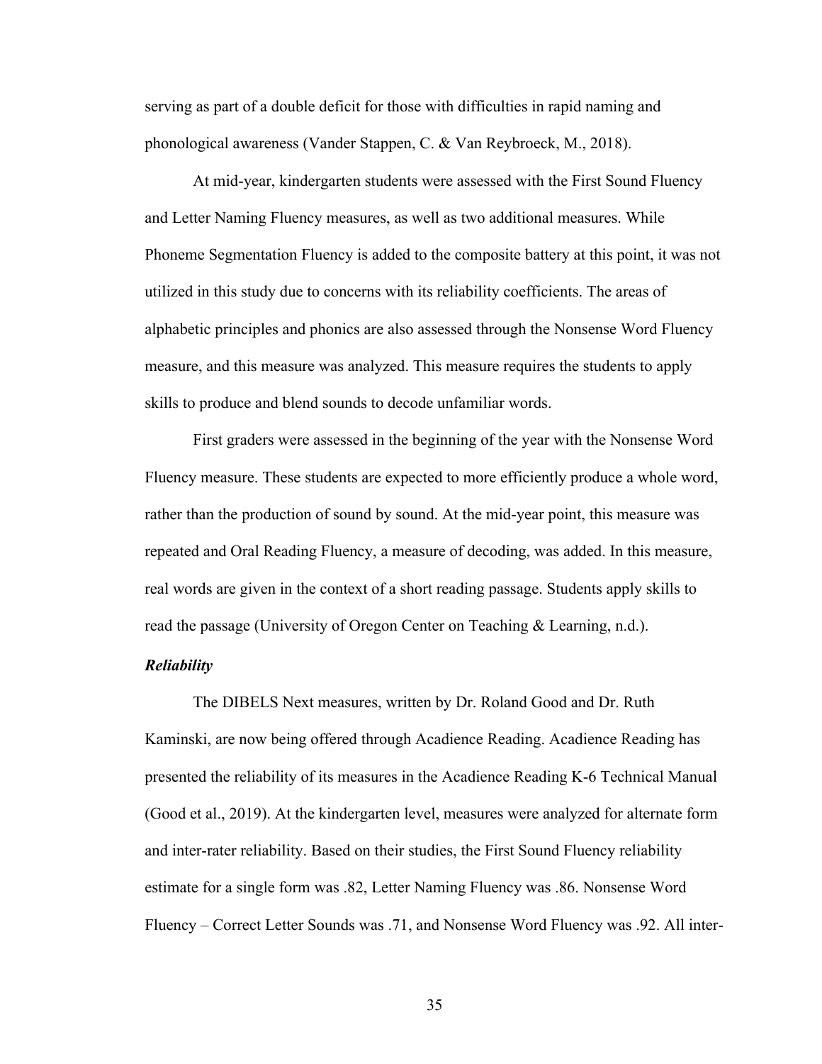serving as part of a double deficit for those with difficulties in rapid naming and phonological awareness (Vander Stappen, C. & Van Reybroeck, M., 2018).

At mid-year, kindergarten students were assessed with the First Sound Fluency and Letter Naming Fluency measures, as well as two additional measures. While Phoneme Segmentation Fluency is added to the composite battery at this point, it was not utilized in this study due to concerns with its reliability coefficients. The areas of alphabetic principles and phonics are also assessed through the Nonsense Word Fluency measure, and this measure was analyzed. This measure requires the students to apply skills to produce and blend sounds to decode unfamiliar words.

First graders were assessed in the beginning of the year with the Nonsense Word Fluency measure. These students are expected to more efficiently produce a whole word, rather than the production of sound by sound. At the mid-year point, this measure was repeated and Oral Reading Fluency, a measure of decoding, was added. In this measure, real words are given in the context of a short reading passage. Students apply skills to read the passage (University of Oregon Center on Teaching & Learning, n.d.).

***Reliability***

The DIBELS Next measures, written by Dr. Roland Good and Dr. Ruth Kaminski, are now being offered through Acadience Reading. Acadience Reading has presented the reliability of its measures in the Acadience Reading K-6 Technical Manual (Good et al., 2019). At the kindergarten level, measures were analyzed for alternate form and inter-rater reliability. Based on their studies, the First Sound Fluency reliability estimate for a single form was .82, Letter Naming Fluency was .86. Nonsense Word Fluency – Correct Letter Sounds was .71, and Nonsense Word Fluency was .92. All inter-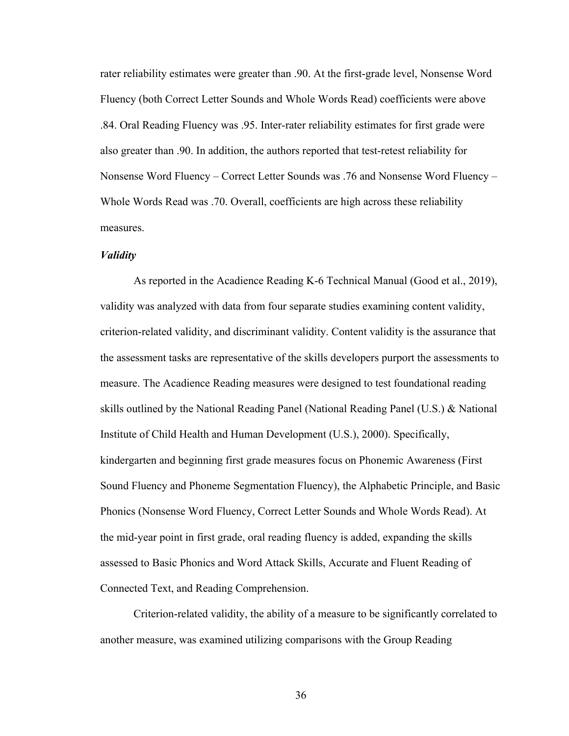rater reliability estimates were greater than .90. At the first-grade level, Nonsense Word Fluency (both Correct Letter Sounds and Whole Words Read) coefficients were above .84. Oral Reading Fluency was .95. Inter-rater reliability estimates for first grade were also greater than .90. In addition, the authors reported that test-retest reliability for Nonsense Word Fluency – Correct Letter Sounds was .76 and Nonsense Word Fluency – Whole Words Read was .70. Overall, coefficients are high across these reliability measures.

### *Validity*

As reported in the Acadience Reading K-6 Technical Manual (Good et al., 2019), validity was analyzed with data from four separate studies examining content validity, criterion-related validity, and discriminant validity. Content validity is the assurance that the assessment tasks are representative of the skills developers purport the assessments to measure. The Acadience Reading measures were designed to test foundational reading skills outlined by the National Reading Panel (National Reading Panel (U.S.) & National Institute of Child Health and Human Development (U.S.), 2000). Specifically, kindergarten and beginning first grade measures focus on Phonemic Awareness (First Sound Fluency and Phoneme Segmentation Fluency), the Alphabetic Principle, and Basic Phonics (Nonsense Word Fluency, Correct Letter Sounds and Whole Words Read). At the mid-year point in first grade, oral reading fluency is added, expanding the skills assessed to Basic Phonics and Word Attack Skills, Accurate and Fluent Reading of Connected Text, and Reading Comprehension.

Criterion-related validity, the ability of a measure to be significantly correlated to another measure, was examined utilizing comparisons with the Group Reading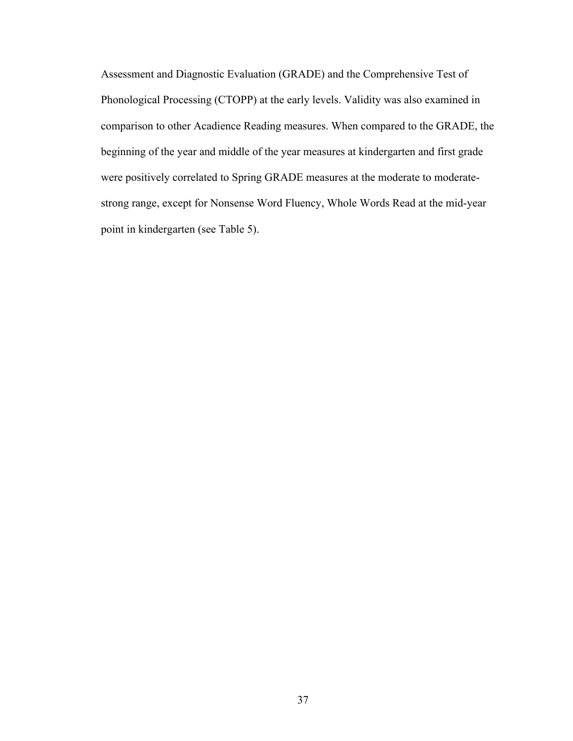Assessment and Diagnostic Evaluation (GRADE) and the Comprehensive Test of Phonological Processing (CTOPP) at the early levels. Validity was also examined in comparison to other Acadience Reading measures. When compared to the GRADE, the beginning of the year and middle of the year measures at kindergarten and first grade were positively correlated to Spring GRADE measures at the moderate to moderate-strong range, except for Nonsense Word Fluency, Whole Words Read at the mid-year point in kindergarten (see Table 5).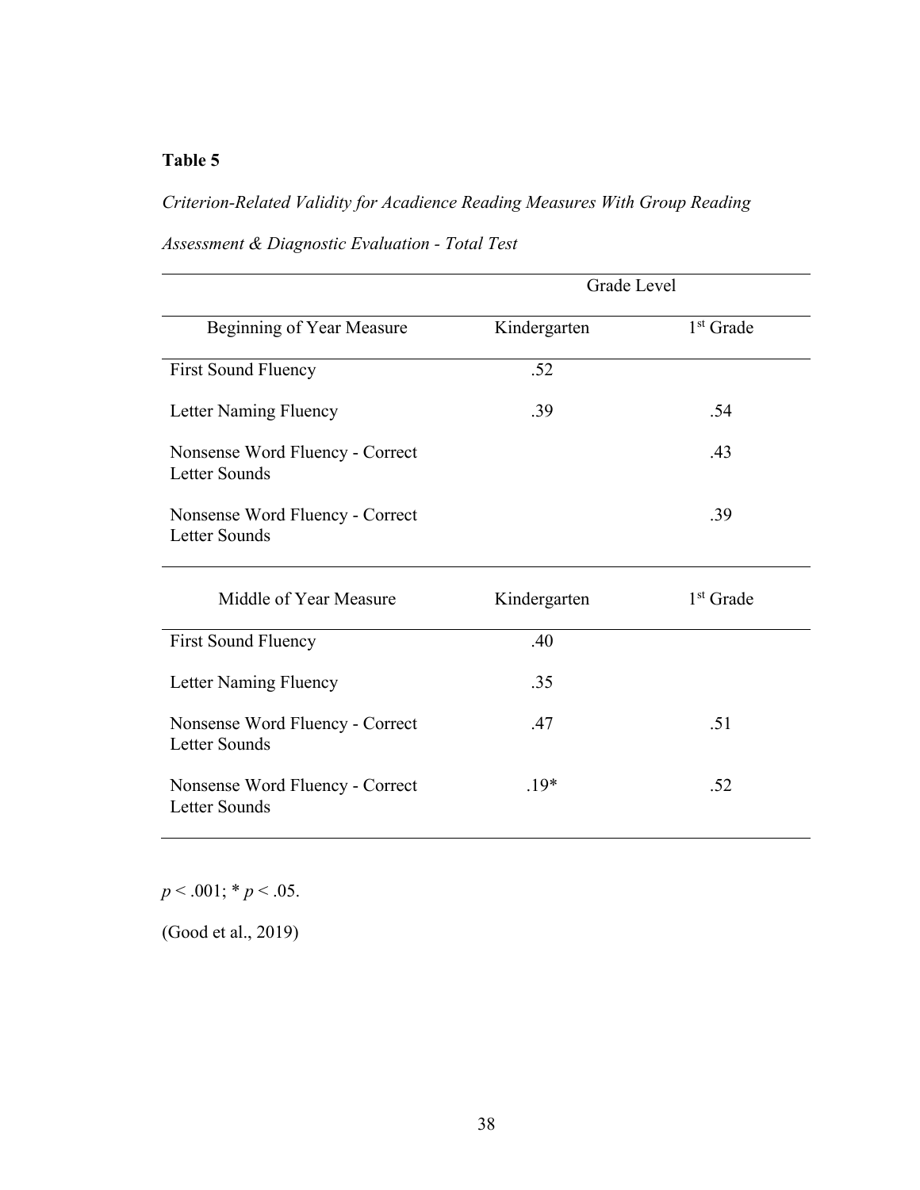**Table 5**

*Criterion-Related Validity for Acadience Reading Measures With Group Reading Assessment & Diagnostic Evaluation - Total Test*

| | Grade Level | |
|---|---|---|
| Beginning of Year Measure | Kindergarten | 1st Grade |
| First Sound Fluency | .52 | |
| Letter Naming Fluency | .39 | .54 |
| Nonsense Word Fluency - Correct Letter Sounds | | .43 |
| Nonsense Word Fluency - Correct Letter Sounds | | .39 |
| **Middle of Year Measure** | **Kindergarten** | **1st Grade** |
| First Sound Fluency | .40 | |
| Letter Naming Fluency | .35 | |
| Nonsense Word Fluency - Correct Letter Sounds | .47 | .51 |
| Nonsense Word Fluency - Correct Letter Sounds | .19* | .52 |

$p < .001$; * $p < .05$.

(Good et al., 2019)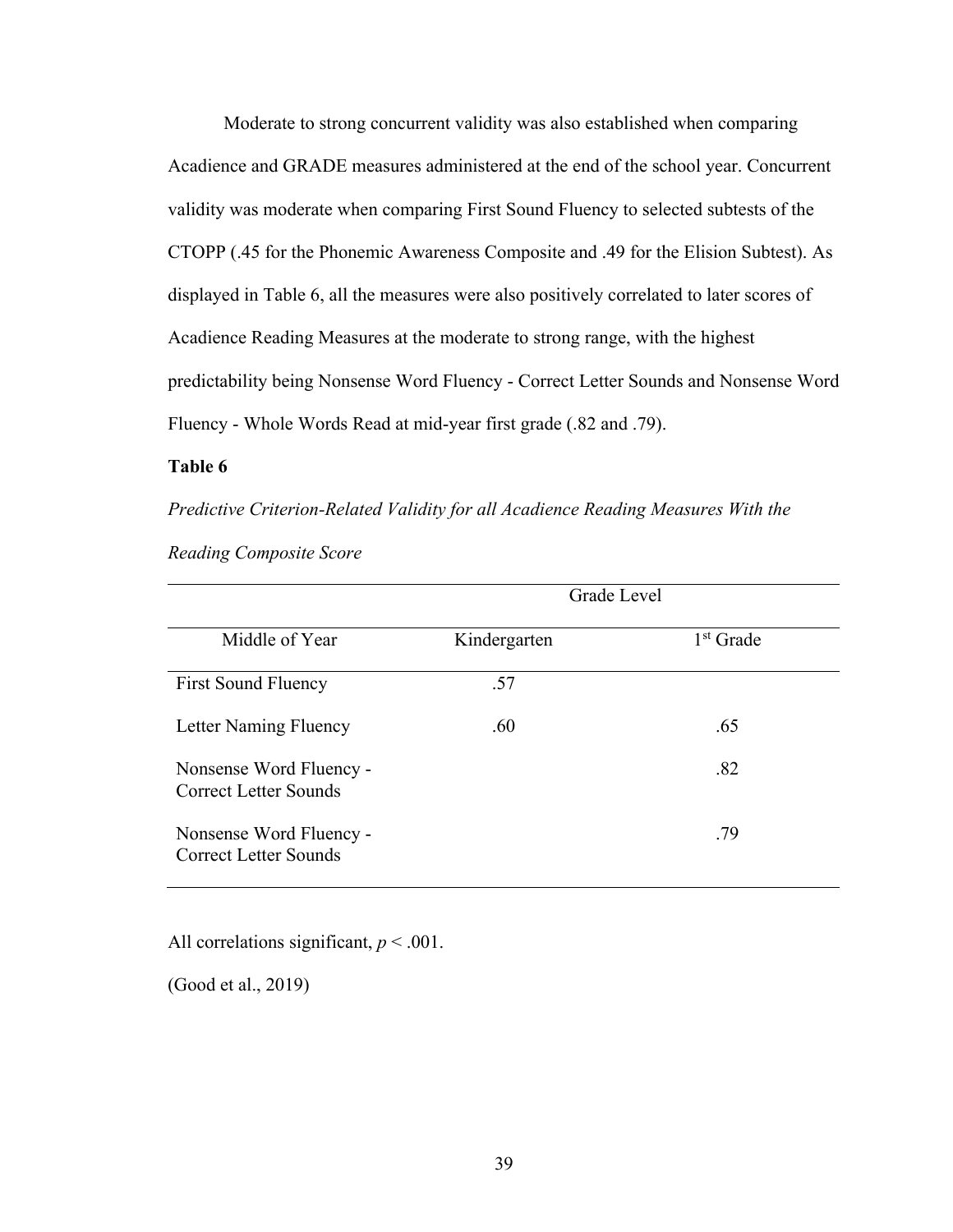Moderate to strong concurrent validity was also established when comparing Acadience and GRADE measures administered at the end of the school year. Concurrent validity was moderate when comparing First Sound Fluency to selected subtests of the CTOPP (.45 for the Phonemic Awareness Composite and .49 for the Elision Subtest). As displayed in Table 6, all the measures were also positively correlated to later scores of Acadience Reading Measures at the moderate to strong range, with the highest predictability being Nonsense Word Fluency - Correct Letter Sounds and Nonsense Word Fluency - Whole Words Read at mid-year first grade (.82 and .79).

**Table 6**

*Predictive Criterion-Related Validity for all Acadience Reading Measures With the Reading Composite Score*

| | Grade Level | |
|---|---|---|
| Middle of Year | Kindergarten | 1st Grade |
| First Sound Fluency | .57 | |
| Letter Naming Fluency | .60 | .65 |
| Nonsense Word Fluency - Correct Letter Sounds | | .82 |
| Nonsense Word Fluency - Correct Letter Sounds | | .79 |

All correlations significant, $p < .001$.

(Good et al., 2019)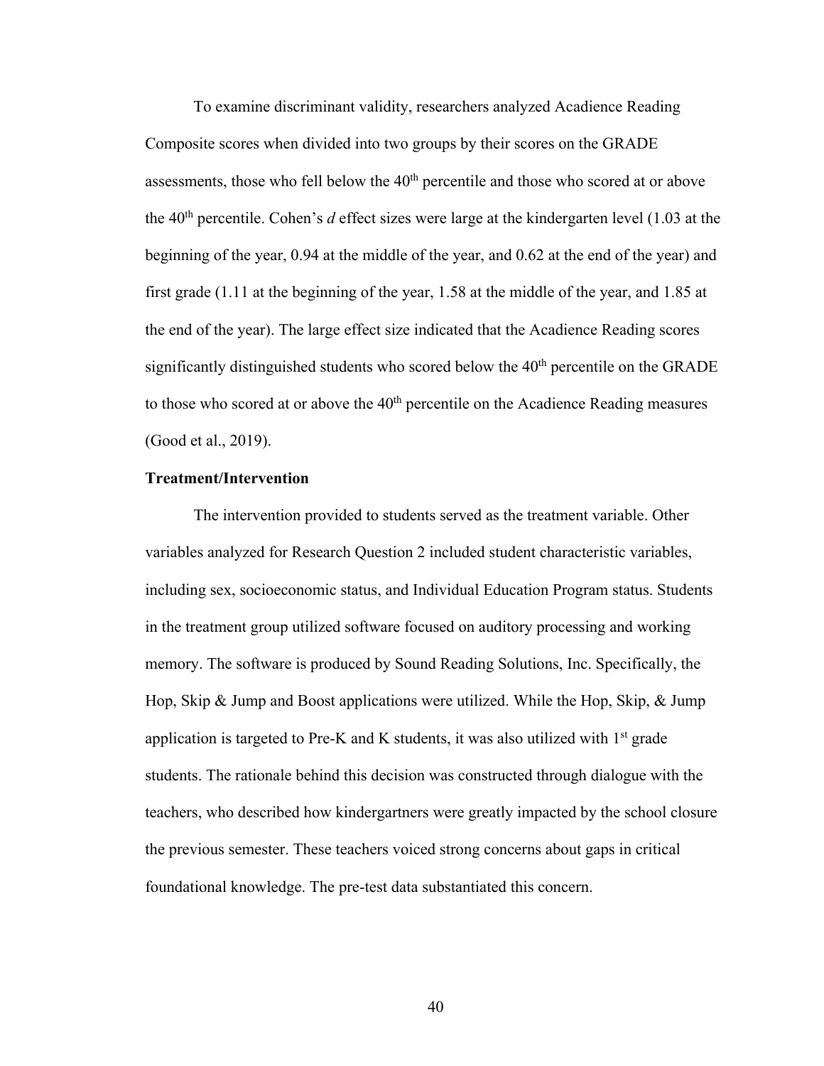To examine discriminant validity, researchers analyzed Acadience Reading Composite scores when divided into two groups by their scores on the GRADE assessments, those who fell below the 40th percentile and those who scored at or above the 40th percentile. Cohen's *d* effect sizes were large at the kindergarten level (1.03 at the beginning of the year, 0.94 at the middle of the year, and 0.62 at the end of the year) and first grade (1.11 at the beginning of the year, 1.58 at the middle of the year, and 1.85 at the end of the year). The large effect size indicated that the Acadience Reading scores significantly distinguished students who scored below the 40th percentile on the GRADE to those who scored at or above the 40th percentile on the Acadience Reading measures (Good et al., 2019).

**Treatment/Intervention**

The intervention provided to students served as the treatment variable. Other variables analyzed for Research Question 2 included student characteristic variables, including sex, socioeconomic status, and Individual Education Program status. Students in the treatment group utilized software focused on auditory processing and working memory. The software is produced by Sound Reading Solutions, Inc. Specifically, the Hop, Skip & Jump and Boost applications were utilized. While the Hop, Skip, & Jump application is targeted to Pre-K and K students, it was also utilized with 1st grade students. The rationale behind this decision was constructed through dialogue with the teachers, who described how kindergartners were greatly impacted by the school closure the previous semester. These teachers voiced strong concerns about gaps in critical foundational knowledge. The pre-test data substantiated this concern.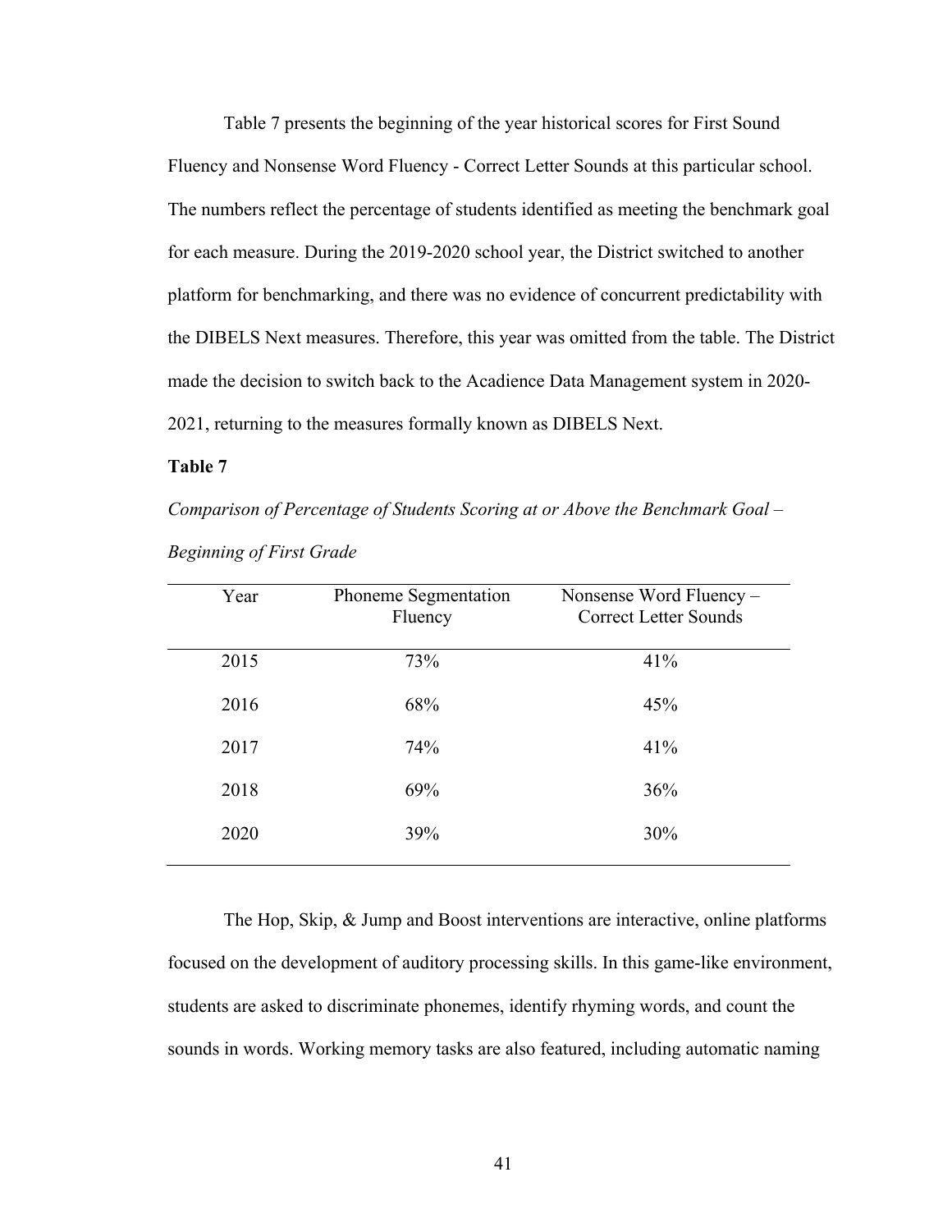Table 7 presents the beginning of the year historical scores for First Sound Fluency and Nonsense Word Fluency - Correct Letter Sounds at this particular school. The numbers reflect the percentage of students identified as meeting the benchmark goal for each measure. During the 2019-2020 school year, the District switched to another platform for benchmarking, and there was no evidence of concurrent predictability with the DIBELS Next measures. Therefore, this year was omitted from the table. The District made the decision to switch back to the Acadience Data Management system in 2020-2021, returning to the measures formally known as DIBELS Next.

**Table 7**

*Comparison of Percentage of Students Scoring at or Above the Benchmark Goal – Beginning of First Grade*

| Year | Phoneme Segmentation Fluency | Nonsense Word Fluency – Correct Letter Sounds |
|---|---|---|
| 2015 | 73% | 41% |
| 2016 | 68% | 45% |
| 2017 | 74% | 41% |
| 2018 | 69% | 36% |
| 2020 | 39% | 30% |

The Hop, Skip, & Jump and Boost interventions are interactive, online platforms focused on the development of auditory processing skills. In this game-like environment, students are asked to discriminate phonemes, identify rhyming words, and count the sounds in words. Working memory tasks are also featured, including automatic naming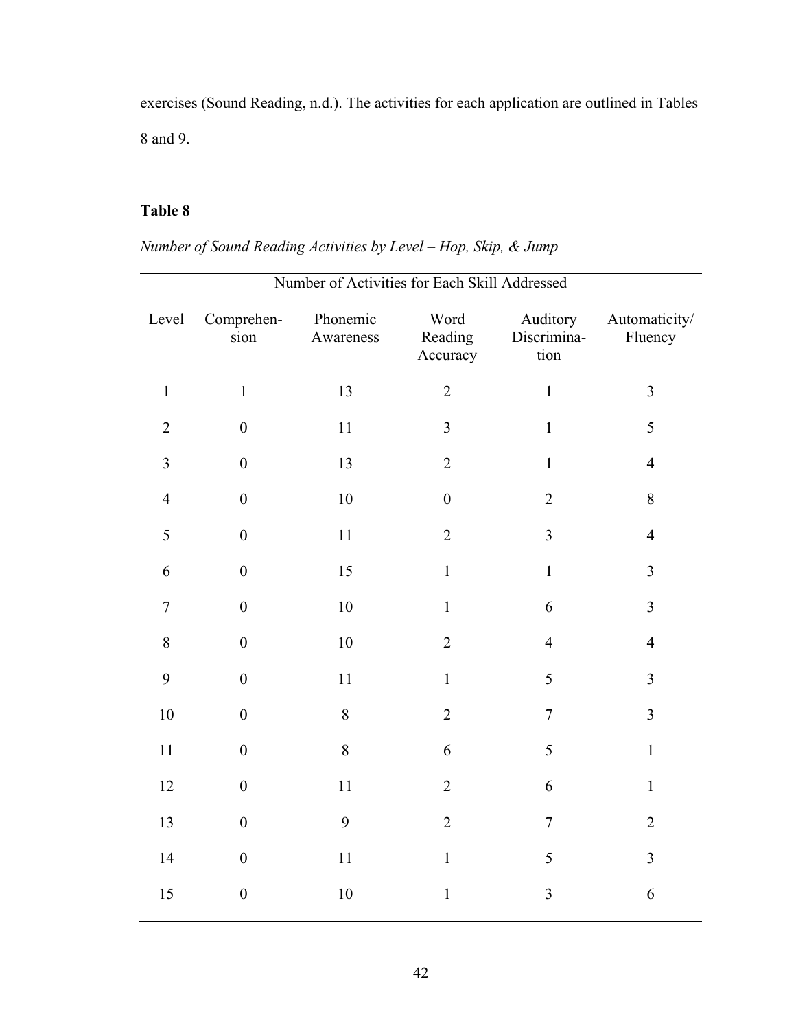exercises (Sound Reading, n.d.). The activities for each application are outlined in Tables 8 and 9.

**Table 8**

*Number of Sound Reading Activities by Level – Hop, Skip, & Jump*

| | Number of Activities for Each Skill Addressed | | | | |
|---|---|---|---|---|---|
| Level | Comprehension | Phonemic Awareness | Word Reading Accuracy | Auditory Discrimination | Automaticity/ Fluency |
| 1 | 1 | 13 | 2 | 1 | 3 |
| 2 | 0 | 11 | 3 | 1 | 5 |
| 3 | 0 | 13 | 2 | 1 | 4 |
| 4 | 0 | 10 | 0 | 2 | 8 |
| 5 | 0 | 11 | 2 | 3 | 4 |
| 6 | 0 | 15 | 1 | 1 | 3 |
| 7 | 0 | 10 | 1 | 6 | 3 |
| 8 | 0 | 10 | 2 | 4 | 4 |
| 9 | 0 | 11 | 1 | 5 | 3 |
| 10 | 0 | 8 | 2 | 7 | 3 |
| 11 | 0 | 8 | 6 | 5 | 1 |
| 12 | 0 | 11 | 2 | 6 | 1 |
| 13 | 0 | 9 | 2 | 7 | 2 |
| 14 | 0 | 11 | 1 | 5 | 3 |
| 15 | 0 | 10 | 1 | 3 | 6 |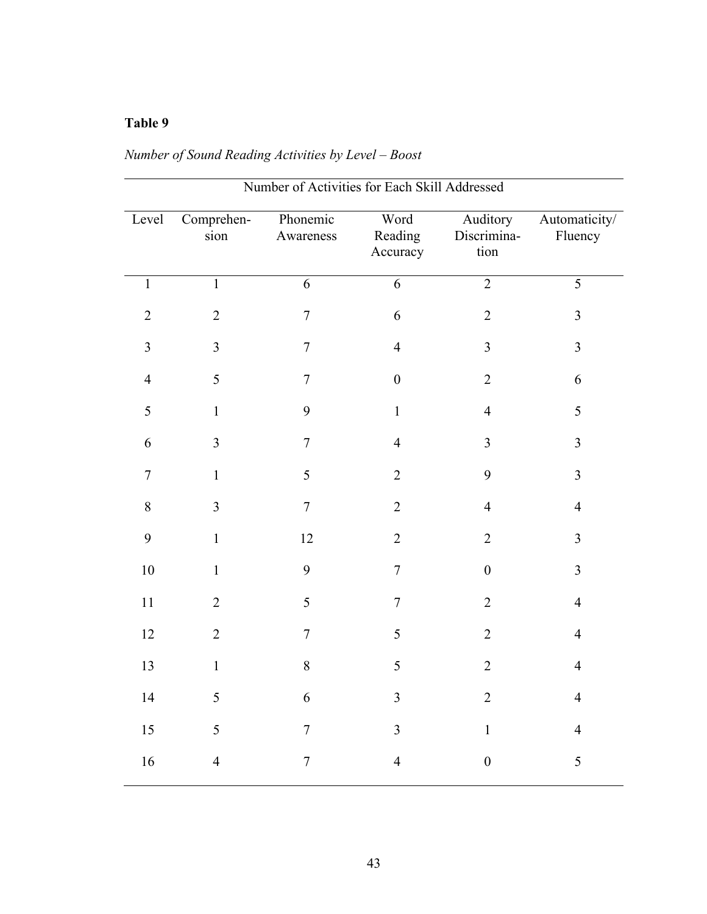**Table 9**

*Number of Sound Reading Activities by Level – Boost*

| | Number of Activities for Each Skill Addressed | | | | |
|---|---|---|---|---|---|
| Level | Comprehension | Phonemic Awareness | Word Reading Accuracy | Auditory Discrimination | Automaticity/ Fluency |
| 1 | 1 | 6 | 6 | 2 | 5 |
| 2 | 2 | 7 | 6 | 2 | 3 |
| 3 | 3 | 7 | 4 | 3 | 3 |
| 4 | 5 | 7 | 0 | 2 | 6 |
| 5 | 1 | 9 | 1 | 4 | 5 |
| 6 | 3 | 7 | 4 | 3 | 3 |
| 7 | 1 | 5 | 2 | 9 | 3 |
| 8 | 3 | 7 | 2 | 4 | 4 |
| 9 | 1 | 12 | 2 | 2 | 3 |
| 10 | 1 | 9 | 7 | 0 | 3 |
| 11 | 2 | 5 | 7 | 2 | 4 |
| 12 | 2 | 7 | 5 | 2 | 4 |
| 13 | 1 | 8 | 5 | 2 | 4 |
| 14 | 5 | 6 | 3 | 2 | 4 |
| 15 | 5 | 7 | 3 | 1 | 4 |
| 16 | 4 | 7 | 4 | 0 | 5 |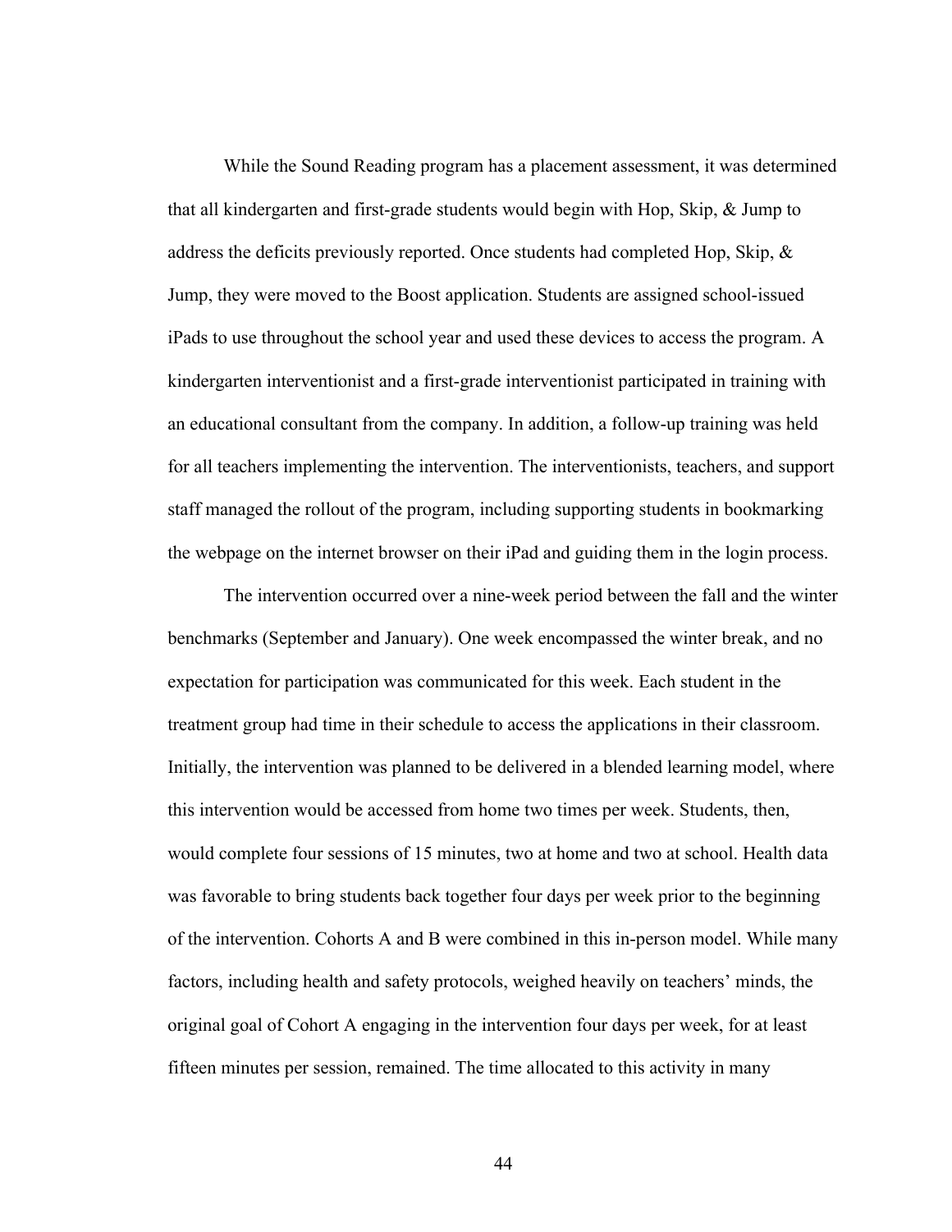While the Sound Reading program has a placement assessment, it was determined that all kindergarten and first-grade students would begin with Hop, Skip, & Jump to address the deficits previously reported. Once students had completed Hop, Skip, & Jump, they were moved to the Boost application. Students are assigned school-issued iPads to use throughout the school year and used these devices to access the program. A kindergarten interventionist and a first-grade interventionist participated in training with an educational consultant from the company. In addition, a follow-up training was held for all teachers implementing the intervention. The interventionists, teachers, and support staff managed the rollout of the program, including supporting students in bookmarking the webpage on the internet browser on their iPad and guiding them in the login process.

The intervention occurred over a nine-week period between the fall and the winter benchmarks (September and January). One week encompassed the winter break, and no expectation for participation was communicated for this week. Each student in the treatment group had time in their schedule to access the applications in their classroom. Initially, the intervention was planned to be delivered in a blended learning model, where this intervention would be accessed from home two times per week. Students, then, would complete four sessions of 15 minutes, two at home and two at school. Health data was favorable to bring students back together four days per week prior to the beginning of the intervention. Cohorts A and B were combined in this in-person model. While many factors, including health and safety protocols, weighed heavily on teachers' minds, the original goal of Cohort A engaging in the intervention four days per week, for at least fifteen minutes per session, remained. The time allocated to this activity in many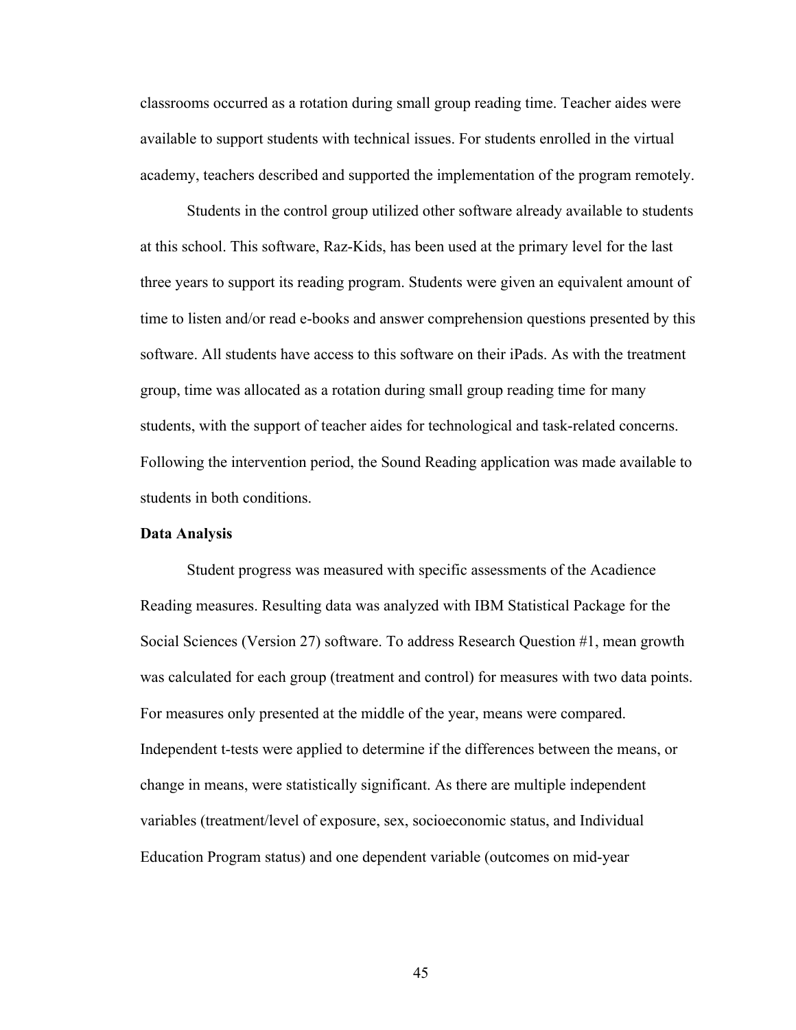classrooms occurred as a rotation during small group reading time. Teacher aides were available to support students with technical issues. For students enrolled in the virtual academy, teachers described and supported the implementation of the program remotely.

Students in the control group utilized other software already available to students at this school. This software, Raz-Kids, has been used at the primary level for the last three years to support its reading program. Students were given an equivalent amount of time to listen and/or read e-books and answer comprehension questions presented by this software. All students have access to this software on their iPads. As with the treatment group, time was allocated as a rotation during small group reading time for many students, with the support of teacher aides for technological and task-related concerns. Following the intervention period, the Sound Reading application was made available to students in both conditions.

### Data Analysis

Student progress was measured with specific assessments of the Acadience Reading measures. Resulting data was analyzed with IBM Statistical Package for the Social Sciences (Version 27) software. To address Research Question #1, mean growth was calculated for each group (treatment and control) for measures with two data points. For measures only presented at the middle of the year, means were compared. Independent t-tests were applied to determine if the differences between the means, or change in means, were statistically significant. As there are multiple independent variables (treatment/level of exposure, sex, socioeconomic status, and Individual Education Program status) and one dependent variable (outcomes on mid-year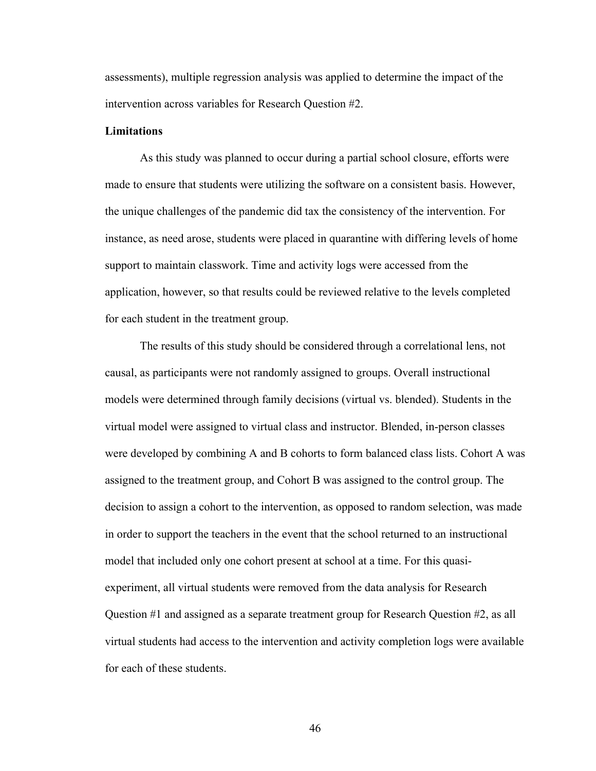assessments), multiple regression analysis was applied to determine the impact of the intervention across variables for Research Question #2.

**Limitations**

As this study was planned to occur during a partial school closure, efforts were made to ensure that students were utilizing the software on a consistent basis. However, the unique challenges of the pandemic did tax the consistency of the intervention. For instance, as need arose, students were placed in quarantine with differing levels of home support to maintain classwork. Time and activity logs were accessed from the application, however, so that results could be reviewed relative to the levels completed for each student in the treatment group.

The results of this study should be considered through a correlational lens, not causal, as participants were not randomly assigned to groups. Overall instructional models were determined through family decisions (virtual vs. blended). Students in the virtual model were assigned to virtual class and instructor. Blended, in-person classes were developed by combining A and B cohorts to form balanced class lists. Cohort A was assigned to the treatment group, and Cohort B was assigned to the control group. The decision to assign a cohort to the intervention, as opposed to random selection, was made in order to support the teachers in the event that the school returned to an instructional model that included only one cohort present at school at a time. For this quasi-experiment, all virtual students were removed from the data analysis for Research Question #1 and assigned as a separate treatment group for Research Question #2, as all virtual students had access to the intervention and activity completion logs were available for each of these students.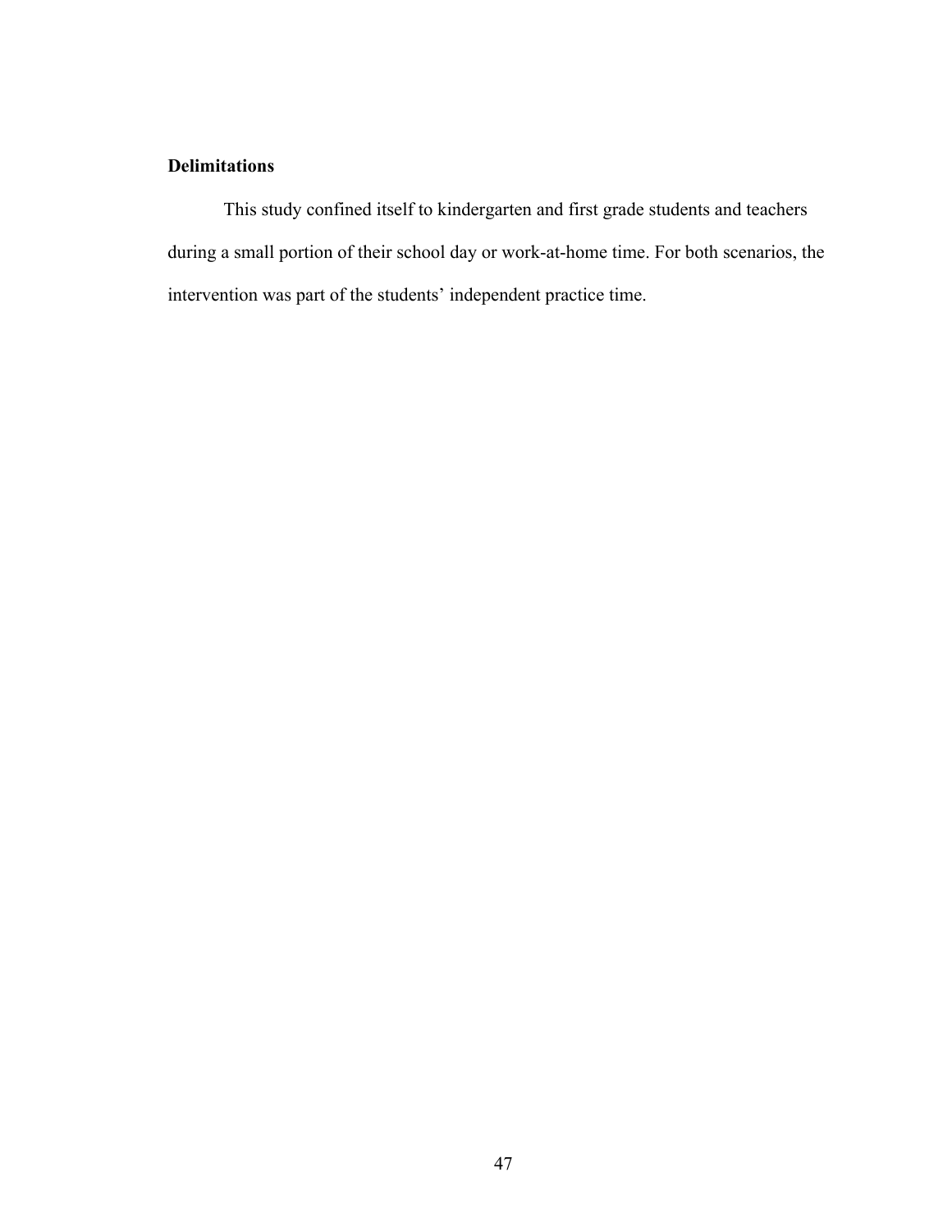### Delimitations

This study confined itself to kindergarten and first grade students and teachers during a small portion of their school day or work-at-home time. For both scenarios, the intervention was part of the students' independent practice time.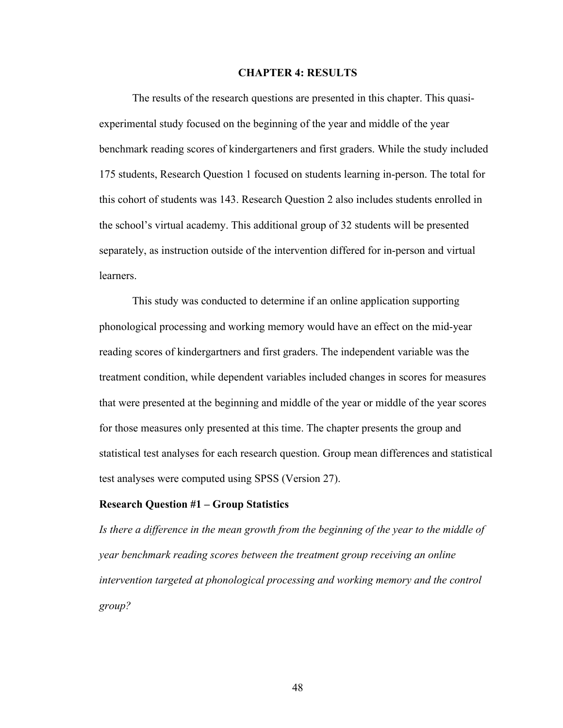# CHAPTER 4: RESULTS

The results of the research questions are presented in this chapter. This quasi-experimental study focused on the beginning of the year and middle of the year benchmark reading scores of kindergarteners and first graders. While the study included 175 students, Research Question 1 focused on students learning in-person. The total for this cohort of students was 143. Research Question 2 also includes students enrolled in the school's virtual academy. This additional group of 32 students will be presented separately, as instruction outside of the intervention differed for in-person and virtual learners.

This study was conducted to determine if an online application supporting phonological processing and working memory would have an effect on the mid-year reading scores of kindergartners and first graders. The independent variable was the treatment condition, while dependent variables included changes in scores for measures that were presented at the beginning and middle of the year or middle of the year scores for those measures only presented at this time. The chapter presents the group and statistical test analyses for each research question. Group mean differences and statistical test analyses were computed using SPSS (Version 27).

### Research Question #1 – Group Statistics

*Is there a difference in the mean growth from the beginning of the year to the middle of year benchmark reading scores between the treatment group receiving an online intervention targeted at phonological processing and working memory and the control group?*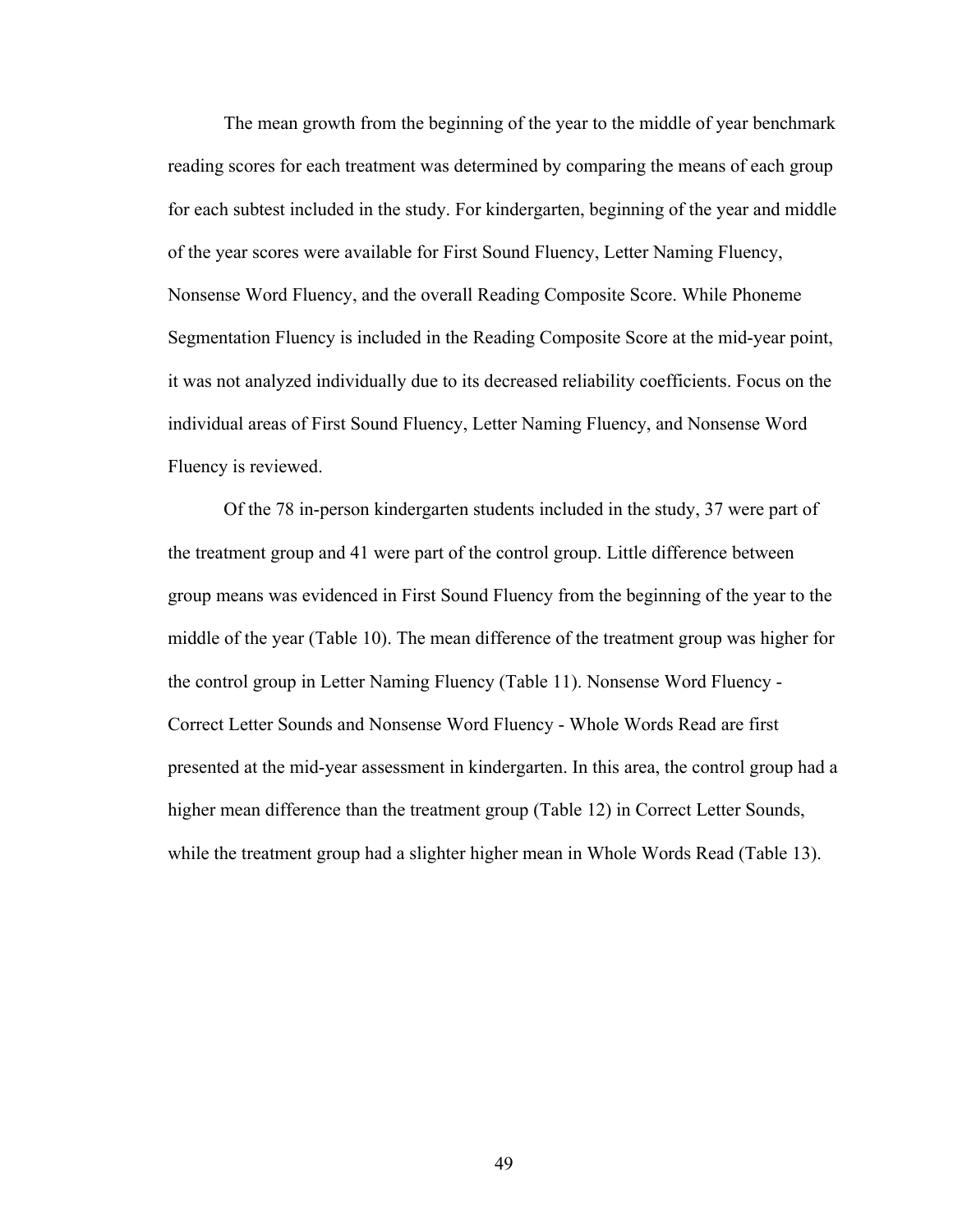The mean growth from the beginning of the year to the middle of year benchmark reading scores for each treatment was determined by comparing the means of each group for each subtest included in the study. For kindergarten, beginning of the year and middle of the year scores were available for First Sound Fluency, Letter Naming Fluency, Nonsense Word Fluency, and the overall Reading Composite Score. While Phoneme Segmentation Fluency is included in the Reading Composite Score at the mid-year point, it was not analyzed individually due to its decreased reliability coefficients. Focus on the individual areas of First Sound Fluency, Letter Naming Fluency, and Nonsense Word Fluency is reviewed.

Of the 78 in-person kindergarten students included in the study, 37 were part of the treatment group and 41 were part of the control group. Little difference between group means was evidenced in First Sound Fluency from the beginning of the year to the middle of the year (Table 10). The mean difference of the treatment group was higher for the control group in Letter Naming Fluency (Table 11). Nonsense Word Fluency - Correct Letter Sounds and Nonsense Word Fluency - Whole Words Read are first presented at the mid-year assessment in kindergarten. In this area, the control group had a higher mean difference than the treatment group (Table 12) in Correct Letter Sounds, while the treatment group had a slighter higher mean in Whole Words Read (Table 13).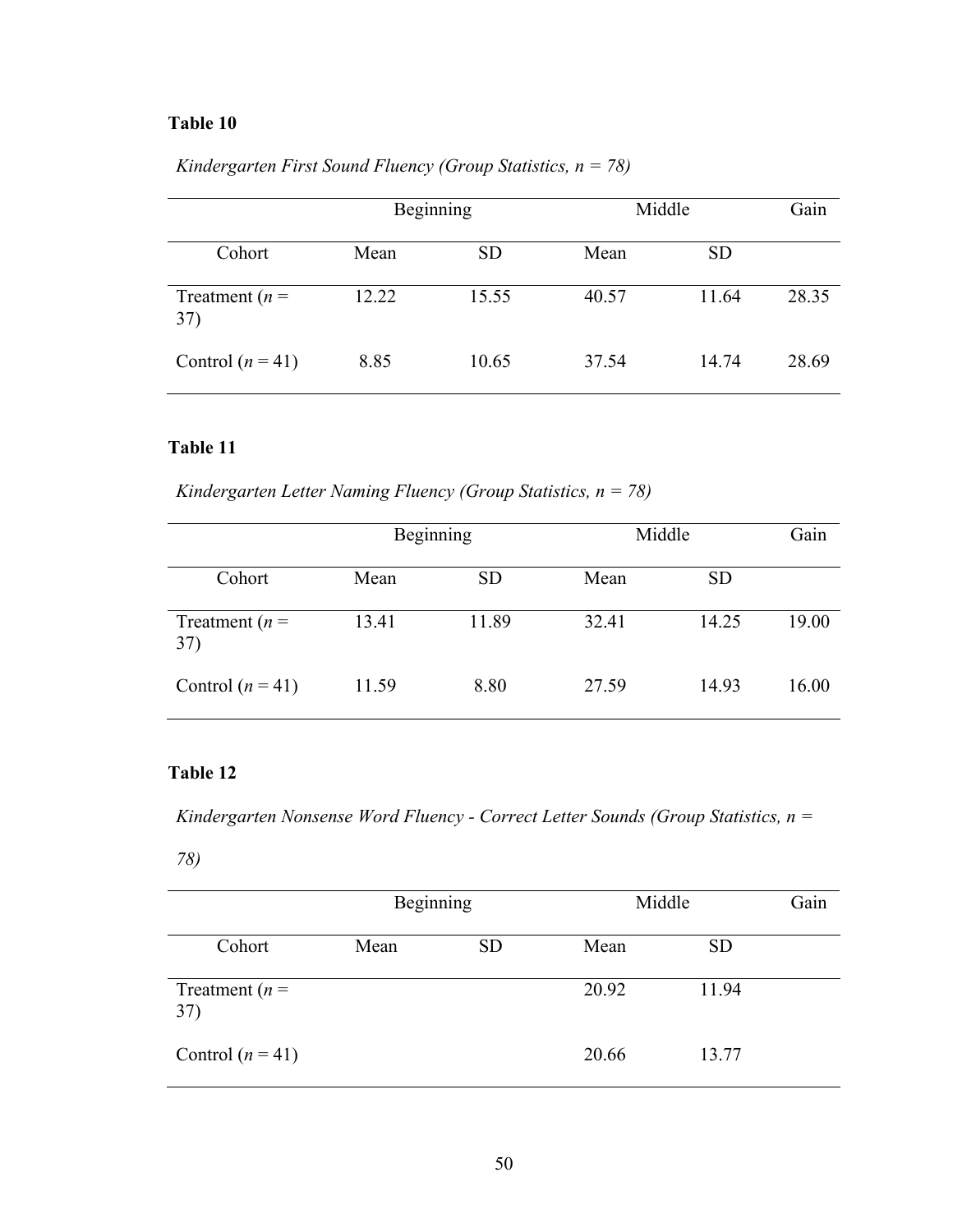**Table 10**

*Kindergarten First Sound Fluency (Group Statistics, n = 78)*

| | Beginning | | Middle | | Gain |
|---|---|---|---|---|---|
| Cohort | Mean | SD | Mean | SD | |
| Treatment (*n* = 37) | 12.22 | 15.55 | 40.57 | 11.64 | 28.35 |
| Control (*n* = 41) | 8.85 | 10.65 | 37.54 | 14.74 | 28.69 |

**Table 11**

*Kindergarten Letter Naming Fluency (Group Statistics, n = 78)*

| | Beginning | | Middle | | Gain |
|---|---|---|---|---|---|
| Cohort | Mean | SD | Mean | SD | |
| Treatment (*n* = 37) | 13.41 | 11.89 | 32.41 | 14.25 | 19.00 |
| Control (*n* = 41) | 11.59 | 8.80 | 27.59 | 14.93 | 16.00 |

**Table 12**

*Kindergarten Nonsense Word Fluency - Correct Letter Sounds (Group Statistics, n = 78)*

| | Beginning | | Middle | | Gain |
|---|---|---|---|---|---|
| Cohort | Mean | SD | Mean | SD | |
| Treatment (*n* = 37) | | | 20.92 | 11.94 | |
| Control (*n* = 41) | | | 20.66 | 13.77 | |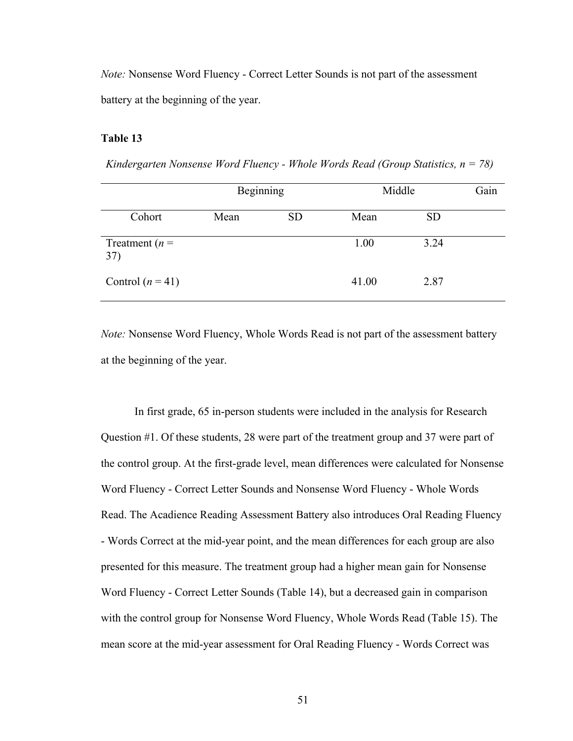*Note:* Nonsense Word Fluency - Correct Letter Sounds is not part of the assessment battery at the beginning of the year.

**Table 13**

*Kindergarten Nonsense Word Fluency - Whole Words Read (Group Statistics, n = 78)*

| | Beginning | | Middle | | Gain |
|---|---|---|---|---|---|
| Cohort | Mean | SD | Mean | SD | |
| Treatment (*n* = 37) | | | 1.00 | 3.24 | |
| Control (*n* = 41) | | | 41.00 | 2.87 | |

*Note:* Nonsense Word Fluency, Whole Words Read is not part of the assessment battery at the beginning of the year.

In first grade, 65 in-person students were included in the analysis for Research Question #1. Of these students, 28 were part of the treatment group and 37 were part of the control group. At the first-grade level, mean differences were calculated for Nonsense Word Fluency - Correct Letter Sounds and Nonsense Word Fluency - Whole Words Read. The Acadience Reading Assessment Battery also introduces Oral Reading Fluency - Words Correct at the mid-year point, and the mean differences for each group are also presented for this measure. The treatment group had a higher mean gain for Nonsense Word Fluency - Correct Letter Sounds (Table 14), but a decreased gain in comparison with the control group for Nonsense Word Fluency, Whole Words Read (Table 15). The mean score at the mid-year assessment for Oral Reading Fluency - Words Correct was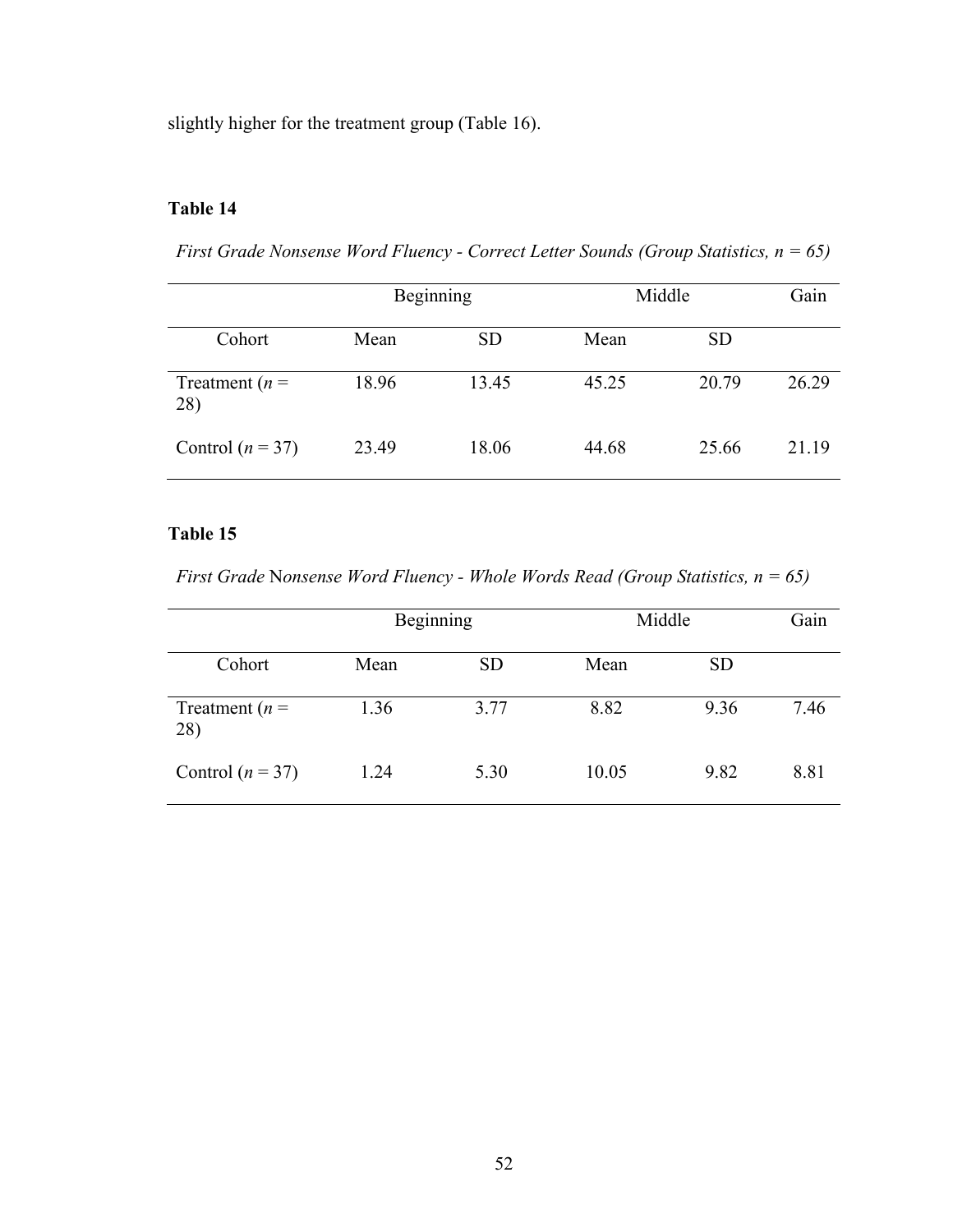slightly higher for the treatment group (Table 16).

**Table 14**

*First Grade Nonsense Word Fluency - Correct Letter Sounds (Group Statistics, n = 65)*

| | Beginning | | Middle | | Gain |
|---|---|---|---|---|---|
| Cohort | Mean | SD | Mean | SD | |
| Treatment (*n* = 28) | 18.96 | 13.45 | 45.25 | 20.79 | 26.29 |
| Control (*n* = 37) | 23.49 | 18.06 | 44.68 | 25.66 | 21.19 |

**Table 15**

*First Grade* Nonsense *Word Fluency - Whole Words Read (Group Statistics, n = 65)*

| | Beginning | | Middle | | Gain |
|---|---|---|---|---|---|
| Cohort | Mean | SD | Mean | SD | |
| Treatment (*n* = 28) | 1.36 | 3.77 | 8.82 | 9.36 | 7.46 |
| Control (*n* = 37) | 1.24 | 5.30 | 10.05 | 9.82 | 8.81 |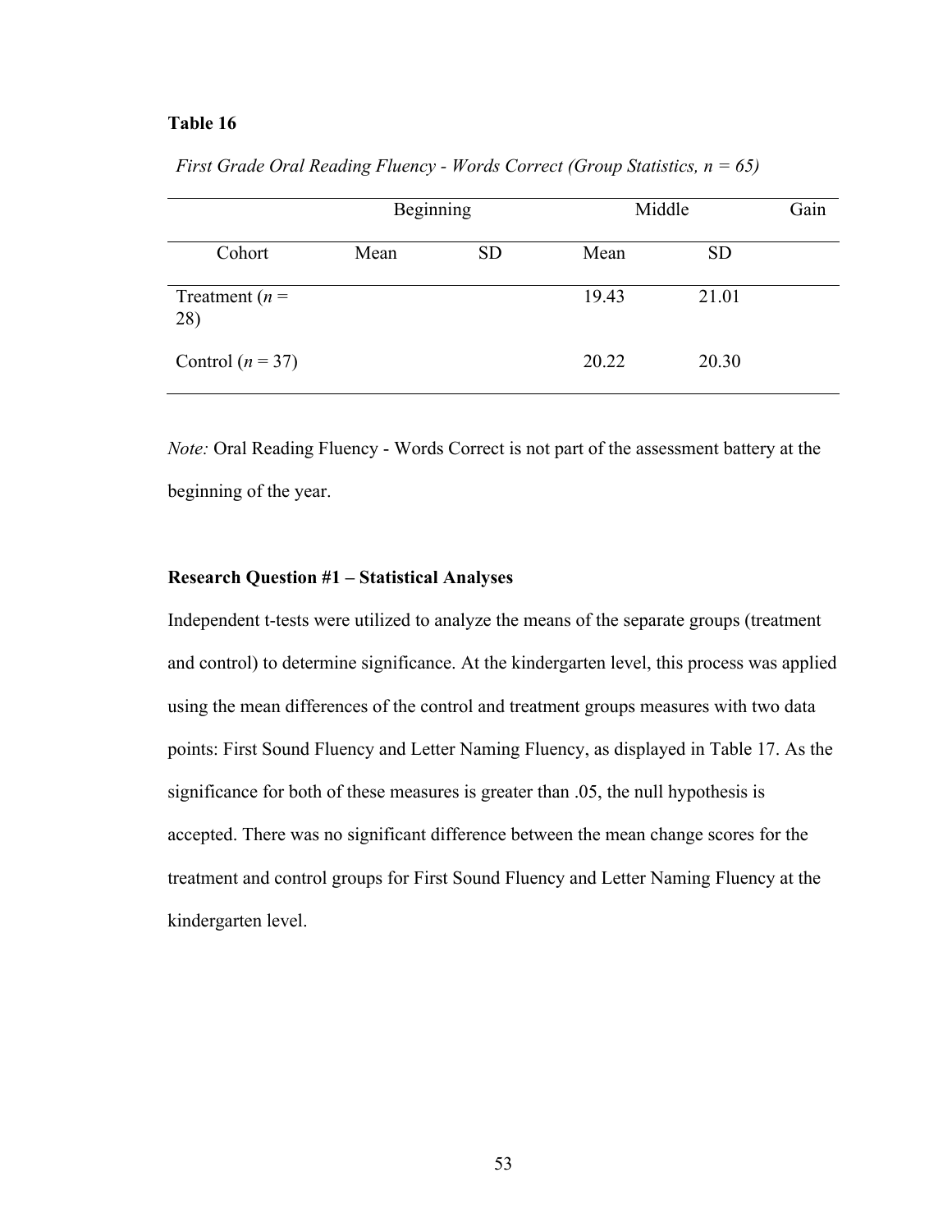**Table 16**

*First Grade Oral Reading Fluency - Words Correct (Group Statistics, n = 65)*

| | Beginning | | Middle | | Gain |
|---|---|---|---|---|---|
| Cohort | Mean | SD | Mean | SD | |
| Treatment (*n* = 28) | | | 19.43 | 21.01 | |
| Control (*n* = 37) | | | 20.22 | 20.30 | |

*Note:* Oral Reading Fluency - Words Correct is not part of the assessment battery at the beginning of the year.

**Research Question #1 – Statistical Analyses**

Independent t-tests were utilized to analyze the means of the separate groups (treatment and control) to determine significance. At the kindergarten level, this process was applied using the mean differences of the control and treatment groups measures with two data points: First Sound Fluency and Letter Naming Fluency, as displayed in Table 17. As the significance for both of these measures is greater than .05, the null hypothesis is accepted. There was no significant difference between the mean change scores for the treatment and control groups for First Sound Fluency and Letter Naming Fluency at the kindergarten level.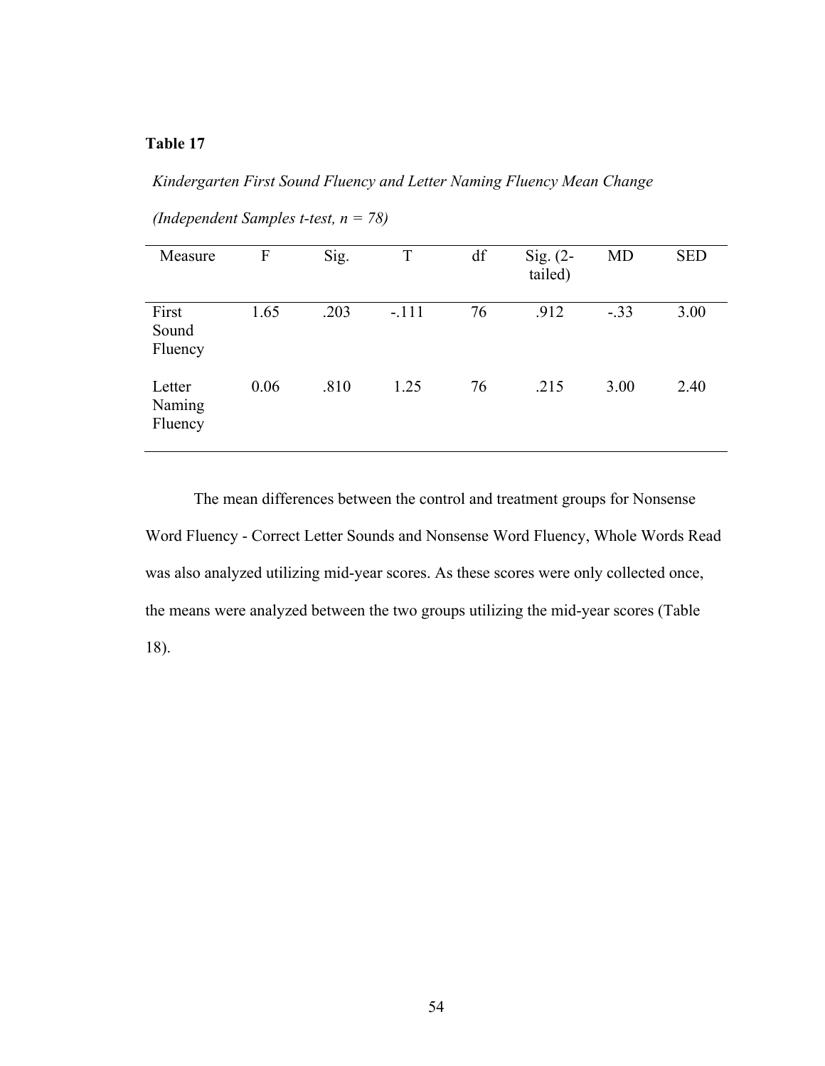**Table 17**

*Kindergarten First Sound Fluency and Letter Naming Fluency Mean Change*

*(Independent Samples t-test, n = 78)*

| Measure | F | Sig. | T | df | Sig. (2-tailed) | MD | SED |
|---|---|---|---|---|---|---|---|
| First Sound Fluency | 1.65 | .203 | -.111 | 76 | .912 | -.33 | 3.00 |
| Letter Naming Fluency | 0.06 | .810 | 1.25 | 76 | .215 | 3.00 | 2.40 |

The mean differences between the control and treatment groups for Nonsense Word Fluency - Correct Letter Sounds and Nonsense Word Fluency, Whole Words Read was also analyzed utilizing mid-year scores. As these scores were only collected once, the means were analyzed between the two groups utilizing the mid-year scores (Table 18).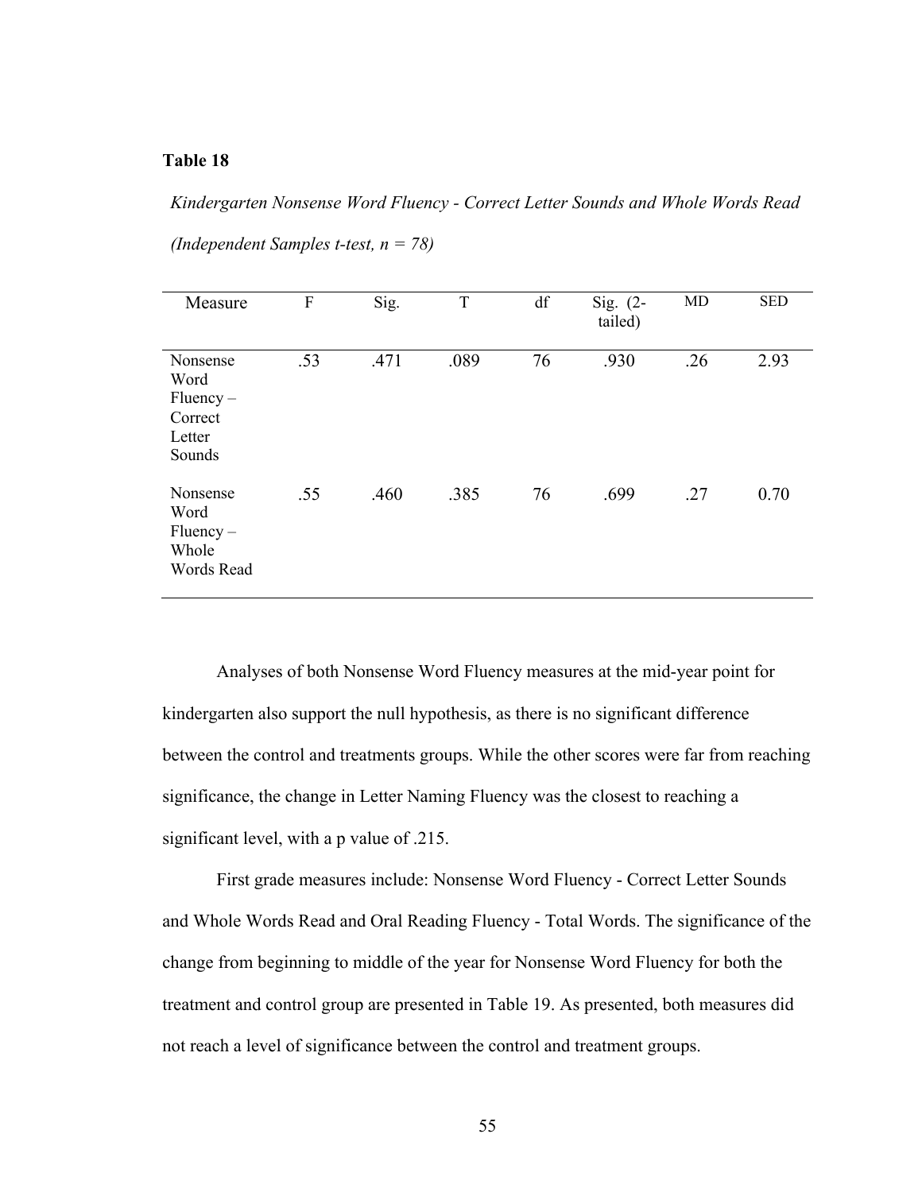**Table 18**

*Kindergarten Nonsense Word Fluency - Correct Letter Sounds and Whole Words Read (Independent Samples t-test, n = 78)*

| Measure | F | Sig. | T | df | Sig. (2-tailed) | MD | SED |
|---|---|---|---|---|---|---|---|
| Nonsense Word Fluency – Correct Letter Sounds | .53 | .471 | .089 | 76 | .930 | .26 | 2.93 |
| Nonsense Word Fluency – Whole Words Read | .55 | .460 | .385 | 76 | .699 | .27 | 0.70 |

Analyses of both Nonsense Word Fluency measures at the mid-year point for kindergarten also support the null hypothesis, as there is no significant difference between the control and treatments groups. While the other scores were far from reaching significance, the change in Letter Naming Fluency was the closest to reaching a significant level, with a p value of .215.

First grade measures include: Nonsense Word Fluency - Correct Letter Sounds and Whole Words Read and Oral Reading Fluency - Total Words. The significance of the change from beginning to middle of the year for Nonsense Word Fluency for both the treatment and control group are presented in Table 19. As presented, both measures did not reach a level of significance between the control and treatment groups.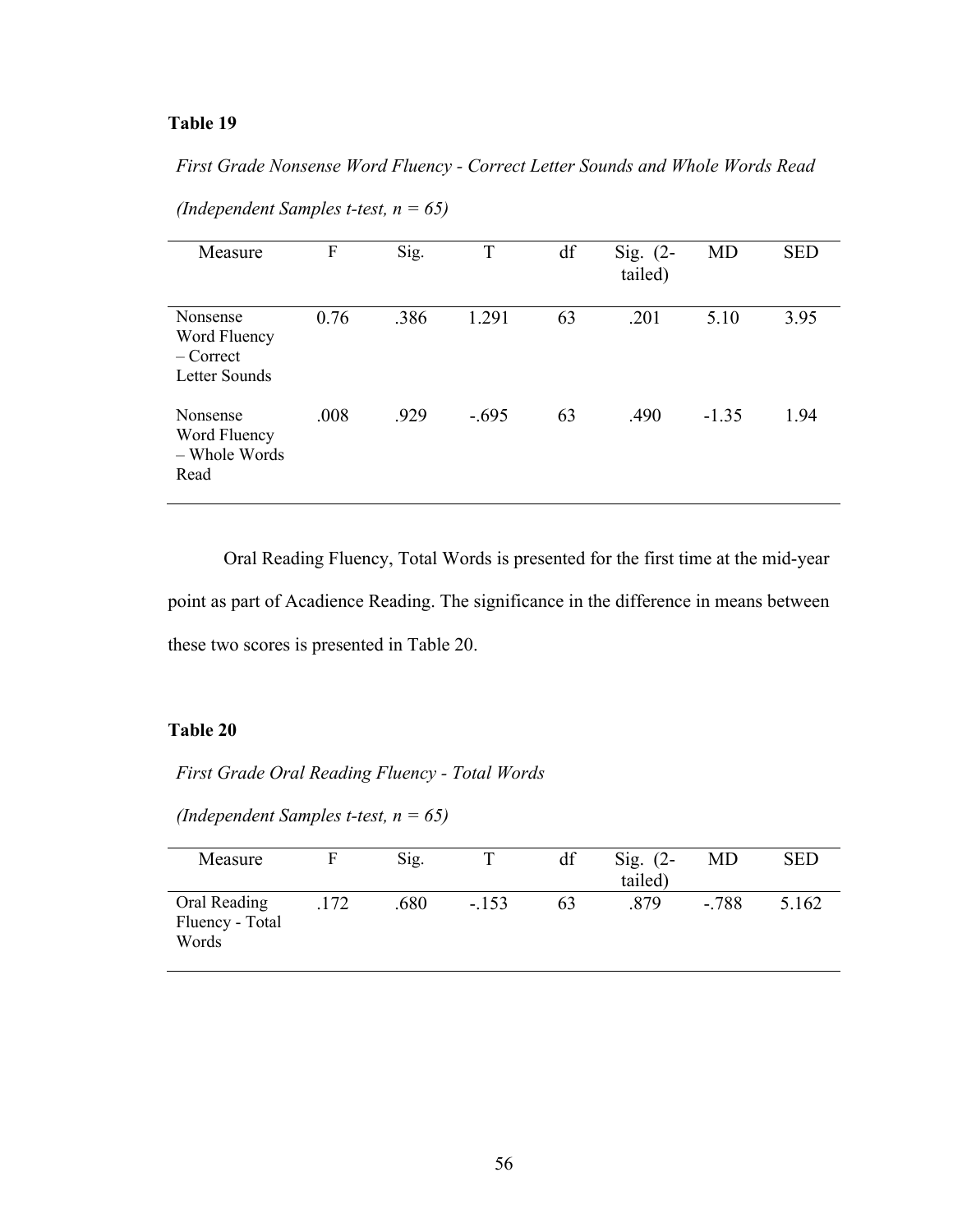**Table 19**

*First Grade Nonsense Word Fluency - Correct Letter Sounds and Whole Words Read*

*(Independent Samples t-test, n = 65)*

| Measure | F | Sig. | T | df | Sig. (2-tailed) | MD | SED |
|---|---|---|---|---|---|---|---|
| Nonsense Word Fluency – Correct Letter Sounds | 0.76 | .386 | 1.291 | 63 | .201 | 5.10 | 3.95 |
| Nonsense Word Fluency – Whole Words Read | .008 | .929 | -.695 | 63 | .490 | -1.35 | 1.94 |

Oral Reading Fluency, Total Words is presented for the first time at the mid-year point as part of Acadience Reading. The significance in the difference in means between these two scores is presented in Table 20.

**Table 20**

*First Grade Oral Reading Fluency - Total Words*

*(Independent Samples t-test, n = 65)*

| Measure | F | Sig. | T | df | Sig. (2-tailed) | MD | SED |
|---|---|---|---|---|---|---|---|
| Oral Reading Fluency - Total Words | .172 | .680 | -.153 | 63 | .879 | -.788 | 5.162 |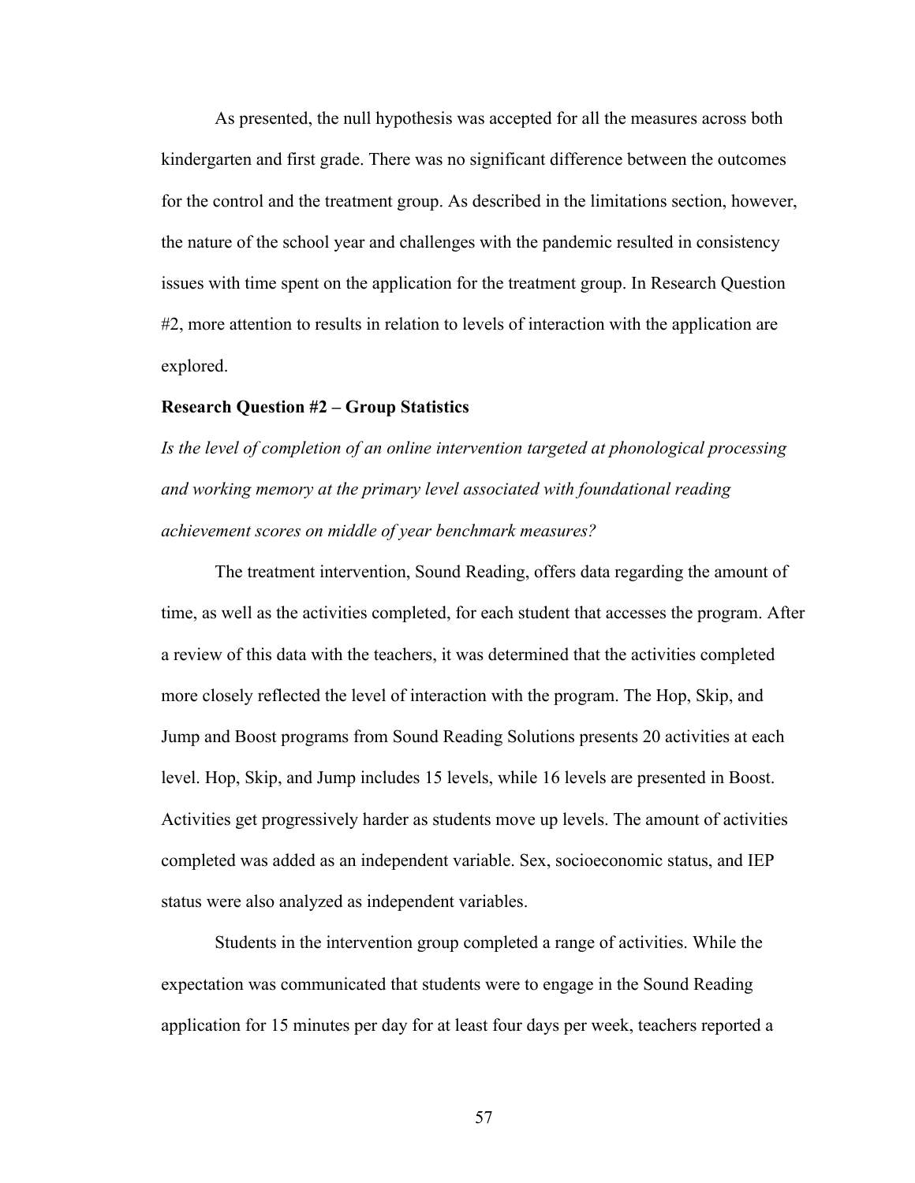As presented, the null hypothesis was accepted for all the measures across both kindergarten and first grade. There was no significant difference between the outcomes for the control and the treatment group. As described in the limitations section, however, the nature of the school year and challenges with the pandemic resulted in consistency issues with time spent on the application for the treatment group. In Research Question #2, more attention to results in relation to levels of interaction with the application are explored.

**Research Question #2 – Group Statistics**

*Is the level of completion of an online intervention targeted at phonological processing and working memory at the primary level associated with foundational reading achievement scores on middle of year benchmark measures?*

The treatment intervention, Sound Reading, offers data regarding the amount of time, as well as the activities completed, for each student that accesses the program. After a review of this data with the teachers, it was determined that the activities completed more closely reflected the level of interaction with the program. The Hop, Skip, and Jump and Boost programs from Sound Reading Solutions presents 20 activities at each level. Hop, Skip, and Jump includes 15 levels, while 16 levels are presented in Boost. Activities get progressively harder as students move up levels. The amount of activities completed was added as an independent variable. Sex, socioeconomic status, and IEP status were also analyzed as independent variables.

Students in the intervention group completed a range of activities. While the expectation was communicated that students were to engage in the Sound Reading application for 15 minutes per day for at least four days per week, teachers reported a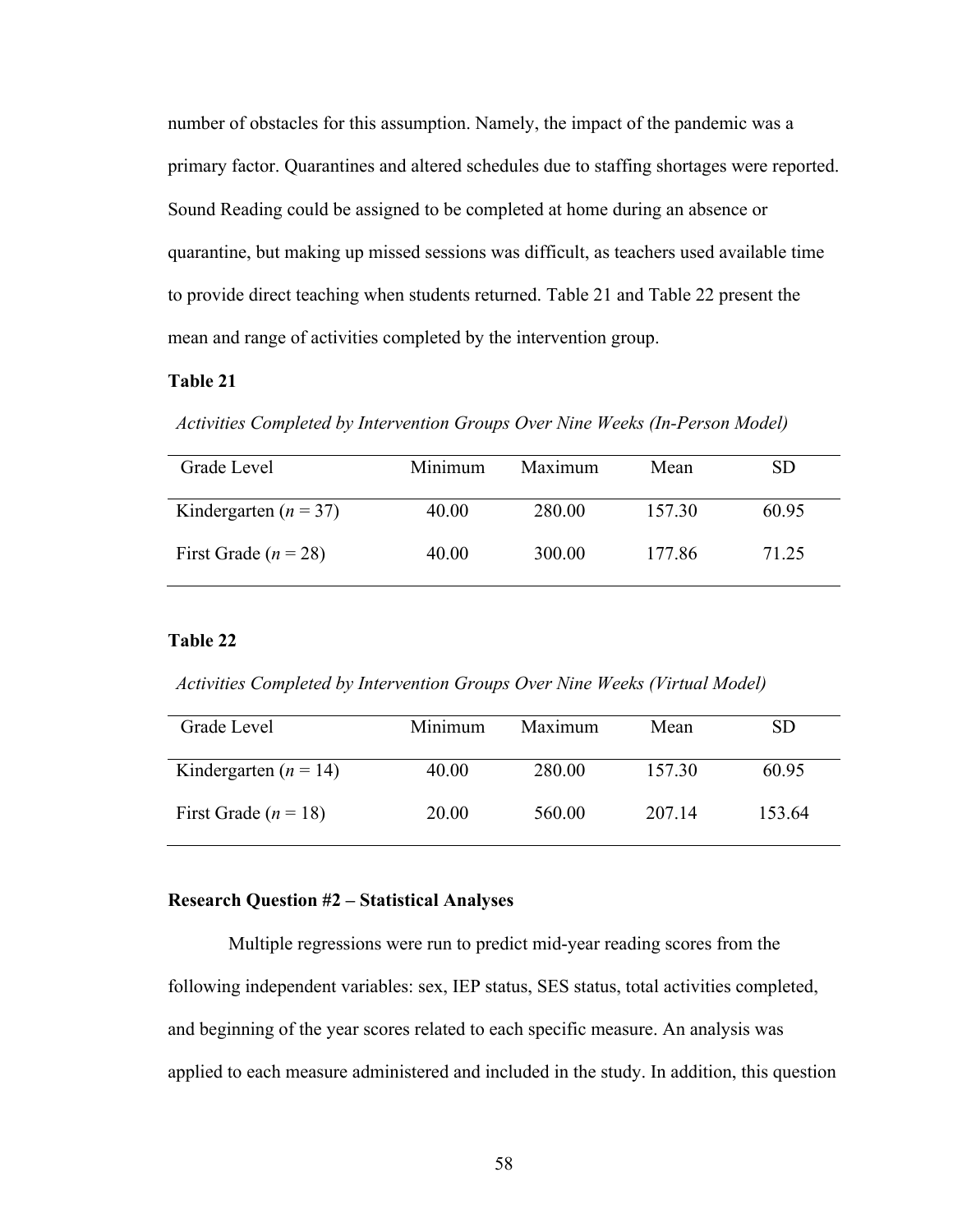number of obstacles for this assumption. Namely, the impact of the pandemic was a primary factor. Quarantines and altered schedules due to staffing shortages were reported. Sound Reading could be assigned to be completed at home during an absence or quarantine, but making up missed sessions was difficult, as teachers used available time to provide direct teaching when students returned. Table 21 and Table 22 present the mean and range of activities completed by the intervention group.

**Table 21**

*Activities Completed by Intervention Groups Over Nine Weeks (In-Person Model)*

| Grade Level | Minimum | Maximum | Mean | SD |
|---|---|---|---|---|
| Kindergarten (*n* = 37) | 40.00 | 280.00 | 157.30 | 60.95 |
| First Grade (*n* = 28) | 40.00 | 300.00 | 177.86 | 71.25 |

**Table 22**

*Activities Completed by Intervention Groups Over Nine Weeks (Virtual Model)*

| Grade Level | Minimum | Maximum | Mean | SD |
|---|---|---|---|---|
| Kindergarten (*n* = 14) | 40.00 | 280.00 | 157.30 | 60.95 |
| First Grade (*n* = 18) | 20.00 | 560.00 | 207.14 | 153.64 |

**Research Question #2 – Statistical Analyses**

Multiple regressions were run to predict mid-year reading scores from the following independent variables: sex, IEP status, SES status, total activities completed, and beginning of the year scores related to each specific measure. An analysis was applied to each measure administered and included in the study. In addition, this question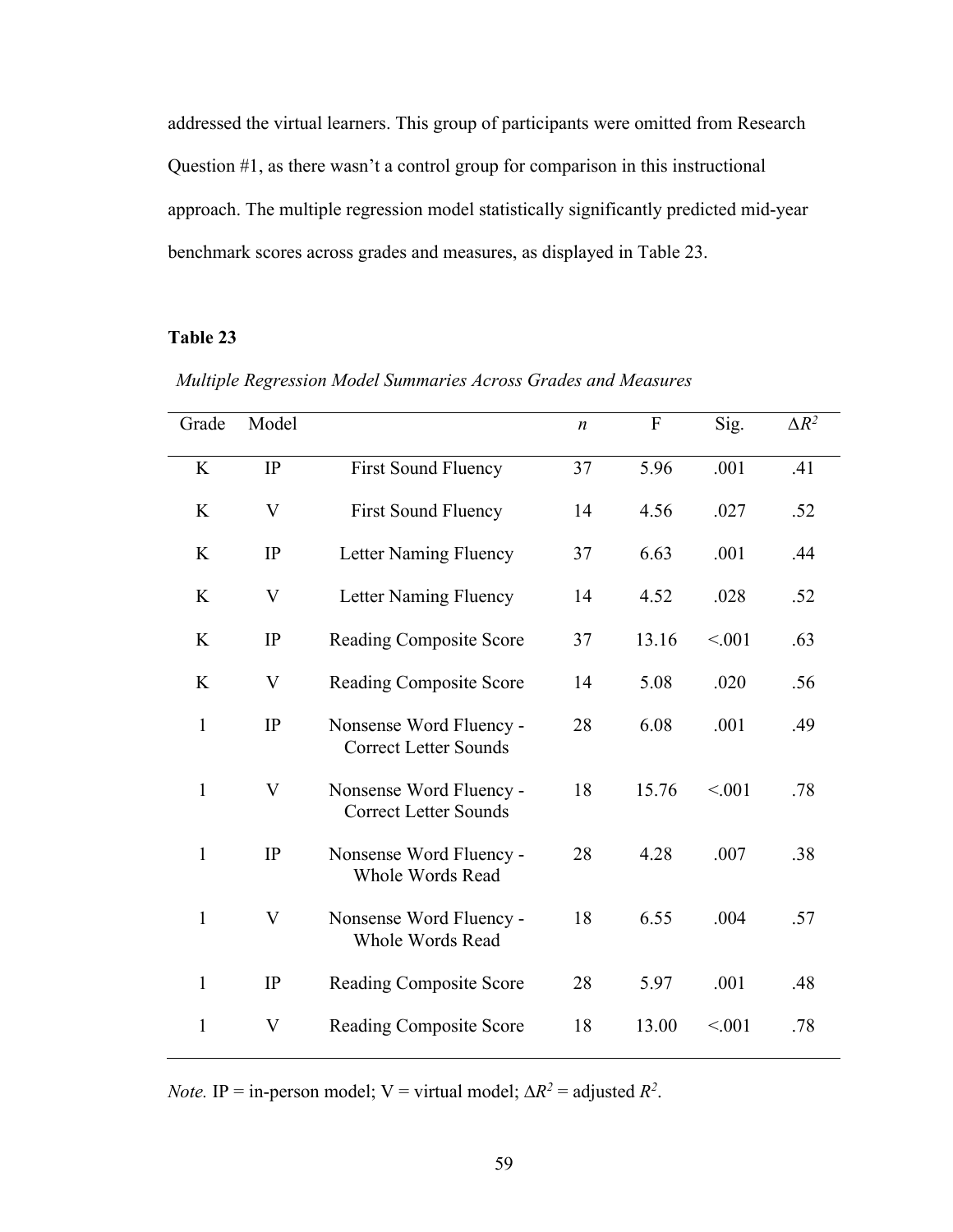addressed the virtual learners. This group of participants were omitted from Research Question #1, as there wasn't a control group for comparison in this instructional approach. The multiple regression model statistically significantly predicted mid-year benchmark scores across grades and measures, as displayed in Table 23.

**Table 23**

*Multiple Regression Model Summaries Across Grades and Measures*

| Grade | Model | | *n* | F | Sig. | $\Delta R^2$ |
|---|---|---|---|---|---|---|
| K | IP | First Sound Fluency | 37 | 5.96 | .001 | .41 |
| K | V | First Sound Fluency | 14 | 4.56 | .027 | .52 |
| K | IP | Letter Naming Fluency | 37 | 6.63 | .001 | .44 |
| K | V | Letter Naming Fluency | 14 | 4.52 | .028 | .52 |
| K | IP | Reading Composite Score | 37 | 13.16 | <.001 | .63 |
| K | V | Reading Composite Score | 14 | 5.08 | .020 | .56 |
| 1 | IP | Nonsense Word Fluency - Correct Letter Sounds | 28 | 6.08 | .001 | .49 |
| 1 | V | Nonsense Word Fluency - Correct Letter Sounds | 18 | 15.76 | <.001 | .78 |
| 1 | IP | Nonsense Word Fluency - Whole Words Read | 28 | 4.28 | .007 | .38 |
| 1 | V | Nonsense Word Fluency - Whole Words Read | 18 | 6.55 | .004 | .57 |
| 1 | IP | Reading Composite Score | 28 | 5.97 | .001 | .48 |
| 1 | V | Reading Composite Score | 18 | 13.00 | <.001 | .78 |

*Note.* IP = in-person model; V = virtual model; $\Delta R^2$ = adjusted $R^2$.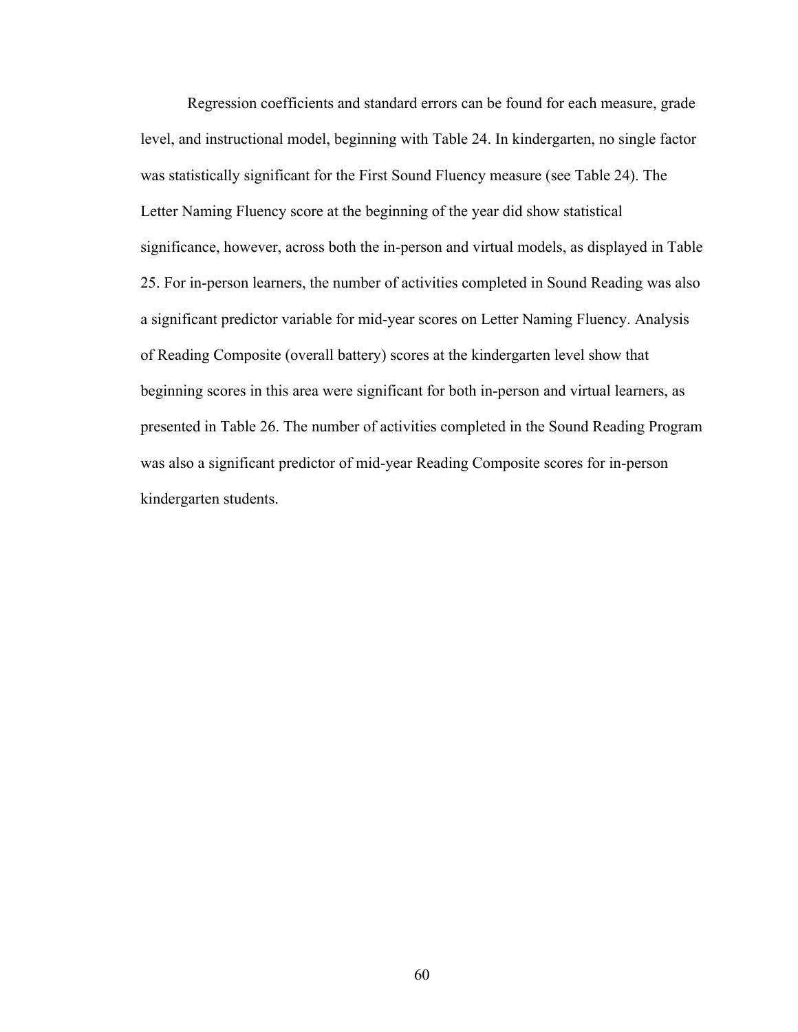Regression coefficients and standard errors can be found for each measure, grade level, and instructional model, beginning with Table 24. In kindergarten, no single factor was statistically significant for the First Sound Fluency measure (see Table 24). The Letter Naming Fluency score at the beginning of the year did show statistical significance, however, across both the in-person and virtual models, as displayed in Table 25. For in-person learners, the number of activities completed in Sound Reading was also a significant predictor variable for mid-year scores on Letter Naming Fluency. Analysis of Reading Composite (overall battery) scores at the kindergarten level show that beginning scores in this area were significant for both in-person and virtual learners, as presented in Table 26. The number of activities completed in the Sound Reading Program was also a significant predictor of mid-year Reading Composite scores for in-person kindergarten students.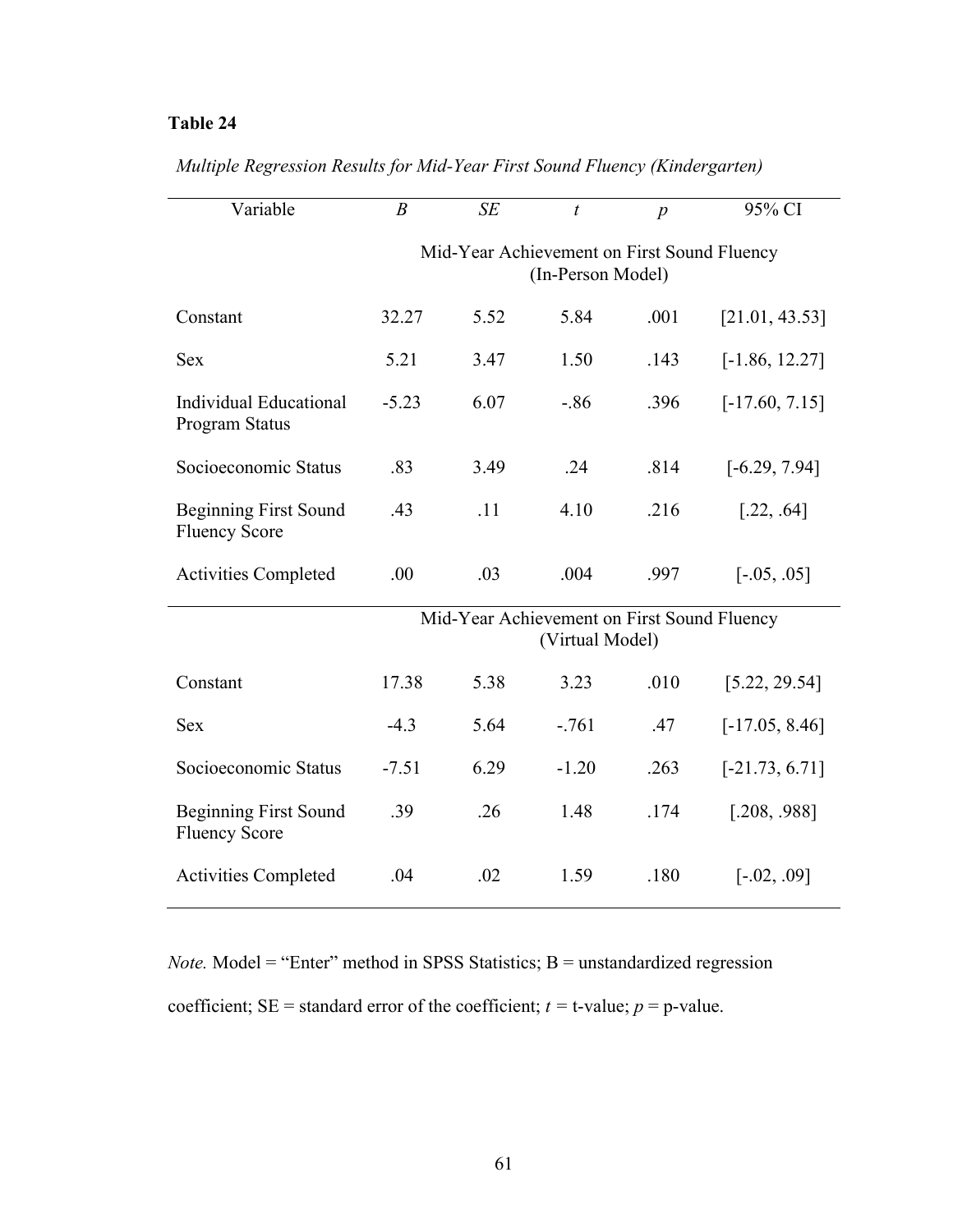**Table 24**

*Multiple Regression Results for Mid-Year First Sound Fluency (Kindergarten)*

| Variable | *B* | *SE* | *t* | *p* | 95% CI |
|---|---|---|---|---|---|
| | Mid-Year Achievement on First Sound Fluency (In-Person Model) | | | | |
| Constant | 32.27 | 5.52 | 5.84 | .001 | [21.01, 43.53] |
| Sex | 5.21 | 3.47 | 1.50 | .143 | [-1.86, 12.27] |
| Individual Educational Program Status | -5.23 | 6.07 | -.86 | .396 | [-17.60, 7.15] |
| Socioeconomic Status | .83 | 3.49 | .24 | .814 | [-6.29, 7.94] |
| Beginning First Sound Fluency Score | .43 | .11 | 4.10 | .216 | [.22, .64] |
| Activities Completed | .00 | .03 | .004 | .997 | [-.05, .05] |
| | Mid-Year Achievement on First Sound Fluency (Virtual Model) | | | | |
| Constant | 17.38 | 5.38 | 3.23 | .010 | [5.22, 29.54] |
| Sex | -4.3 | 5.64 | -.761 | .47 | [-17.05, 8.46] |
| Socioeconomic Status | -7.51 | 6.29 | -1.20 | .263 | [-21.73, 6.71] |
| Beginning First Sound Fluency Score | .39 | .26 | 1.48 | .174 | [.208, .988] |
| Activities Completed | .04 | .02 | 1.59 | .180 | [-.02, .09] |

*Note.* Model = "Enter" method in SPSS Statistics; B = unstandardized regression coefficient; SE = standard error of the coefficient; *t* = t-value; *p* = p-value.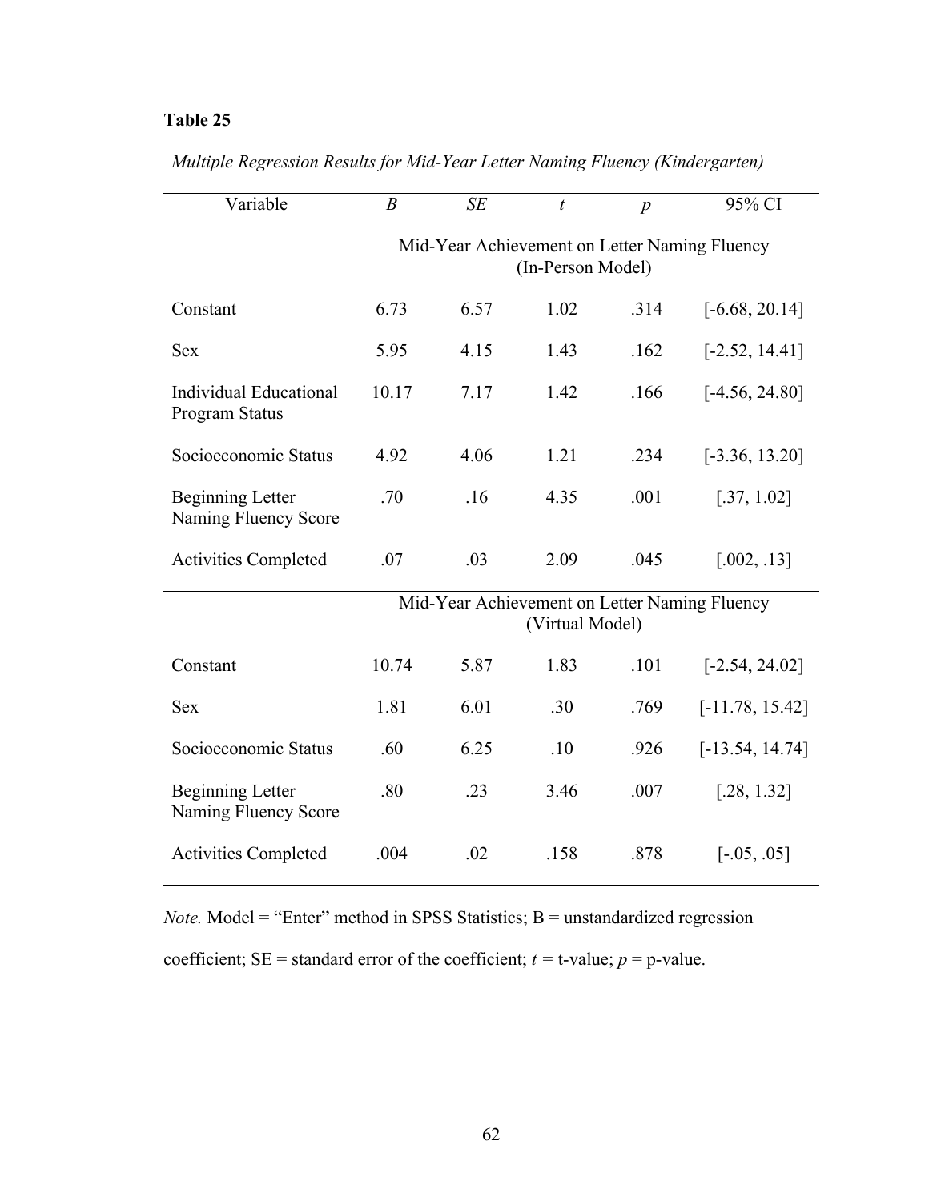**Table 25**

*Multiple Regression Results for Mid-Year Letter Naming Fluency (Kindergarten)*

| Variable | *B* | *SE* | *t* | *p* | 95% CI |
|---|---|---|---|---|---|
| | Mid-Year Achievement on Letter Naming Fluency (In-Person Model) | | | | |
| Constant | 6.73 | 6.57 | 1.02 | .314 | [-6.68, 20.14] |
| Sex | 5.95 | 4.15 | 1.43 | .162 | [-2.52, 14.41] |
| Individual Educational Program Status | 10.17 | 7.17 | 1.42 | .166 | [-4.56, 24.80] |
| Socioeconomic Status | 4.92 | 4.06 | 1.21 | .234 | [-3.36, 13.20] |
| Beginning Letter Naming Fluency Score | .70 | .16 | 4.35 | .001 | [.37, 1.02] |
| Activities Completed | .07 | .03 | 2.09 | .045 | [.002, .13] |
| | Mid-Year Achievement on Letter Naming Fluency (Virtual Model) | | | | |
| Constant | 10.74 | 5.87 | 1.83 | .101 | [-2.54, 24.02] |
| Sex | 1.81 | 6.01 | .30 | .769 | [-11.78, 15.42] |
| Socioeconomic Status | .60 | 6.25 | .10 | .926 | [-13.54, 14.74] |
| Beginning Letter Naming Fluency Score | .80 | .23 | 3.46 | .007 | [.28, 1.32] |
| Activities Completed | .004 | .02 | .158 | .878 | [-.05, .05] |

*Note.* Model = "Enter" method in SPSS Statistics; B = unstandardized regression coefficient; SE = standard error of the coefficient; *t* = t-value; *p* = p-value.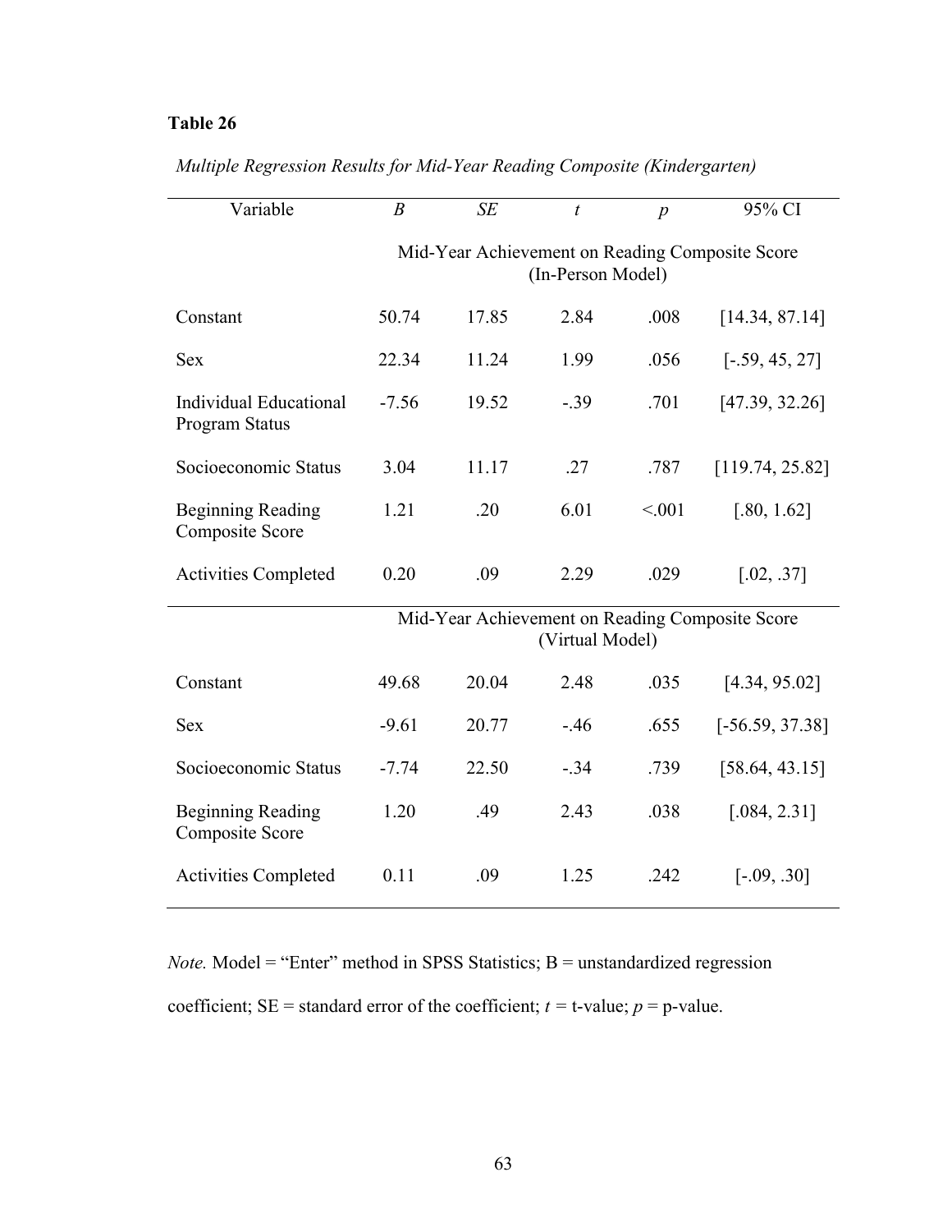**Table 26**

*Multiple Regression Results for Mid-Year Reading Composite (Kindergarten)*

| Variable | *B* | *SE* | *t* | *p* | 95% CI |
|---|---|---|---|---|---|
| | Mid-Year Achievement on Reading Composite Score (In-Person Model) | | | | |
| Constant | 50.74 | 17.85 | 2.84 | .008 | [14.34, 87.14] |
| Sex | 22.34 | 11.24 | 1.99 | .056 | [-.59, 45, 27] |
| Individual Educational Program Status | -7.56 | 19.52 | -.39 | .701 | [47.39, 32.26] |
| Socioeconomic Status | 3.04 | 11.17 | .27 | .787 | [119.74, 25.82] |
| Beginning Reading Composite Score | 1.21 | .20 | 6.01 | <.001 | [.80, 1.62] |
| Activities Completed | 0.20 | .09 | 2.29 | .029 | [.02, .37] |
| | Mid-Year Achievement on Reading Composite Score (Virtual Model) | | | | |
| Constant | 49.68 | 20.04 | 2.48 | .035 | [4.34, 95.02] |
| Sex | -9.61 | 20.77 | -.46 | .655 | [-56.59, 37.38] |
| Socioeconomic Status | -7.74 | 22.50 | -.34 | .739 | [58.64, 43.15] |
| Beginning Reading Composite Score | 1.20 | .49 | 2.43 | .038 | [.084, 2.31] |
| Activities Completed | 0.11 | .09 | 1.25 | .242 | [-.09, .30] |

*Note.* Model = "Enter" method in SPSS Statistics; B = unstandardized regression coefficient; SE = standard error of the coefficient; *t* = t-value; *p* = p-value.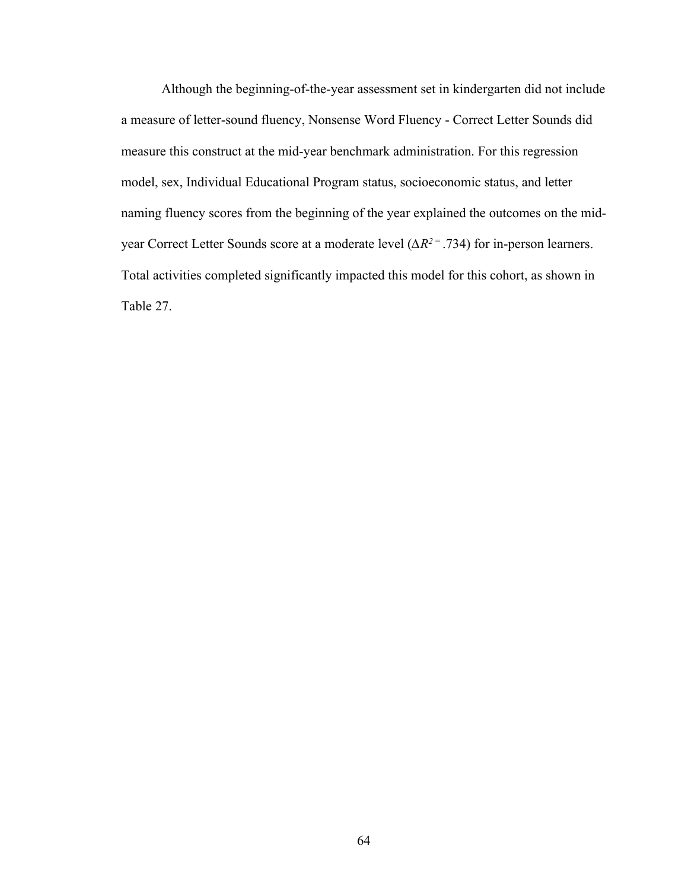Although the beginning-of-the-year assessment set in kindergarten did not include a measure of letter-sound fluency, Nonsense Word Fluency - Correct Letter Sounds did measure this construct at the mid-year benchmark administration. For this regression model, sex, Individual Educational Program status, socioeconomic status, and letter naming fluency scores from the beginning of the year explained the outcomes on the mid-year Correct Letter Sounds score at a moderate level ($\Delta R^{2} = .734$) for in-person learners. Total activities completed significantly impacted this model for this cohort, as shown in Table 27.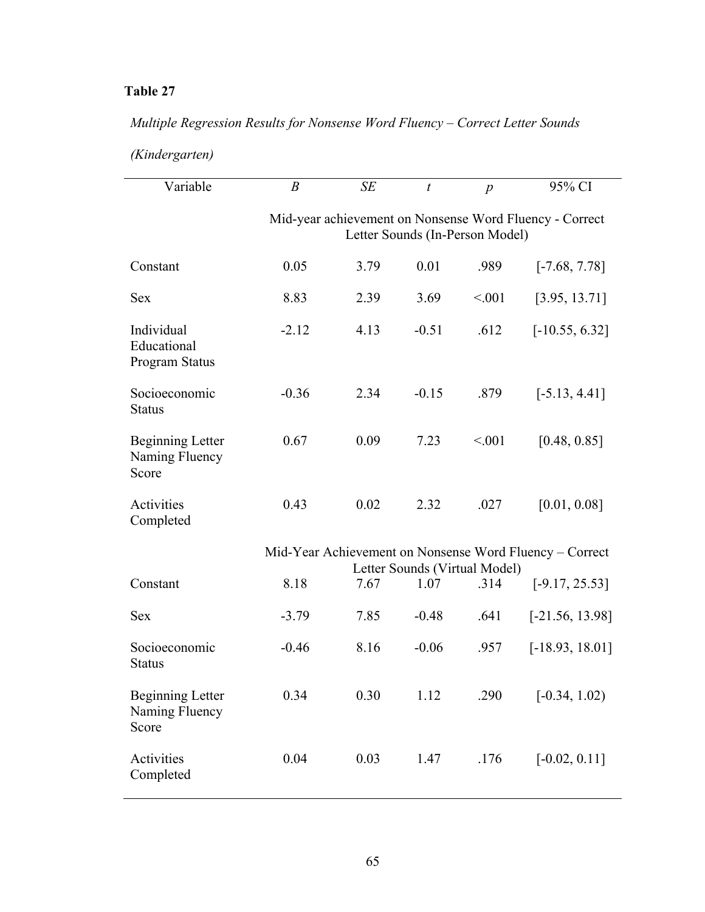**Table 27**

*Multiple Regression Results for Nonsense Word Fluency – Correct Letter Sounds (Kindergarten)*

| Variable | *B* | *SE* | *t* | *p* | 95% CI |
|---|---|---|---|---|---|
| | Mid-year achievement on Nonsense Word Fluency - Correct Letter Sounds (In-Person Model) | | | | |
| Constant | 0.05 | 3.79 | 0.01 | .989 | [-7.68, 7.78] |
| Sex | 8.83 | 2.39 | 3.69 | <.001 | [3.95, 13.71] |
| Individual Educational Program Status | -2.12 | 4.13 | -0.51 | .612 | [-10.55, 6.32] |
| Socioeconomic Status | -0.36 | 2.34 | -0.15 | .879 | [-5.13, 4.41] |
| Beginning Letter Naming Fluency Score | 0.67 | 0.09 | 7.23 | <.001 | [0.48, 0.85] |
| Activities Completed | 0.43 | 0.02 | 2.32 | .027 | [0.01, 0.08] |
| | Mid-Year Achievement on Nonsense Word Fluency – Correct Letter Sounds (Virtual Model) | | | | |
| Constant | 8.18 | 7.67 | 1.07 | .314 | [-9.17, 25.53] |
| Sex | -3.79 | 7.85 | -0.48 | .641 | [-21.56, 13.98] |
| Socioeconomic Status | -0.46 | 8.16 | -0.06 | .957 | [-18.93, 18.01] |
| Beginning Letter Naming Fluency Score | 0.34 | 0.30 | 1.12 | .290 | [-0.34, 1.02) |
| Activities Completed | 0.04 | 0.03 | 1.47 | .176 | [-0.02, 0.11] |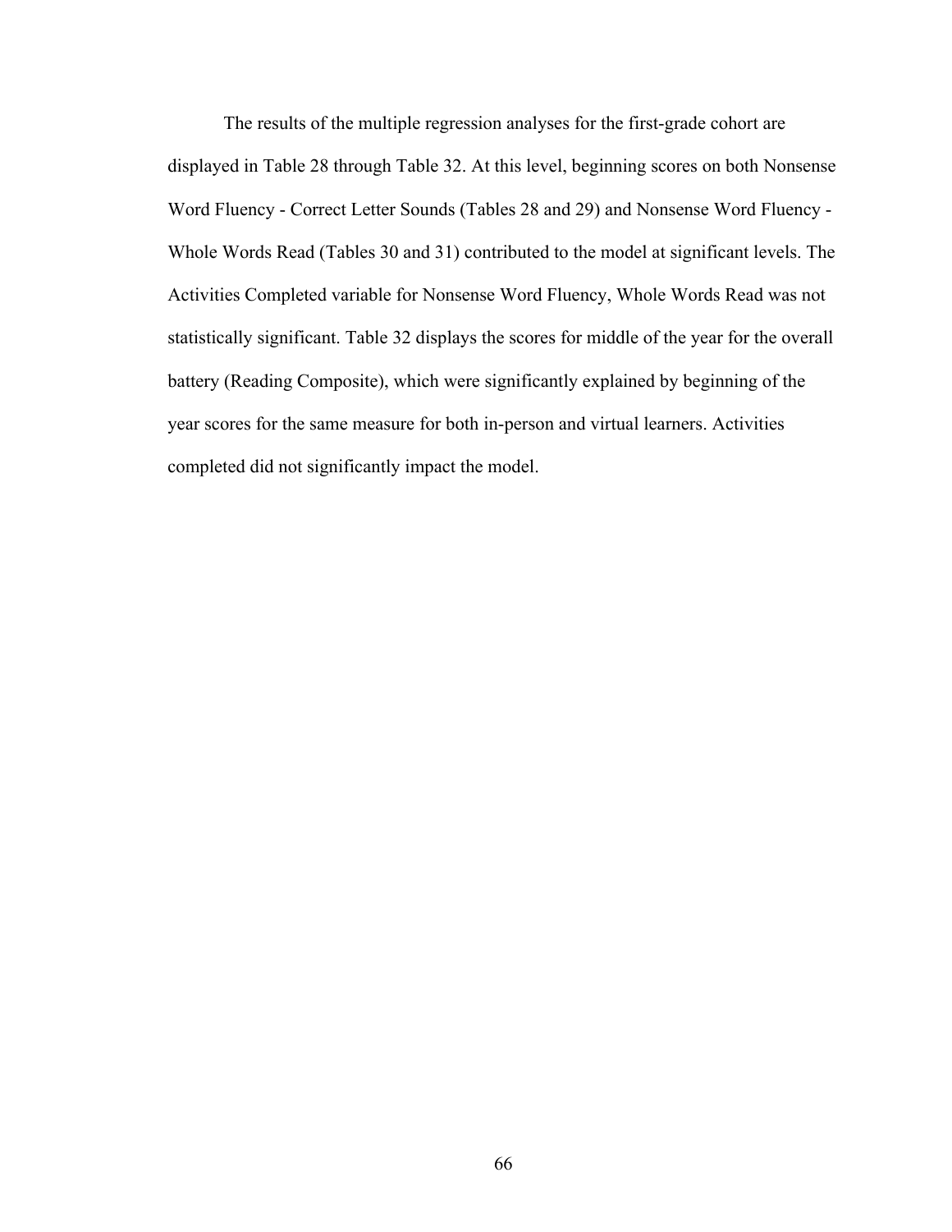The results of the multiple regression analyses for the first-grade cohort are displayed in Table 28 through Table 32. At this level, beginning scores on both Nonsense Word Fluency - Correct Letter Sounds (Tables 28 and 29) and Nonsense Word Fluency - Whole Words Read (Tables 30 and 31) contributed to the model at significant levels. The Activities Completed variable for Nonsense Word Fluency, Whole Words Read was not statistically significant. Table 32 displays the scores for middle of the year for the overall battery (Reading Composite), which were significantly explained by beginning of the year scores for the same measure for both in-person and virtual learners. Activities completed did not significantly impact the model.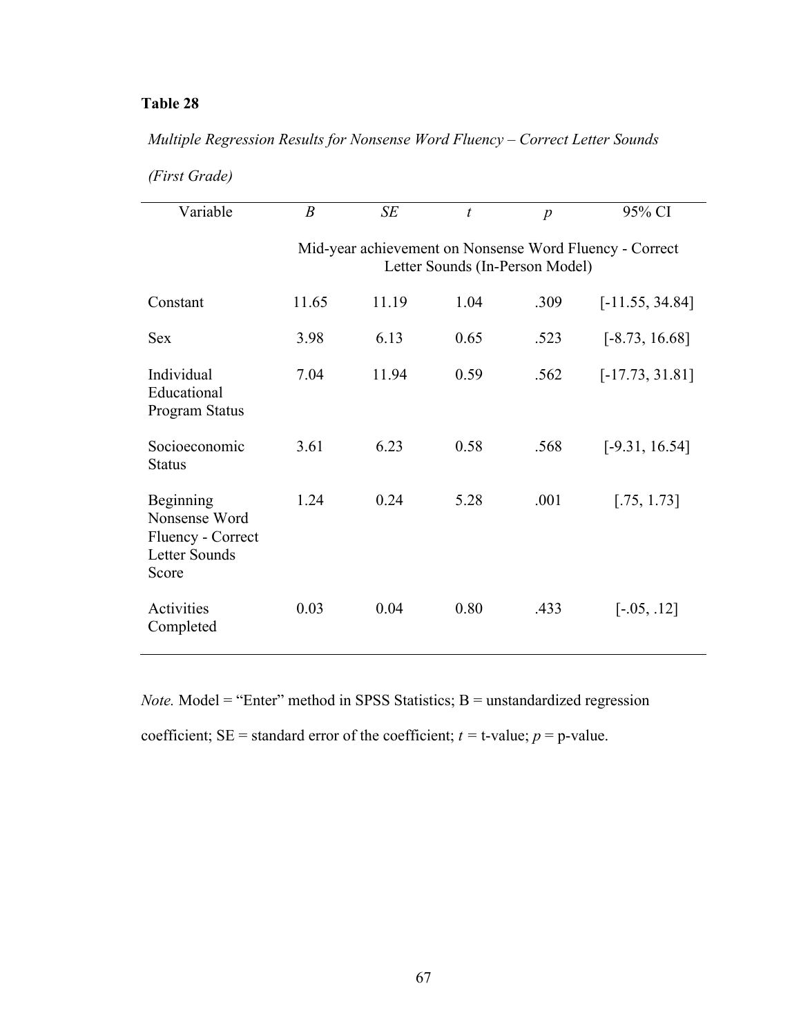**Table 28**

*Multiple Regression Results for Nonsense Word Fluency – Correct Letter Sounds (First Grade)*

| Variable | *B* | *SE* | *t* | *p* | 95% CI |
|---|---|---|---|---|---|
| | Mid-year achievement on Nonsense Word Fluency - Correct Letter Sounds (In-Person Model) | | | | |
| Constant | 11.65 | 11.19 | 1.04 | .309 | [-11.55, 34.84] |
| Sex | 3.98 | 6.13 | 0.65 | .523 | [-8.73, 16.68] |
| Individual Educational Program Status | 7.04 | 11.94 | 0.59 | .562 | [-17.73, 31.81] |
| Socioeconomic Status | 3.61 | 6.23 | 0.58 | .568 | [-9.31, 16.54] |
| Beginning Nonsense Word Fluency - Correct Letter Sounds Score | 1.24 | 0.24 | 5.28 | .001 | [.75, 1.73] |
| Activities Completed | 0.03 | 0.04 | 0.80 | .433 | [-.05, .12] |

*Note.* Model = "Enter" method in SPSS Statistics; B = unstandardized regression coefficient; SE = standard error of the coefficient; *t* = t-value; *p* = p-value.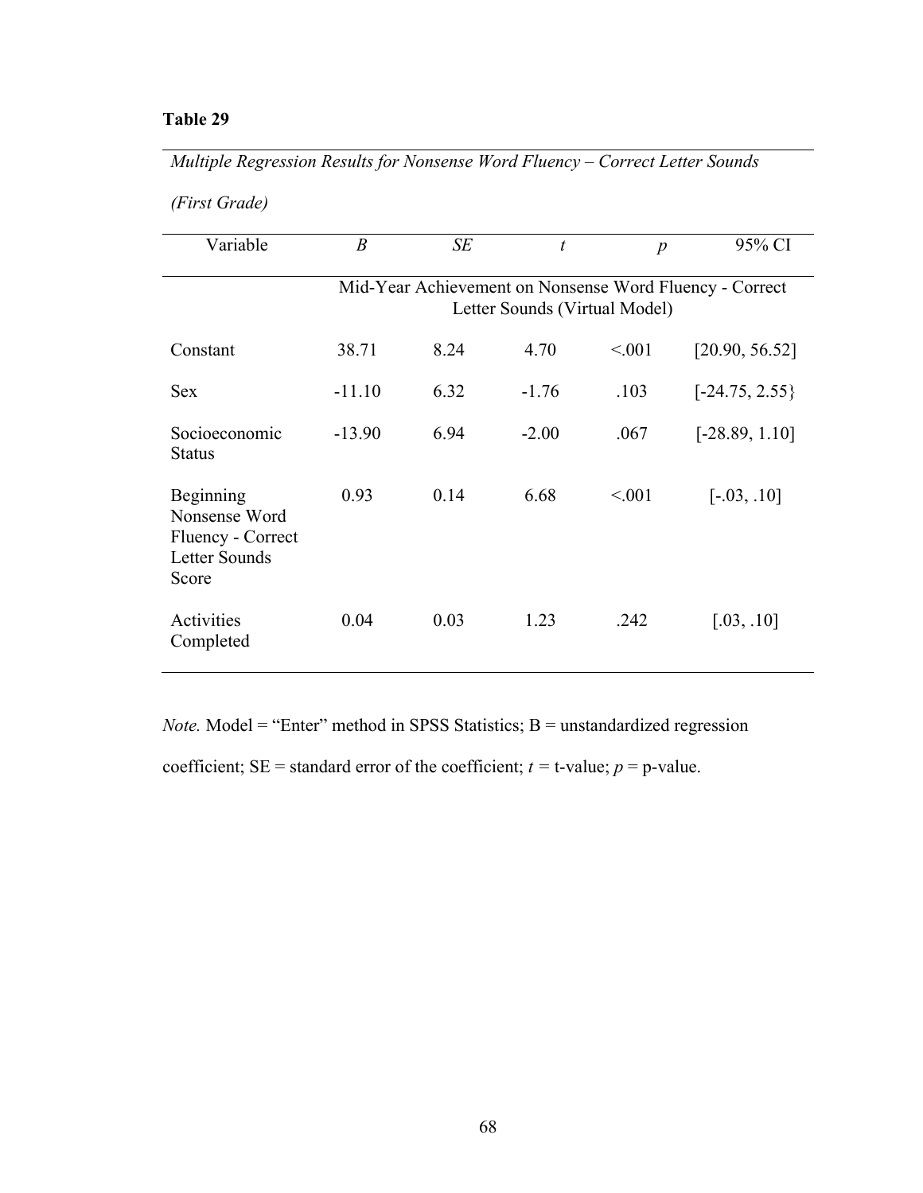**Table 29**

*Multiple Regression Results for Nonsense Word Fluency – Correct Letter Sounds (First Grade)*

| Variable | *B* | *SE* | *t* | *p* | 95% CI |
|---|---|---|---|---|---|
| | Mid-Year Achievement on Nonsense Word Fluency - Correct Letter Sounds (Virtual Model) | | | | |
| Constant | 38.71 | 8.24 | 4.70 | <.001 | [20.90, 56.52] |
| Sex | -11.10 | 6.32 | -1.76 | .103 | [-24.75, 2.55} |
| Socioeconomic Status | -13.90 | 6.94 | -2.00 | .067 | [-28.89, 1.10] |
| Beginning Nonsense Word Fluency - Correct Letter Sounds Score | 0.93 | 0.14 | 6.68 | <.001 | [-.03, .10] |
| Activities Completed | 0.04 | 0.03 | 1.23 | .242 | [.03, .10] |

*Note.* Model = “Enter” method in SPSS Statistics; B = unstandardized regression coefficient; SE = standard error of the coefficient; *t* = t-value; *p* = p-value.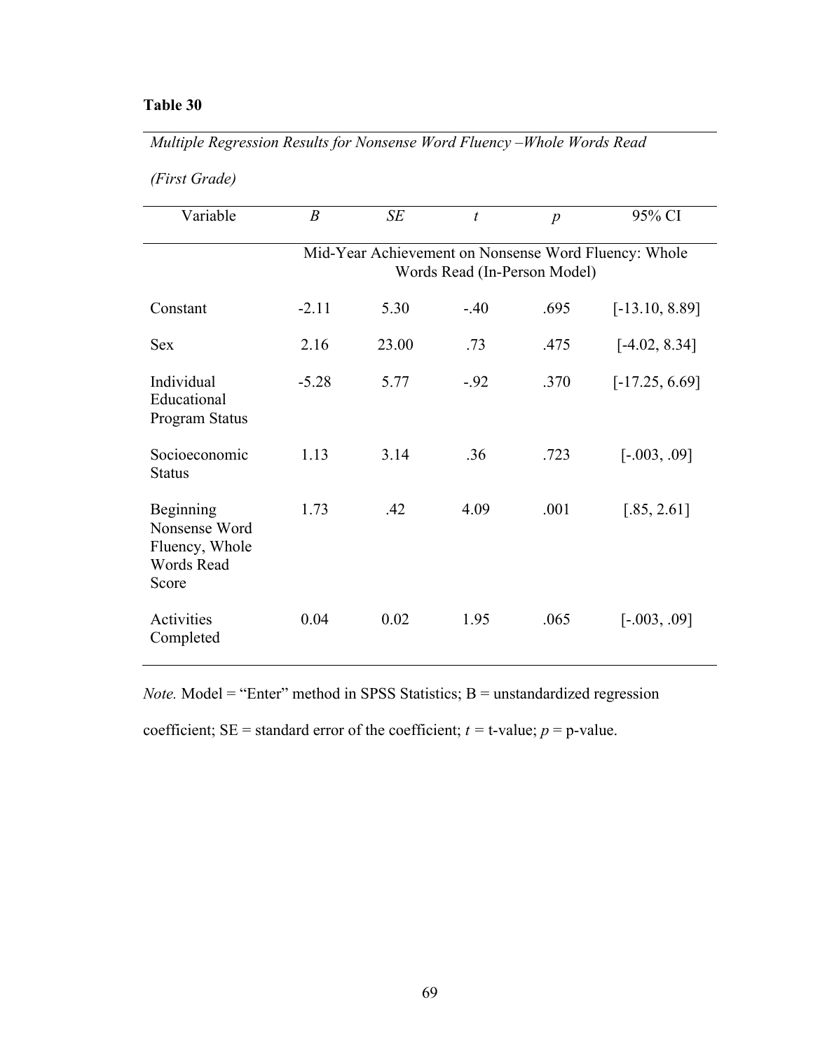**Table 30**

*Multiple Regression Results for Nonsense Word Fluency –Whole Words Read (First Grade)*

| Variable | *B* | *SE* | *t* | *p* | 95% CI |
|---|---|---|---|---|---|
| | Mid-Year Achievement on Nonsense Word Fluency: Whole Words Read (In-Person Model) | | | | |
| Constant | -2.11 | 5.30 | -.40 | .695 | [-13.10, 8.89] |
| Sex | 2.16 | 23.00 | .73 | .475 | [-4.02, 8.34] |
| Individual Educational Program Status | -5.28 | 5.77 | -.92 | .370 | [-17.25, 6.69] |
| Socioeconomic Status | 1.13 | 3.14 | .36 | .723 | [-.003, .09] |
| Beginning Nonsense Word Fluency, Whole Words Read Score | 1.73 | .42 | 4.09 | .001 | [.85, 2.61] |
| Activities Completed | 0.04 | 0.02 | 1.95 | .065 | [-.003, .09] |

*Note.* Model = "Enter" method in SPSS Statistics; B = unstandardized regression coefficient; SE = standard error of the coefficient; *t* = t-value; *p* = p-value.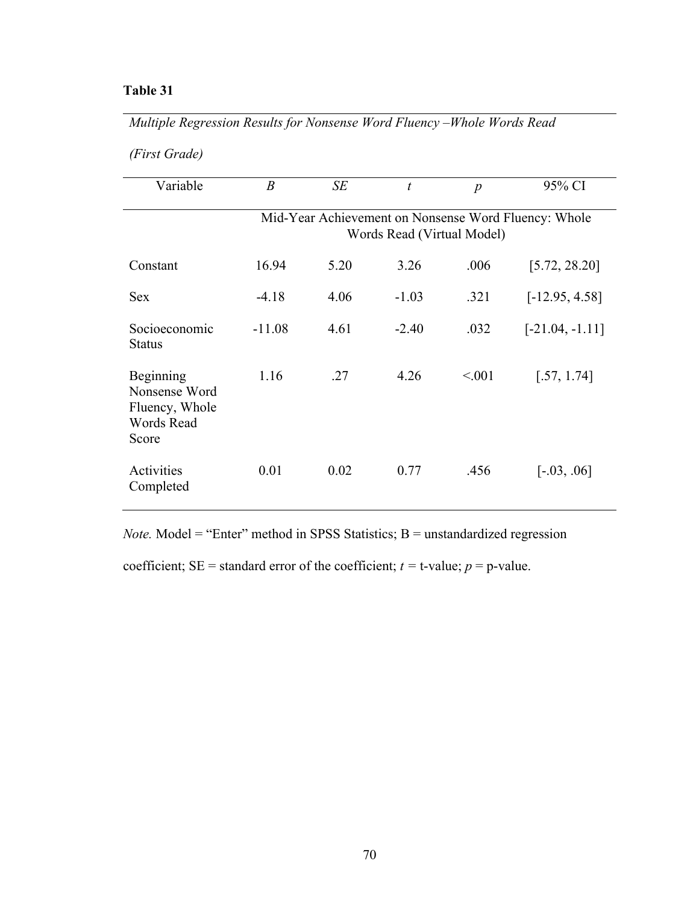**Table 31**

*Multiple Regression Results for Nonsense Word Fluency –Whole Words Read (First Grade)*

| Variable | *B* | *SE* | *t* | *p* | 95% CI |
|---|---|---|---|---|---|
| | Mid-Year Achievement on Nonsense Word Fluency: Whole Words Read (Virtual Model) | | | | |
| Constant | 16.94 | 5.20 | 3.26 | .006 | [5.72, 28.20] |
| Sex | -4.18 | 4.06 | -1.03 | .321 | [-12.95, 4.58] |
| Socioeconomic Status | -11.08 | 4.61 | -2.40 | .032 | [-21.04, -1.11] |
| Beginning Nonsense Word Fluency, Whole Words Read Score | 1.16 | .27 | 4.26 | <.001 | [.57, 1.74] |
| Activities Completed | 0.01 | 0.02 | 0.77 | .456 | [-.03, .06] |

*Note.* Model = "Enter" method in SPSS Statistics; B = unstandardized regression coefficient; SE = standard error of the coefficient; *t* = t-value; *p* = p-value.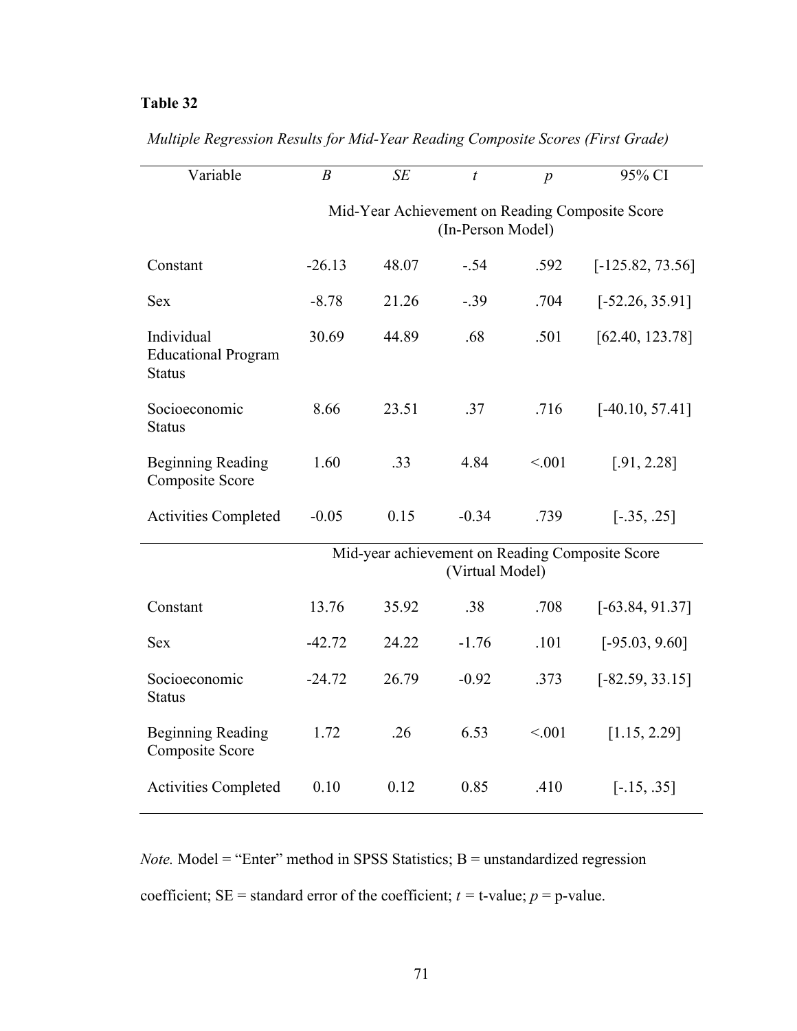**Table 32**

*Multiple Regression Results for Mid-Year Reading Composite Scores (First Grade)*

| Variable | *B* | *SE* | *t* | *p* | 95% CI |
|---|---|---|---|---|---|
| | Mid-Year Achievement on Reading Composite Score (In-Person Model) | | | | |
| Constant | -26.13 | 48.07 | -.54 | .592 | [-125.82, 73.56] |
| Sex | -8.78 | 21.26 | -.39 | .704 | [-52.26, 35.91] |
| Individual Educational Program Status | 30.69 | 44.89 | .68 | .501 | [62.40, 123.78] |
| Socioeconomic Status | 8.66 | 23.51 | .37 | .716 | [-40.10, 57.41] |
| Beginning Reading Composite Score | 1.60 | .33 | 4.84 | <.001 | [.91, 2.28] |
| Activities Completed | -0.05 | 0.15 | -0.34 | .739 | [-.35, .25] |
| | Mid-year achievement on Reading Composite Score (Virtual Model) | | | | |
| Constant | 13.76 | 35.92 | .38 | .708 | [-63.84, 91.37] |
| Sex | -42.72 | 24.22 | -1.76 | .101 | [-95.03, 9.60] |
| Socioeconomic Status | -24.72 | 26.79 | -0.92 | .373 | [-82.59, 33.15] |
| Beginning Reading Composite Score | 1.72 | .26 | 6.53 | <.001 | [1.15, 2.29] |
| Activities Completed | 0.10 | 0.12 | 0.85 | .410 | [-.15, .35] |

*Note.* Model = "Enter" method in SPSS Statistics; B = unstandardized regression coefficient; SE = standard error of the coefficient; $t$ = t-value; $p$ = p-value.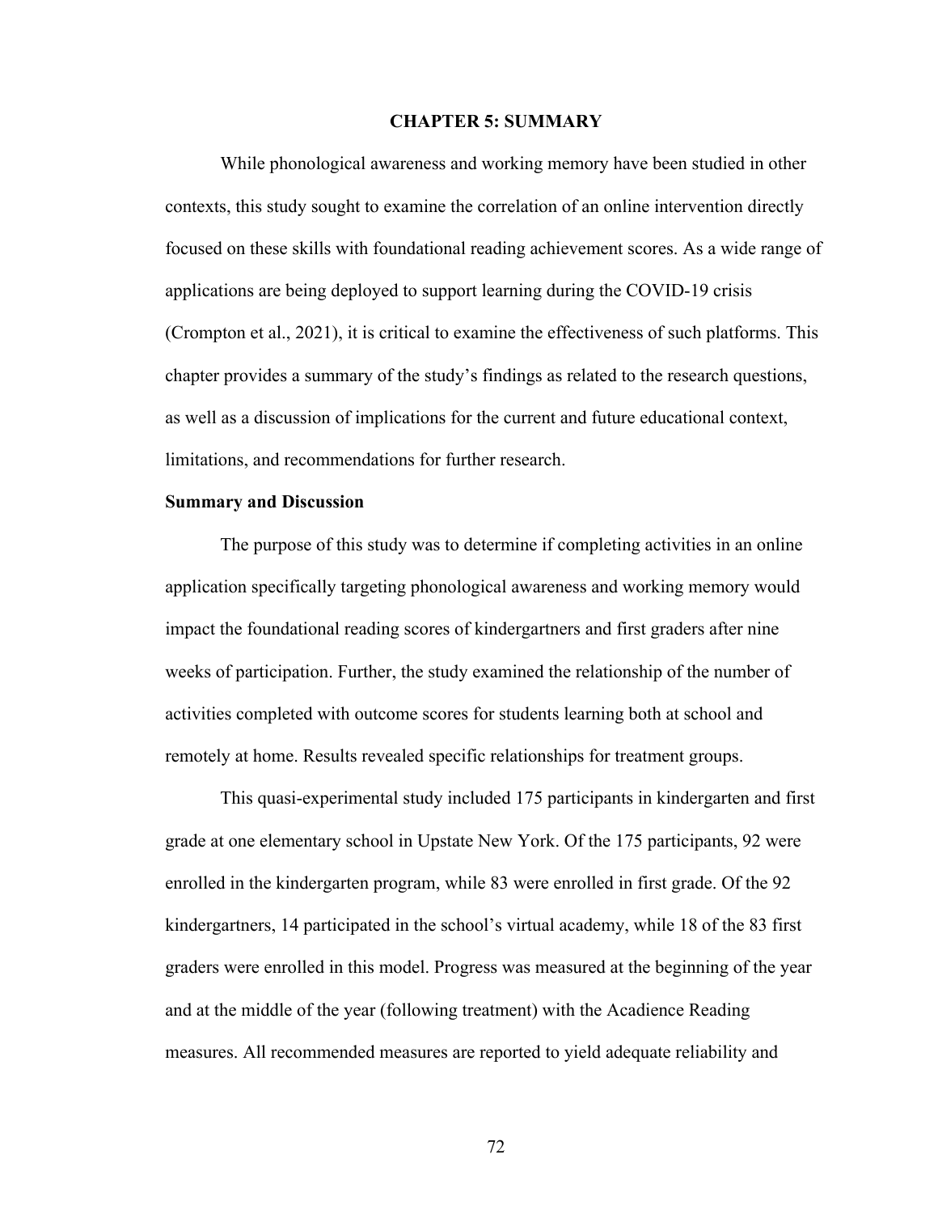# CHAPTER 5: SUMMARY

While phonological awareness and working memory have been studied in other contexts, this study sought to examine the correlation of an online intervention directly focused on these skills with foundational reading achievement scores. As a wide range of applications are being deployed to support learning during the COVID-19 crisis (Crompton et al., 2021), it is critical to examine the effectiveness of such platforms. This chapter provides a summary of the study's findings as related to the research questions, as well as a discussion of implications for the current and future educational context, limitations, and recommendations for further research.

## Summary and Discussion

The purpose of this study was to determine if completing activities in an online application specifically targeting phonological awareness and working memory would impact the foundational reading scores of kindergartners and first graders after nine weeks of participation. Further, the study examined the relationship of the number of activities completed with outcome scores for students learning both at school and remotely at home. Results revealed specific relationships for treatment groups.

This quasi-experimental study included 175 participants in kindergarten and first grade at one elementary school in Upstate New York. Of the 175 participants, 92 were enrolled in the kindergarten program, while 83 were enrolled in first grade. Of the 92 kindergartners, 14 participated in the school's virtual academy, while 18 of the 83 first graders were enrolled in this model. Progress was measured at the beginning of the year and at the middle of the year (following treatment) with the Acadience Reading measures. All recommended measures are reported to yield adequate reliability and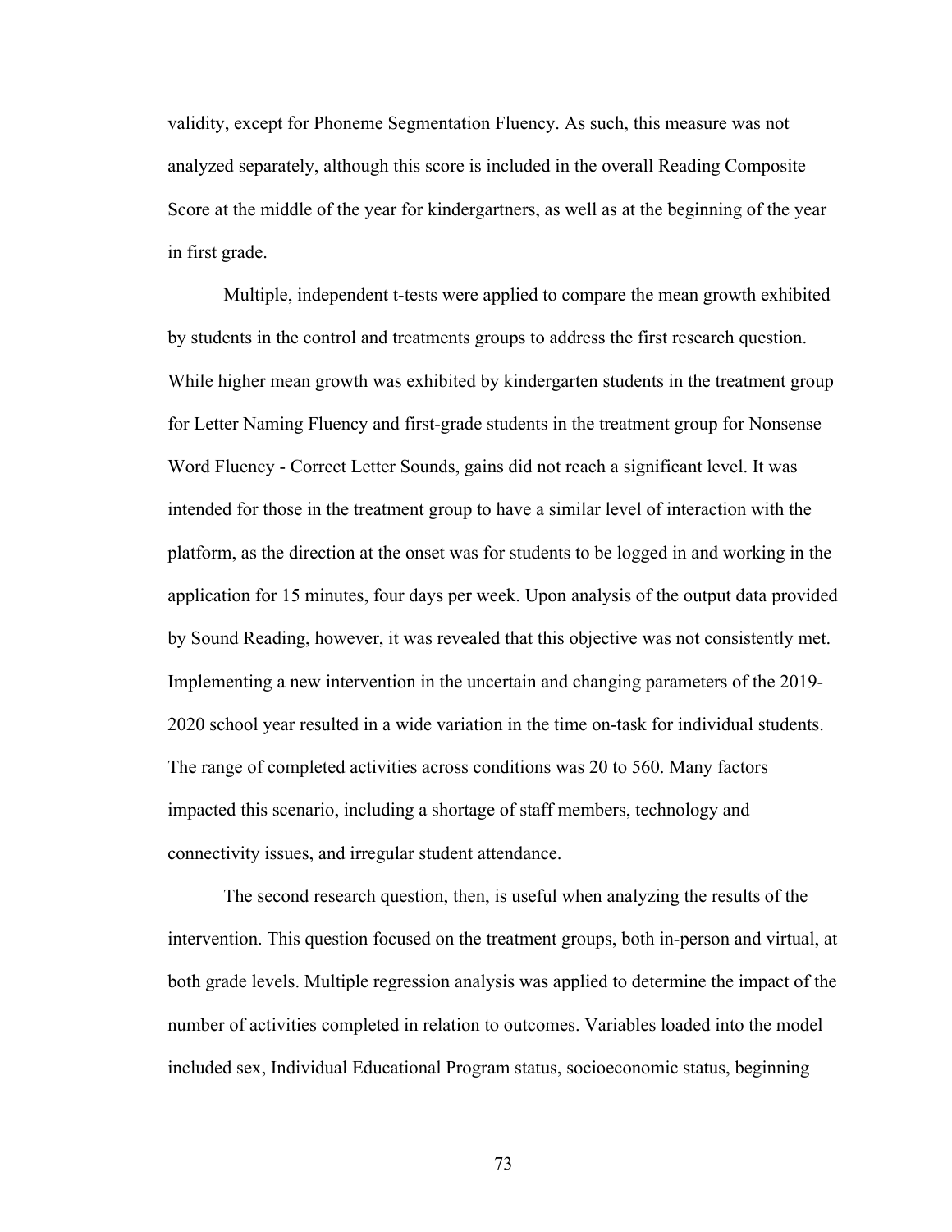validity, except for Phoneme Segmentation Fluency. As such, this measure was not analyzed separately, although this score is included in the overall Reading Composite Score at the middle of the year for kindergartners, as well as at the beginning of the year in first grade.

Multiple, independent t-tests were applied to compare the mean growth exhibited by students in the control and treatments groups to address the first research question. While higher mean growth was exhibited by kindergarten students in the treatment group for Letter Naming Fluency and first-grade students in the treatment group for Nonsense Word Fluency - Correct Letter Sounds, gains did not reach a significant level. It was intended for those in the treatment group to have a similar level of interaction with the platform, as the direction at the onset was for students to be logged in and working in the application for 15 minutes, four days per week. Upon analysis of the output data provided by Sound Reading, however, it was revealed that this objective was not consistently met. Implementing a new intervention in the uncertain and changing parameters of the 2019-2020 school year resulted in a wide variation in the time on-task for individual students. The range of completed activities across conditions was 20 to 560. Many factors impacted this scenario, including a shortage of staff members, technology and connectivity issues, and irregular student attendance.

The second research question, then, is useful when analyzing the results of the intervention. This question focused on the treatment groups, both in-person and virtual, at both grade levels. Multiple regression analysis was applied to determine the impact of the number of activities completed in relation to outcomes. Variables loaded into the model included sex, Individual Educational Program status, socioeconomic status, beginning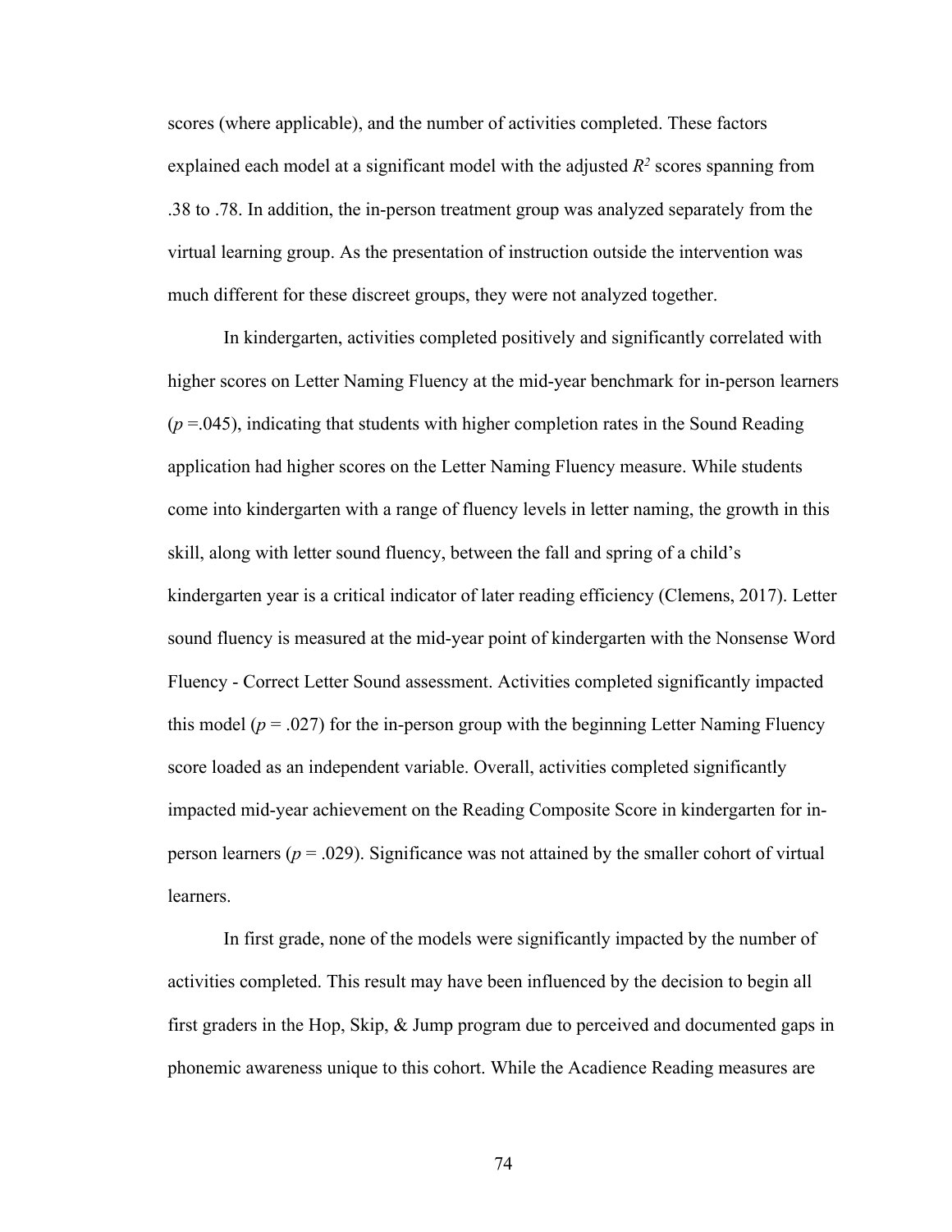scores (where applicable), and the number of activities completed. These factors explained each model at a significant model with the adjusted $R^2$ scores spanning from .38 to .78. In addition, the in-person treatment group was analyzed separately from the virtual learning group. As the presentation of instruction outside the intervention was much different for these discreet groups, they were not analyzed together.

In kindergarten, activities completed positively and significantly correlated with higher scores on Letter Naming Fluency at the mid-year benchmark for in-person learners ($p$ =.045), indicating that students with higher completion rates in the Sound Reading application had higher scores on the Letter Naming Fluency measure. While students come into kindergarten with a range of fluency levels in letter naming, the growth in this skill, along with letter sound fluency, between the fall and spring of a child's kindergarten year is a critical indicator of later reading efficiency (Clemens, 2017). Letter sound fluency is measured at the mid-year point of kindergarten with the Nonsense Word Fluency - Correct Letter Sound assessment. Activities completed significantly impacted this model ($p$ = .027) for the in-person group with the beginning Letter Naming Fluency score loaded as an independent variable. Overall, activities completed significantly impacted mid-year achievement on the Reading Composite Score in kindergarten for in-person learners ($p$ = .029). Significance was not attained by the smaller cohort of virtual learners.

In first grade, none of the models were significantly impacted by the number of activities completed. This result may have been influenced by the decision to begin all first graders in the Hop, Skip, & Jump program due to perceived and documented gaps in phonemic awareness unique to this cohort. While the Acadience Reading measures are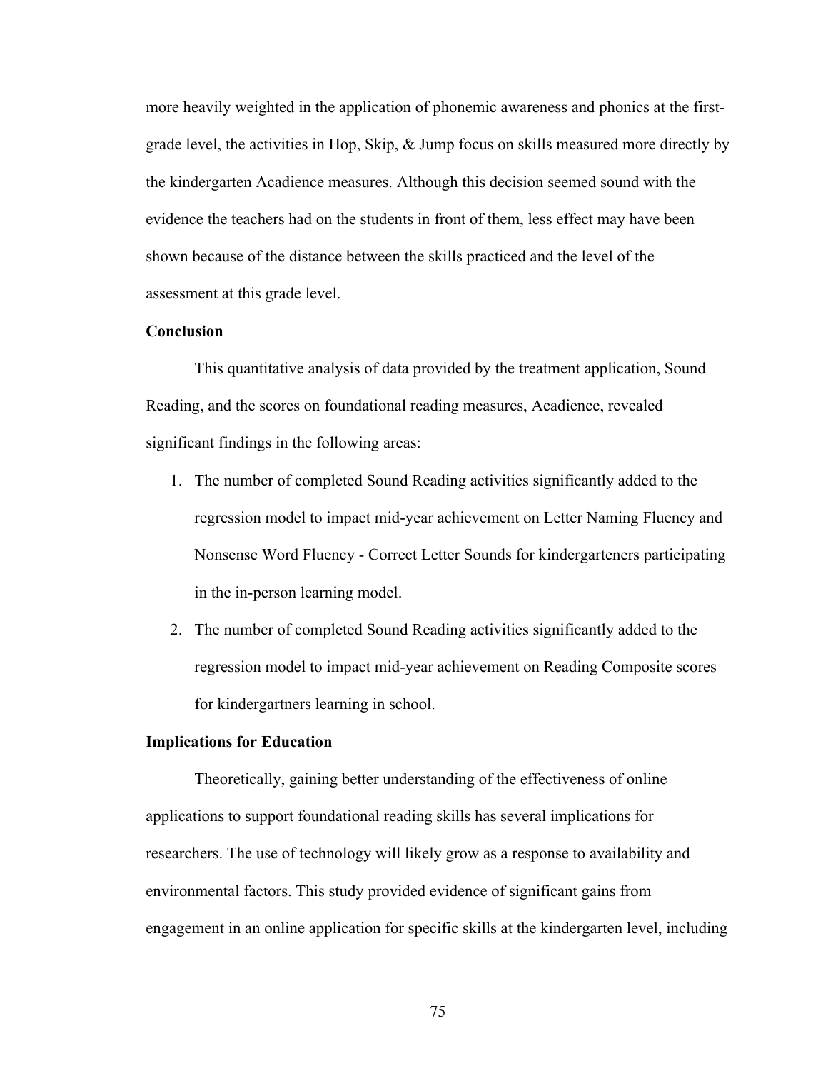more heavily weighted in the application of phonemic awareness and phonics at the first-grade level, the activities in Hop, Skip, & Jump focus on skills measured more directly by the kindergarten Acadience measures. Although this decision seemed sound with the evidence the teachers had on the students in front of them, less effect may have been shown because of the distance between the skills practiced and the level of the assessment at this grade level.

## Conclusion

This quantitative analysis of data provided by the treatment application, Sound Reading, and the scores on foundational reading measures, Acadience, revealed significant findings in the following areas:

1. The number of completed Sound Reading activities significantly added to the regression model to impact mid-year achievement on Letter Naming Fluency and Nonsense Word Fluency - Correct Letter Sounds for kindergarteners participating in the in-person learning model.
2. The number of completed Sound Reading activities significantly added to the regression model to impact mid-year achievement on Reading Composite scores for kindergartners learning in school.

## Implications for Education

Theoretically, gaining better understanding of the effectiveness of online applications to support foundational reading skills has several implications for researchers. The use of technology will likely grow as a response to availability and environmental factors. This study provided evidence of significant gains from engagement in an online application for specific skills at the kindergarten level, including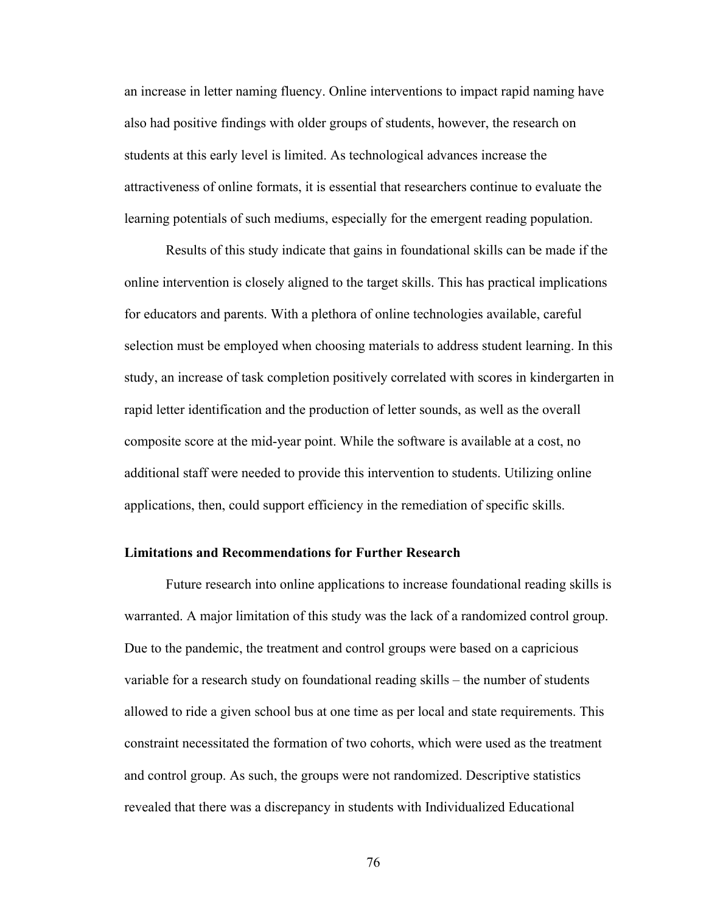an increase in letter naming fluency. Online interventions to impact rapid naming have also had positive findings with older groups of students, however, the research on students at this early level is limited. As technological advances increase the attractiveness of online formats, it is essential that researchers continue to evaluate the learning potentials of such mediums, especially for the emergent reading population.

Results of this study indicate that gains in foundational skills can be made if the online intervention is closely aligned to the target skills. This has practical implications for educators and parents. With a plethora of online technologies available, careful selection must be employed when choosing materials to address student learning. In this study, an increase of task completion positively correlated with scores in kindergarten in rapid letter identification and the production of letter sounds, as well as the overall composite score at the mid-year point. While the software is available at a cost, no additional staff were needed to provide this intervention to students. Utilizing online applications, then, could support efficiency in the remediation of specific skills.

### Limitations and Recommendations for Further Research

Future research into online applications to increase foundational reading skills is warranted. A major limitation of this study was the lack of a randomized control group. Due to the pandemic, the treatment and control groups were based on a capricious variable for a research study on foundational reading skills – the number of students allowed to ride a given school bus at one time as per local and state requirements. This constraint necessitated the formation of two cohorts, which were used as the treatment and control group. As such, the groups were not randomized. Descriptive statistics revealed that there was a discrepancy in students with Individualized Educational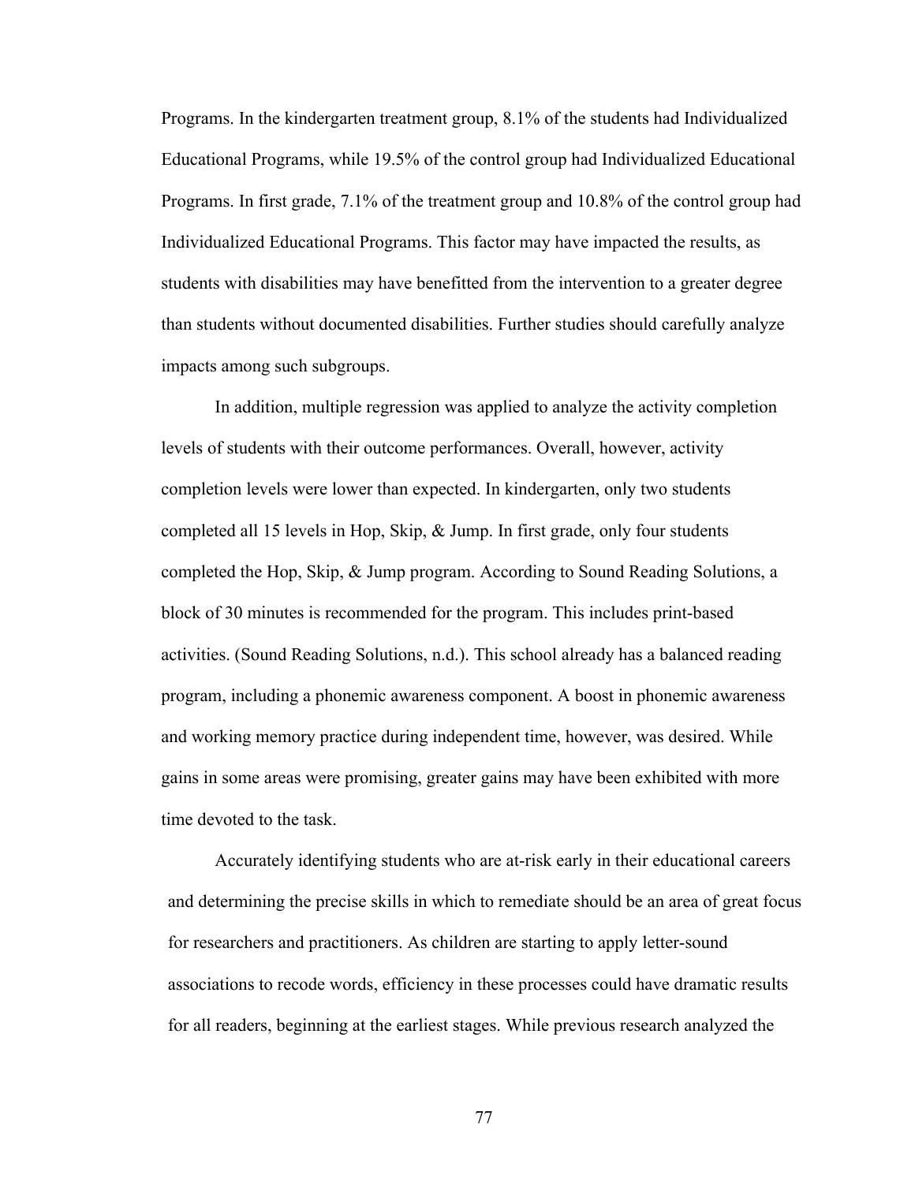Programs. In the kindergarten treatment group, 8.1% of the students had Individualized Educational Programs, while 19.5% of the control group had Individualized Educational Programs. In first grade, 7.1% of the treatment group and 10.8% of the control group had Individualized Educational Programs. This factor may have impacted the results, as students with disabilities may have benefitted from the intervention to a greater degree than students without documented disabilities. Further studies should carefully analyze impacts among such subgroups.

In addition, multiple regression was applied to analyze the activity completion levels of students with their outcome performances. Overall, however, activity completion levels were lower than expected. In kindergarten, only two students completed all 15 levels in Hop, Skip, & Jump. In first grade, only four students completed the Hop, Skip, & Jump program. According to Sound Reading Solutions, a block of 30 minutes is recommended for the program. This includes print-based activities. (Sound Reading Solutions, n.d.). This school already has a balanced reading program, including a phonemic awareness component. A boost in phonemic awareness and working memory practice during independent time, however, was desired. While gains in some areas were promising, greater gains may have been exhibited with more time devoted to the task.

Accurately identifying students who are at-risk early in their educational careers and determining the precise skills in which to remediate should be an area of great focus for researchers and practitioners. As children are starting to apply letter-sound associations to recode words, efficiency in these processes could have dramatic results for all readers, beginning at the earliest stages. While previous research analyzed the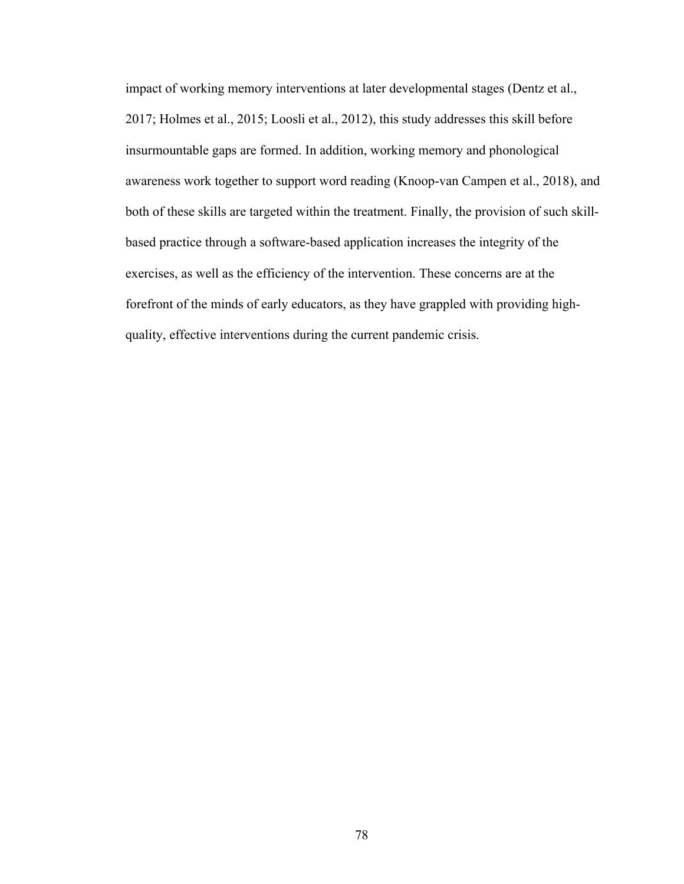impact of working memory interventions at later developmental stages (Dentz et al., 2017; Holmes et al., 2015; Loosli et al., 2012), this study addresses this skill before insurmountable gaps are formed. In addition, working memory and phonological awareness work together to support word reading (Knoop-van Campen et al., 2018), and both of these skills are targeted within the treatment. Finally, the provision of such skill-based practice through a software-based application increases the integrity of the exercises, as well as the efficiency of the intervention. These concerns are at the forefront of the minds of early educators, as they have grappled with providing high-quality, effective interventions during the current pandemic crisis.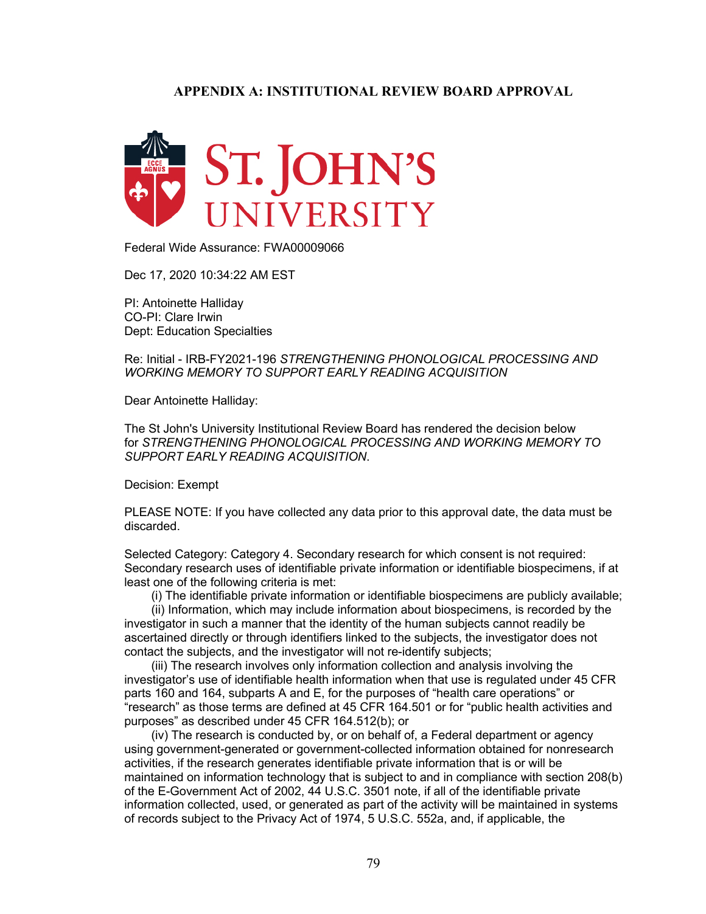## APPENDIX A: INSTITUTIONAL REVIEW BOARD APPROVAL

ST. JOHN'S UNIVERSITY

Federal Wide Assurance: FWA00009066

Dec 17, 2020 10:34:22 AM EST

PI: Antoinette Halliday
CO-PI: Clare Irwin
Dept: Education Specialties

Re: Initial - IRB-FY2021-196 *STRENGTHENING PHONOLOGICAL PROCESSING AND WORKING MEMORY TO SUPPORT EARLY READING ACQUISITION*

Dear Antoinette Halliday:

The St John's University Institutional Review Board has rendered the decision below for *STRENGTHENING PHONOLOGICAL PROCESSING AND WORKING MEMORY TO SUPPORT EARLY READING ACQUISITION*.

Decision: Exempt

PLEASE NOTE: If you have collected any data prior to this approval date, the data must be discarded.

Selected Category: Category 4. Secondary research for which consent is not required: Secondary research uses of identifiable private information or identifiable biospecimens, if at least one of the following criteria is met:

(i) The identifiable private information or identifiable biospecimens are publicly available;

(ii) Information, which may include information about biospecimens, is recorded by the investigator in such a manner that the identity of the human subjects cannot readily be ascertained directly or through identifiers linked to the subjects, the investigator does not contact the subjects, and the investigator will not re-identify subjects;

(iii) The research involves only information collection and analysis involving the investigator's use of identifiable health information when that use is regulated under 45 CFR parts 160 and 164, subparts A and E, for the purposes of "health care operations" or "research" as those terms are defined at 45 CFR 164.501 or for "public health activities and purposes" as described under 45 CFR 164.512(b); or

(iv) The research is conducted by, or on behalf of, a Federal department or agency using government-generated or government-collected information obtained for nonresearch activities, if the research generates identifiable private information that is or will be maintained on information technology that is subject to and in compliance with section 208(b) of the E-Government Act of 2002, 44 U.S.C. 3501 note, if all of the identifiable private information collected, used, or generated as part of the activity will be maintained in systems of records subject to the Privacy Act of 1974, 5 U.S.C. 552a, and, if applicable, the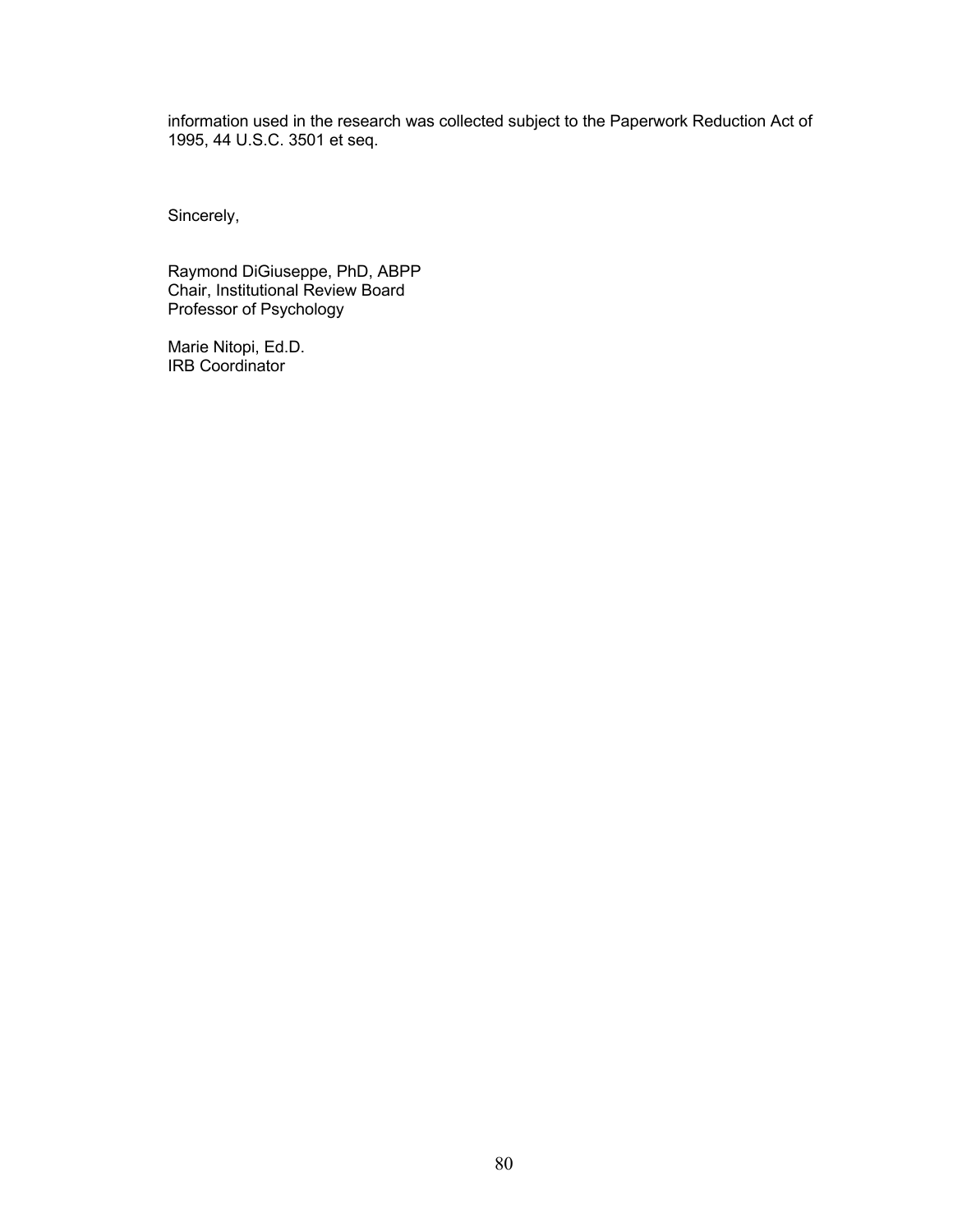information used in the research was collected subject to the Paperwork Reduction Act of 1995, 44 U.S.C. 3501 et seq.

Sincerely,

Raymond DiGiuseppe, PhD, ABPP
Chair, Institutional Review Board
Professor of Psychology

Marie Nitopi, Ed.D.
IRB Coordinator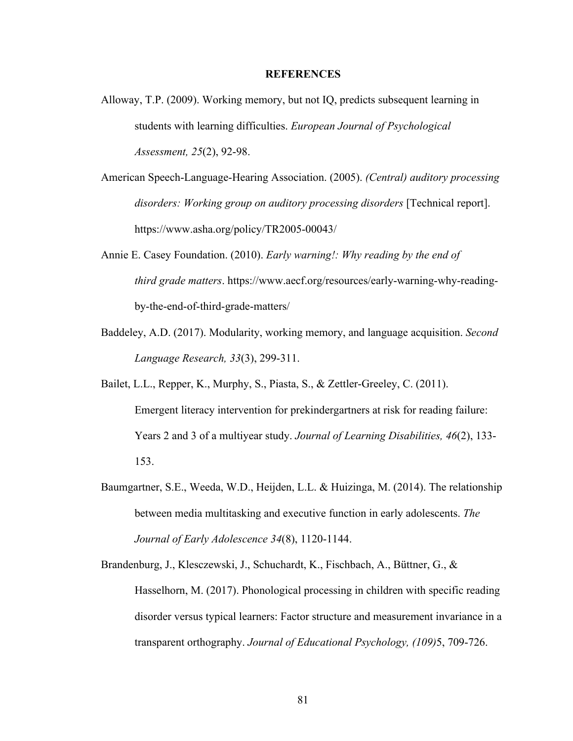# REFERENCES

Alloway, T.P. (2009). Working memory, but not IQ, predicts subsequent learning in students with learning difficulties. *European Journal of Psychological Assessment, 25*(2), 92-98.

American Speech-Language-Hearing Association. (2005). *(Central) auditory processing disorders: Working group on auditory processing disorders* [Technical report]. https://www.asha.org/policy/TR2005-00043/

Annie E. Casey Foundation. (2010). *Early warning!: Why reading by the end of third grade matters*. https://www.aecf.org/resources/early-warning-why-reading-by-the-end-of-third-grade-matters/

Baddeley, A.D. (2017). Modularity, working memory, and language acquisition. *Second Language Research, 33*(3), 299-311.

Bailet, L.L., Repper, K., Murphy, S., Piasta, S., & Zettler-Greeley, C. (2011). Emergent literacy intervention for prekindergartners at risk for reading failure: Years 2 and 3 of a multiyear study. *Journal of Learning Disabilities, 46*(2), 133-153.

Baumgartner, S.E., Weeda, W.D., Heijden, L.L. & Huizinga, M. (2014). The relationship between media multitasking and executive function in early adolescents. *The Journal of Early Adolescence 34*(8), 1120-1144.

Brandenburg, J., Klesczewski, J., Schuchardt, K., Fischbach, A., Büttner, G., & Hasselhorn, M. (2017). Phonological processing in children with specific reading disorder versus typical learners: Factor structure and measurement invariance in a transparent orthography. *Journal of Educational Psychology, (109)*5, 709-726.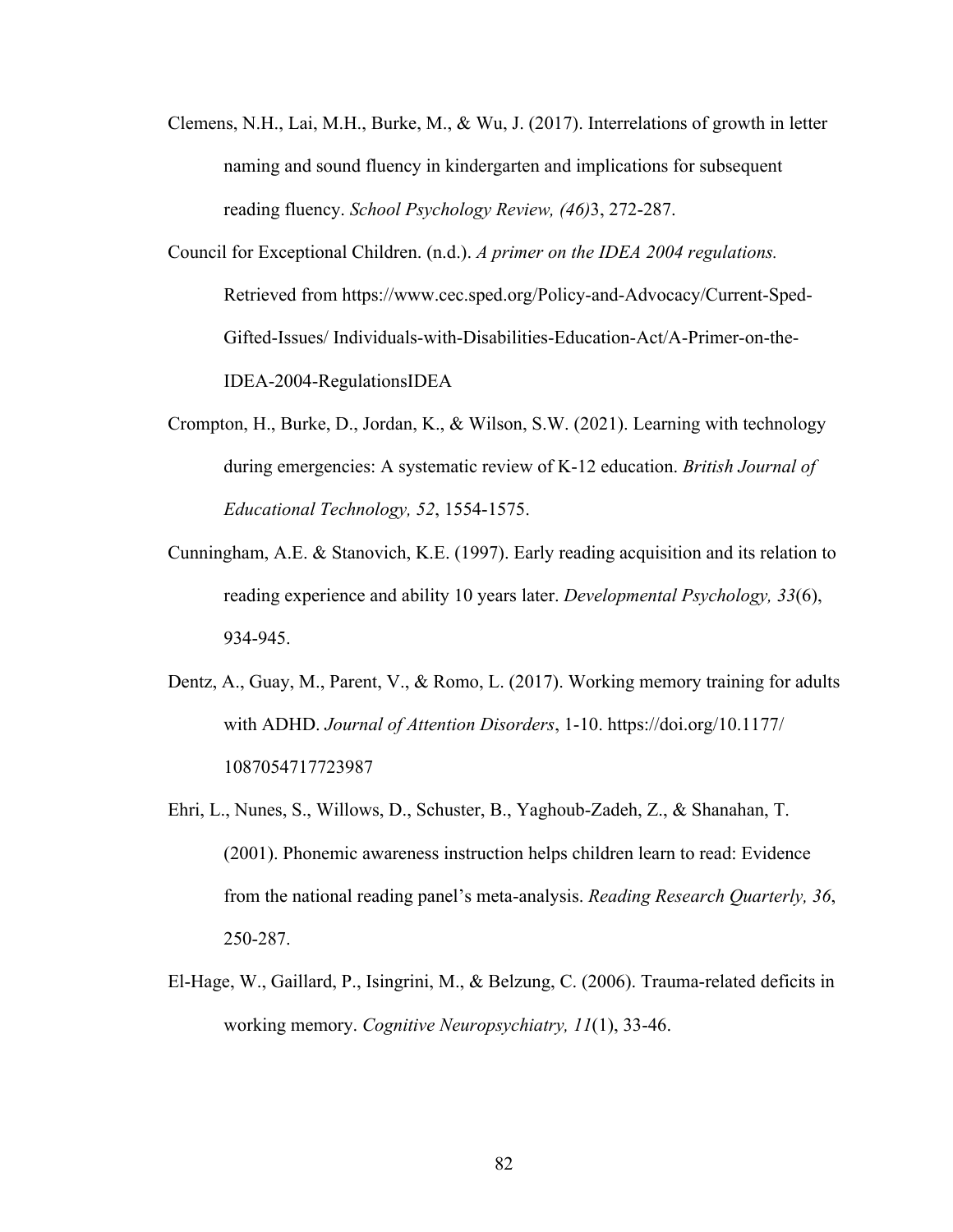Clemens, N.H., Lai, M.H., Burke, M., & Wu, J. (2017). Interrelations of growth in letter naming and sound fluency in kindergarten and implications for subsequent reading fluency. *School Psychology Review, (46)*3, 272-287.

Council for Exceptional Children. (n.d.). *A primer on the IDEA 2004 regulations.* Retrieved from https://www.cec.sped.org/Policy-and-Advocacy/Current-Sped-Gifted-Issues/ Individuals-with-Disabilities-Education-Act/A-Primer-on-the-IDEA-2004-RegulationsIDEA

Crompton, H., Burke, D., Jordan, K., & Wilson, S.W. (2021). Learning with technology during emergencies: A systematic review of K-12 education. *British Journal of Educational Technology, 52*, 1554-1575.

Cunningham, A.E. & Stanovich, K.E. (1997). Early reading acquisition and its relation to reading experience and ability 10 years later. *Developmental Psychology, 33*(6), 934-945.

Dentz, A., Guay, M., Parent, V., & Romo, L. (2017). Working memory training for adults with ADHD. *Journal of Attention Disorders*, 1-10. https://doi.org/10.1177/ 1087054717723987

Ehri, L., Nunes, S., Willows, D., Schuster, B., Yaghoub-Zadeh, Z., & Shanahan, T. (2001). Phonemic awareness instruction helps children learn to read: Evidence from the national reading panel's meta-analysis. *Reading Research Quarterly, 36*, 250-287.

El-Hage, W., Gaillard, P., Isingrini, M., & Belzung, C. (2006). Trauma-related deficits in working memory. *Cognitive Neuropsychiatry, 11*(1), 33-46.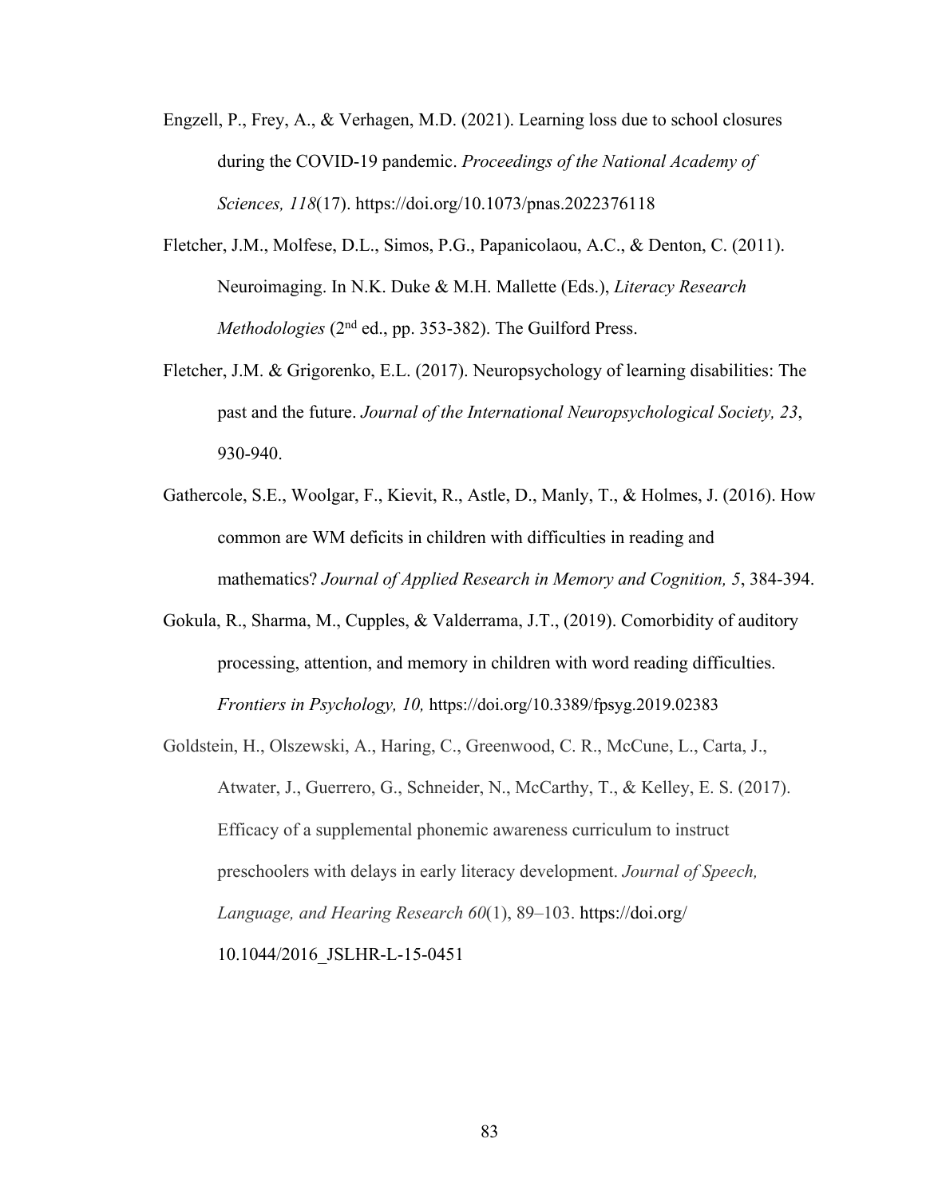Engzell, P., Frey, A., & Verhagen, M.D. (2021). Learning loss due to school closures during the COVID-19 pandemic. *Proceedings of the National Academy of Sciences, 118*(17). https://doi.org/10.1073/pnas.2022376118

Fletcher, J.M., Molfese, D.L., Simos, P.G., Papanicolaou, A.C., & Denton, C. (2011). Neuroimaging. In N.K. Duke & M.H. Mallette (Eds.), *Literacy Research Methodologies* (2nd ed., pp. 353-382). The Guilford Press.

Fletcher, J.M. & Grigorenko, E.L. (2017). Neuropsychology of learning disabilities: The past and the future. *Journal of the International Neuropsychological Society, 23*, 930-940.

Gathercole, S.E., Woolgar, F., Kievit, R., Astle, D., Manly, T., & Holmes, J. (2016). How common are WM deficits in children with difficulties in reading and mathematics? *Journal of Applied Research in Memory and Cognition, 5*, 384-394.

Gokula, R., Sharma, M., Cupples, & Valderrama, J.T., (2019). Comorbidity of auditory processing, attention, and memory in children with word reading difficulties. *Frontiers in Psychology, 10,* https://doi.org/10.3389/fpsyg.2019.02383

Goldstein, H., Olszewski, A., Haring, C., Greenwood, C. R., McCune, L., Carta, J., Atwater, J., Guerrero, G., Schneider, N., McCarthy, T., & Kelley, E. S. (2017). Efficacy of a supplemental phonemic awareness curriculum to instruct preschoolers with delays in early literacy development. *Journal of Speech, Language, and Hearing Research 60*(1), 89–103. https://doi.org/10.1044/2016_JSLHR-L-15-0451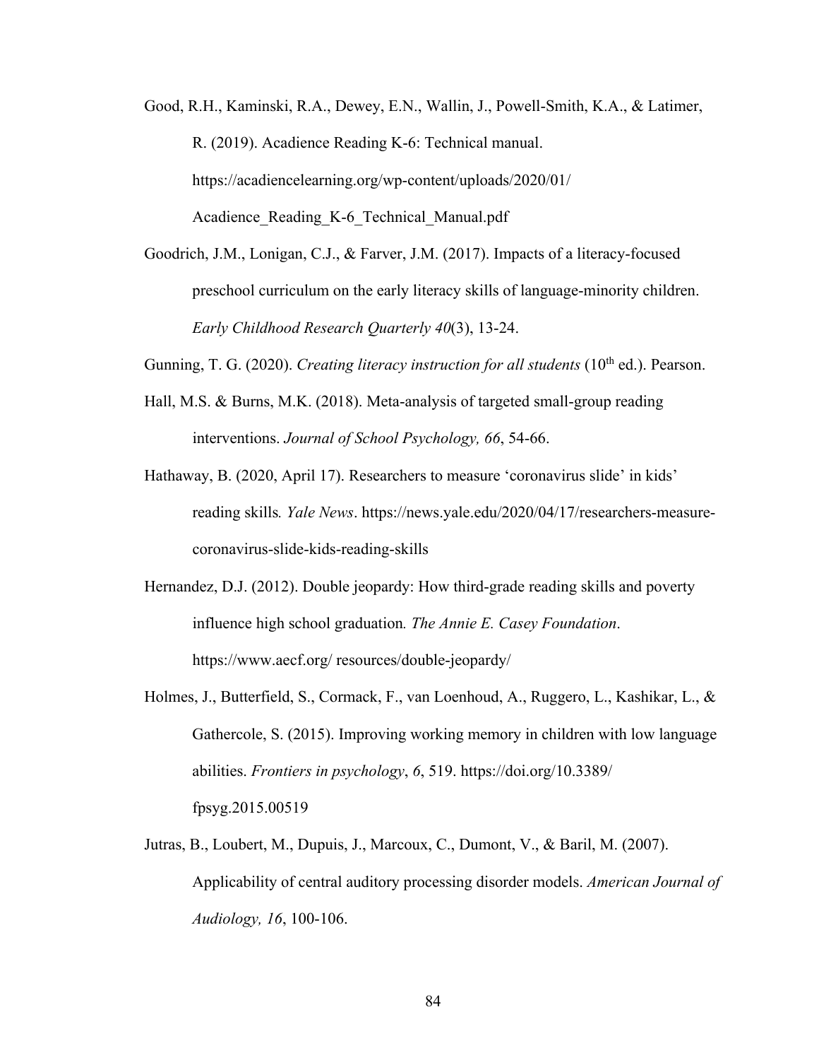Good, R.H., Kaminski, R.A., Dewey, E.N., Wallin, J., Powell-Smith, K.A., & Latimer, R. (2019). Acadience Reading K-6: Technical manual. https://acadiencelearning.org/wp-content/uploads/2020/01/Acadience_Reading_K-6_Technical_Manual.pdf

Goodrich, J.M., Lonigan, C.J., & Farver, J.M. (2017). Impacts of a literacy-focused preschool curriculum on the early literacy skills of language-minority children. *Early Childhood Research Quarterly 40*(3), 13-24.

Gunning, T. G. (2020). *Creating literacy instruction for all students* (10th ed.). Pearson.

Hall, M.S. & Burns, M.K. (2018). Meta-analysis of targeted small-group reading interventions. *Journal of School Psychology, 66*, 54-66.

Hathaway, B. (2020, April 17). Researchers to measure 'coronavirus slide' in kids' reading skills*. Yale News*. https://news.yale.edu/2020/04/17/researchers-measure-coronavirus-slide-kids-reading-skills

Hernandez, D.J. (2012). Double jeopardy: How third-grade reading skills and poverty influence high school graduation*. The Annie E. Casey Foundation*. https://www.aecf.org/ resources/double-jeopardy/

Holmes, J., Butterfield, S., Cormack, F., van Loenhoud, A., Ruggero, L., Kashikar, L., & Gathercole, S. (2015). Improving working memory in children with low language abilities. *Frontiers in psychology*, *6*, 519. https://doi.org/10.3389/fpsyg.2015.00519

Jutras, B., Loubert, M., Dupuis, J., Marcoux, C., Dumont, V., & Baril, M. (2007). Applicability of central auditory processing disorder models. *American Journal of Audiology, 16*, 100-106.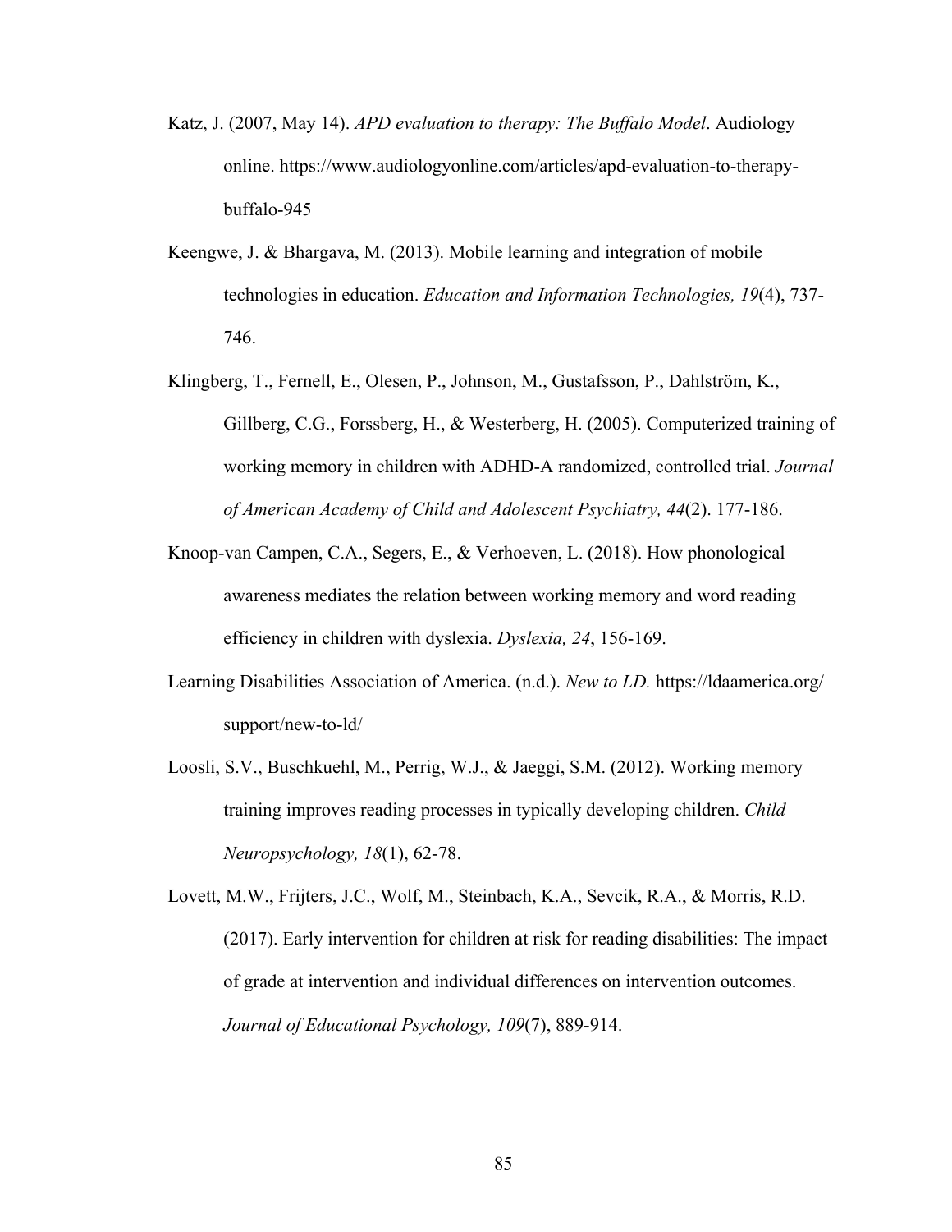Katz, J. (2007, May 14). *APD evaluation to therapy: The Buffalo Model*. Audiology online. https://www.audiologyonline.com/articles/apd-evaluation-to-therapy-buffalo-945

Keengwe, J. & Bhargava, M. (2013). Mobile learning and integration of mobile technologies in education. *Education and Information Technologies, 19*(4), 737-746.

Klingberg, T., Fernell, E., Olesen, P., Johnson, M., Gustafsson, P., Dahlström, K., Gillberg, C.G., Forssberg, H., & Westerberg, H. (2005). Computerized training of working memory in children with ADHD-A randomized, controlled trial. *Journal of American Academy of Child and Adolescent Psychiatry, 44*(2). 177-186.

Knoop-van Campen, C.A., Segers, E., & Verhoeven, L. (2018). How phonological awareness mediates the relation between working memory and word reading efficiency in children with dyslexia. *Dyslexia, 24*, 156-169.

Learning Disabilities Association of America. (n.d.). *New to LD.* https://ldaamerica.org/support/new-to-ld/

Loosli, S.V., Buschkuehl, M., Perrig, W.J., & Jaeggi, S.M. (2012). Working memory training improves reading processes in typically developing children. *Child Neuropsychology, 18*(1), 62-78.

Lovett, M.W., Frijters, J.C., Wolf, M., Steinbach, K.A., Sevcik, R.A., & Morris, R.D. (2017). Early intervention for children at risk for reading disabilities: The impact of grade at intervention and individual differences on intervention outcomes. *Journal of Educational Psychology, 109*(7), 889-914.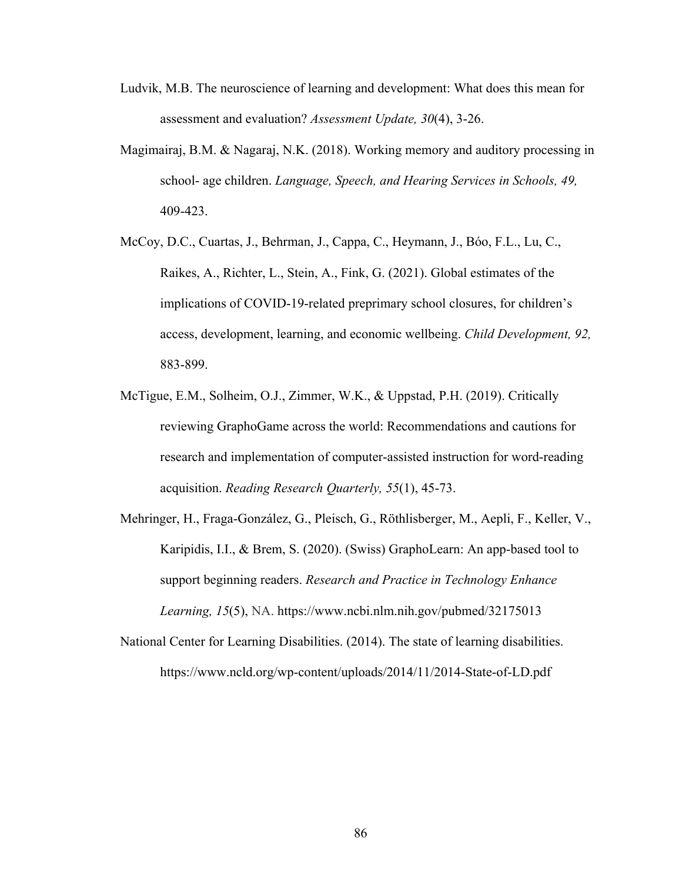Ludvik, M.B. The neuroscience of learning and development: What does this mean for assessment and evaluation? *Assessment Update, 30*(4), 3-26.

Magimairaj, B.M. & Nagaraj, N.K. (2018). Working memory and auditory processing in school- age children. *Language, Speech, and Hearing Services in Schools, 49,* 409-423.

McCoy, D.C., Cuartas, J., Behrman, J., Cappa, C., Heymann, J., Bóo, F.L., Lu, C., Raikes, A., Richter, L., Stein, A., Fink, G. (2021). Global estimates of the implications of COVID-19-related preprimary school closures, for children's access, development, learning, and economic wellbeing. *Child Development, 92,* 883-899.

McTigue, E.M., Solheim, O.J., Zimmer, W.K., & Uppstad, P.H. (2019). Critically reviewing GraphoGame across the world: Recommendations and cautions for research and implementation of computer-assisted instruction for word-reading acquisition. *Reading Research Quarterly, 55*(1), 45-73.

Mehringer, H., Fraga-González, G., Pleisch, G., Röthlisberger, M., Aepli, F., Keller, V., Karipidis, I.I., & Brem, S. (2020). (Swiss) GraphoLearn: An app-based tool to support beginning readers. *Research and Practice in Technology Enhance Learning, 15*(5), NA. https://www.ncbi.nlm.nih.gov/pubmed/32175013

National Center for Learning Disabilities. (2014). The state of learning disabilities. https://www.ncld.org/wp-content/uploads/2014/11/2014-State-of-LD.pdf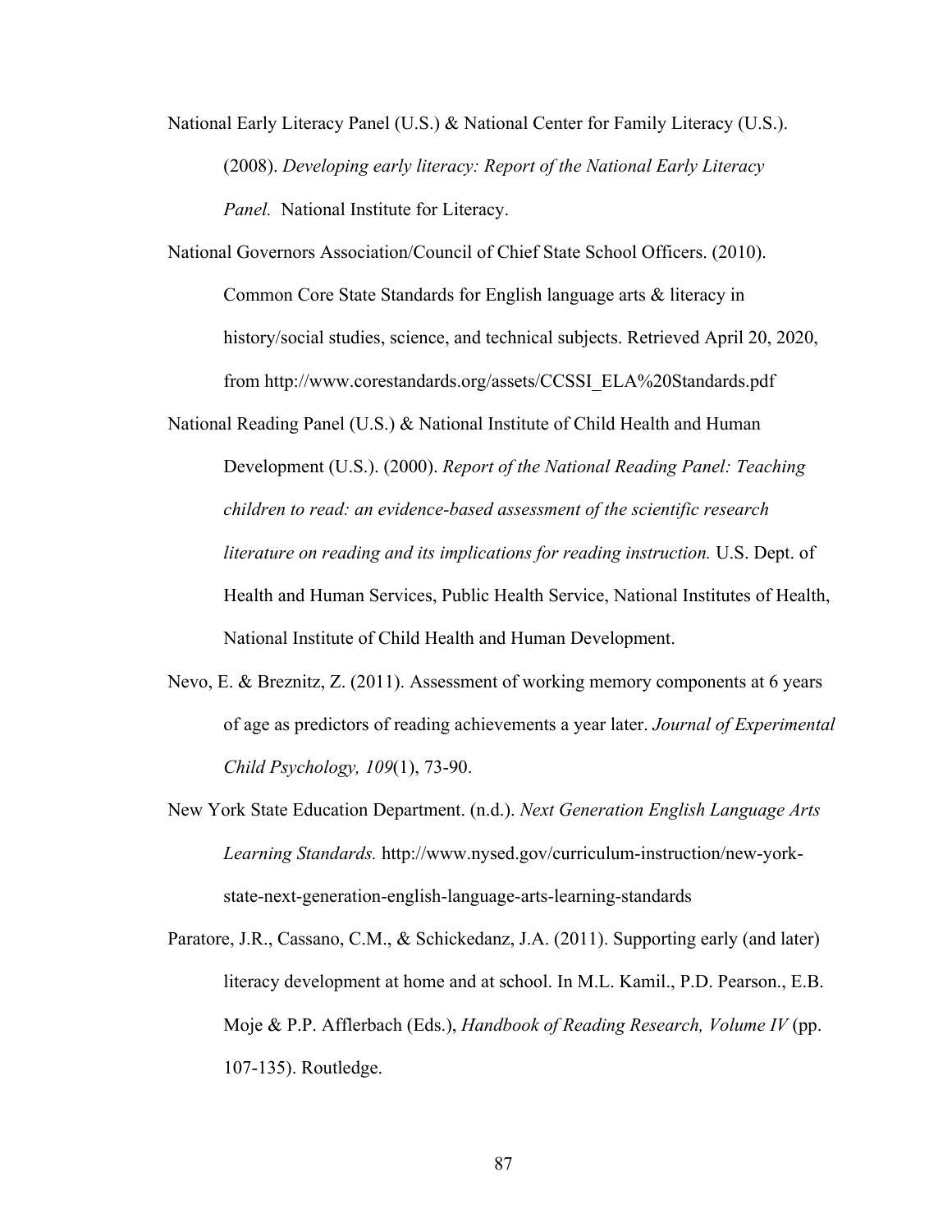National Early Literacy Panel (U.S.) & National Center for Family Literacy (U.S.). (2008). *Developing early literacy: Report of the National Early Literacy Panel.* National Institute for Literacy.

National Governors Association/Council of Chief State School Officers. (2010). Common Core State Standards for English language arts & literacy in history/social studies, science, and technical subjects. Retrieved April 20, 2020, from http://www.corestandards.org/assets/CCSSI_ELA%20Standards.pdf

National Reading Panel (U.S.) & National Institute of Child Health and Human Development (U.S.). (2000). *Report of the National Reading Panel: Teaching children to read: an evidence-based assessment of the scientific research literature on reading and its implications for reading instruction.* U.S. Dept. of Health and Human Services, Public Health Service, National Institutes of Health, National Institute of Child Health and Human Development.

Nevo, E. & Breznitz, Z. (2011). Assessment of working memory components at 6 years of age as predictors of reading achievements a year later. *Journal of Experimental Child Psychology, 109*(1), 73-90.

New York State Education Department. (n.d.). *Next Generation English Language Arts Learning Standards.* http://www.nysed.gov/curriculum-instruction/new-york-state-next-generation-english-language-arts-learning-standards

Paratore, J.R., Cassano, C.M., & Schickedanz, J.A. (2011). Supporting early (and later) literacy development at home and at school. In M.L. Kamil., P.D. Pearson., E.B. Moje & P.P. Afflerbach (Eds.), *Handbook of Reading Research, Volume IV* (pp. 107-135). Routledge.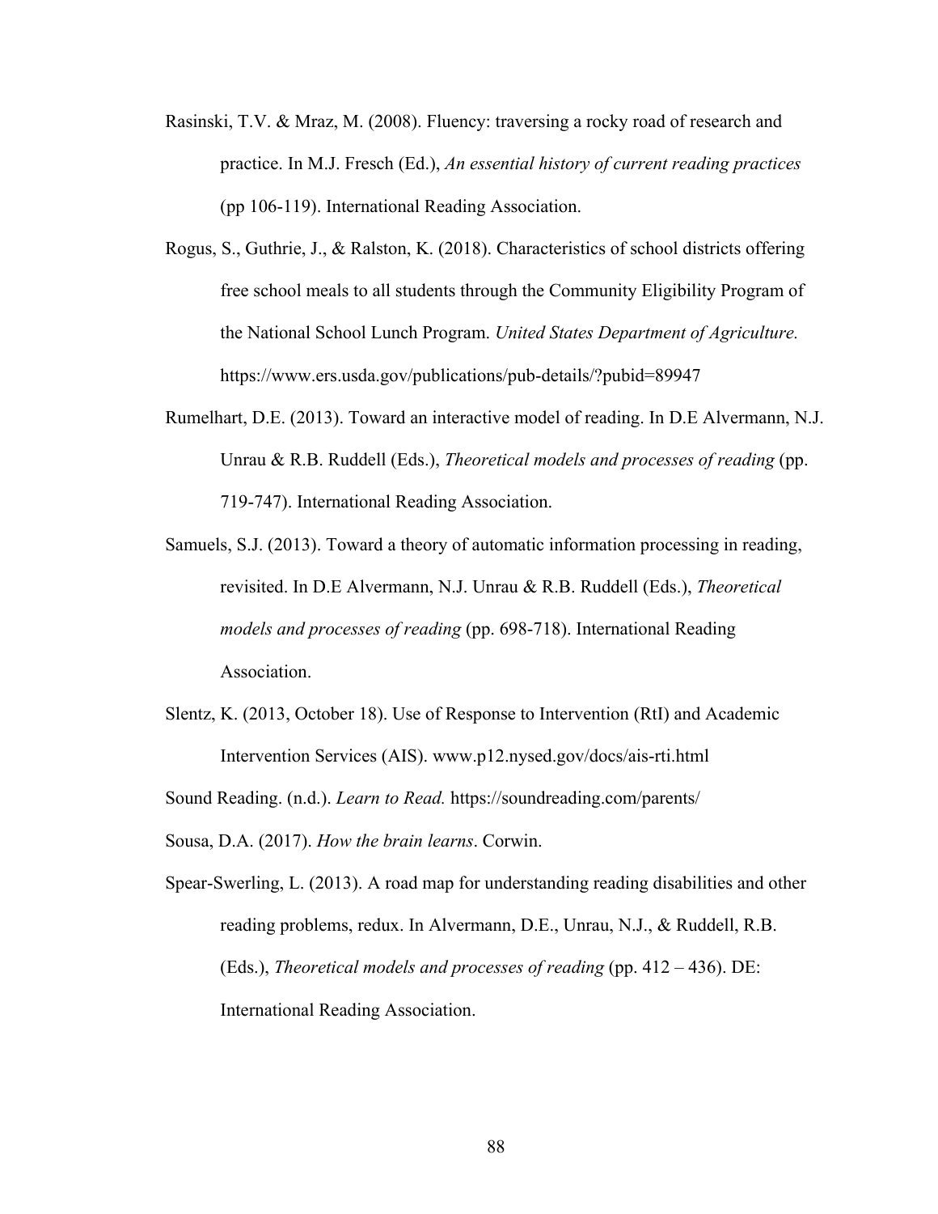Rasinski, T.V. & Mraz, M. (2008). Fluency: traversing a rocky road of research and practice. In M.J. Fresch (Ed.), *An essential history of current reading practices* (pp 106-119). International Reading Association.

Rogus, S., Guthrie, J., & Ralston, K. (2018). Characteristics of school districts offering free school meals to all students through the Community Eligibility Program of the National School Lunch Program. *United States Department of Agriculture.* https://www.ers.usda.gov/publications/pub-details/?pubid=89947

Rumelhart, D.E. (2013). Toward an interactive model of reading. In D.E Alvermann, N.J. Unrau & R.B. Ruddell (Eds.), *Theoretical models and processes of reading* (pp. 719-747). International Reading Association.

Samuels, S.J. (2013). Toward a theory of automatic information processing in reading, revisited. In D.E Alvermann, N.J. Unrau & R.B. Ruddell (Eds.), *Theoretical models and processes of reading* (pp. 698-718). International Reading Association.

Slentz, K. (2013, October 18). Use of Response to Intervention (RtI) and Academic Intervention Services (AIS). www.p12.nysed.gov/docs/ais-rti.html

Sound Reading. (n.d.). *Learn to Read.* https://soundreading.com/parents/

Sousa, D.A. (2017). *How the brain learns*. Corwin.

Spear-Swerling, L. (2013). A road map for understanding reading disabilities and other reading problems, redux. In Alvermann, D.E., Unrau, N.J., & Ruddell, R.B. (Eds.), *Theoretical models and processes of reading* (pp. 412 – 436). DE: International Reading Association.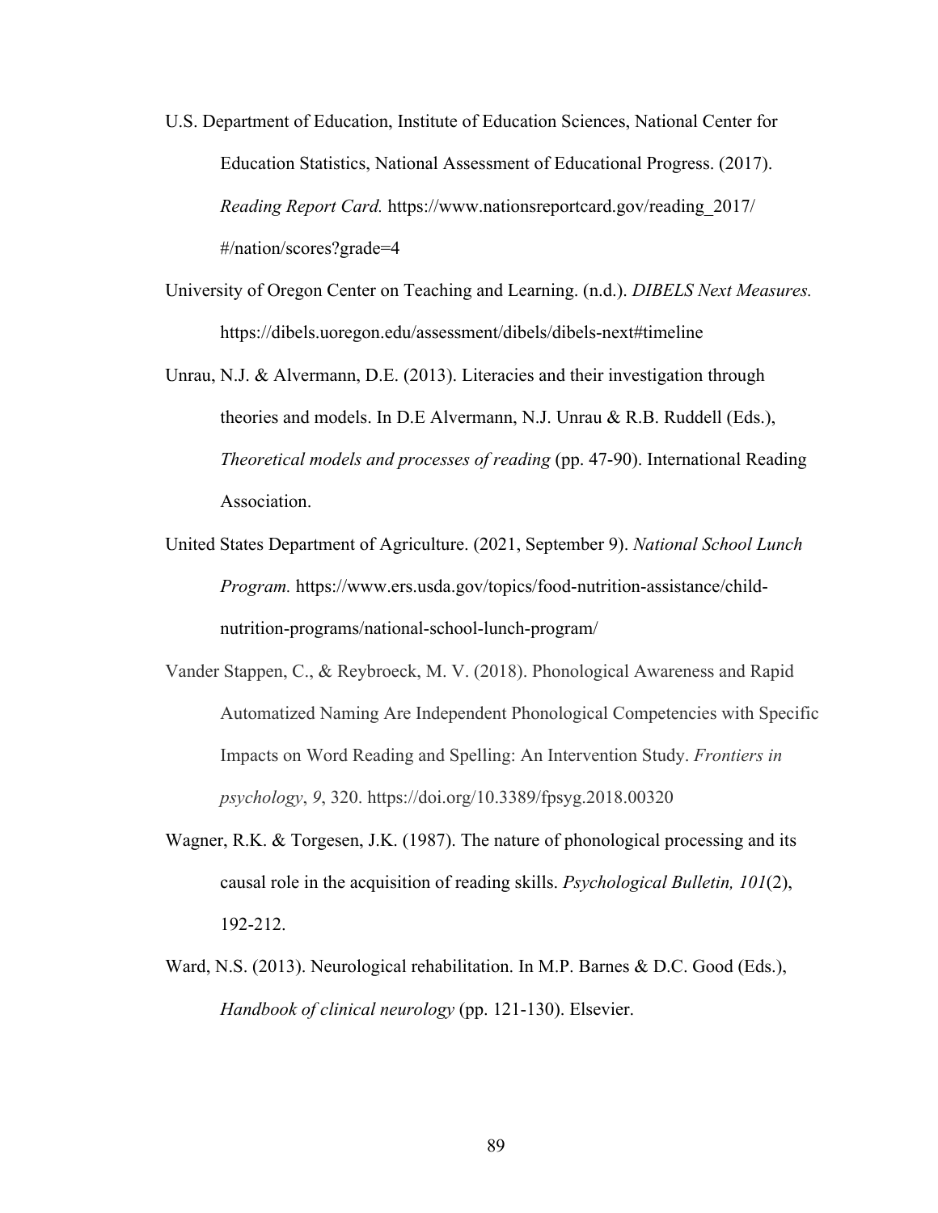U.S. Department of Education, Institute of Education Sciences, National Center for Education Statistics, National Assessment of Educational Progress. (2017). *Reading Report Card.* https://www.nationsreportcard.gov/reading_2017/#/nation/scores?grade=4

University of Oregon Center on Teaching and Learning. (n.d.). *DIBELS Next Measures.* https://dibels.uoregon.edu/assessment/dibels/dibels-next#timeline

Unrau, N.J. & Alvermann, D.E. (2013). Literacies and their investigation through theories and models. In D.E Alvermann, N.J. Unrau & R.B. Ruddell (Eds.), *Theoretical models and processes of reading* (pp. 47-90). International Reading Association.

United States Department of Agriculture. (2021, September 9). *National School Lunch Program.* https://www.ers.usda.gov/topics/food-nutrition-assistance/child-nutrition-programs/national-school-lunch-program/

Vander Stappen, C., & Reybroeck, M. V. (2018). Phonological Awareness and Rapid Automatized Naming Are Independent Phonological Competencies with Specific Impacts on Word Reading and Spelling: An Intervention Study. *Frontiers in psychology*, *9*, 320. https://doi.org/10.3389/fpsyg.2018.00320

Wagner, R.K. & Torgesen, J.K. (1987). The nature of phonological processing and its causal role in the acquisition of reading skills. *Psychological Bulletin, 101*(2), 192-212.

Ward, N.S. (2013). Neurological rehabilitation. In M.P. Barnes & D.C. Good (Eds.), *Handbook of clinical neurology* (pp. 121-130). Elsevier.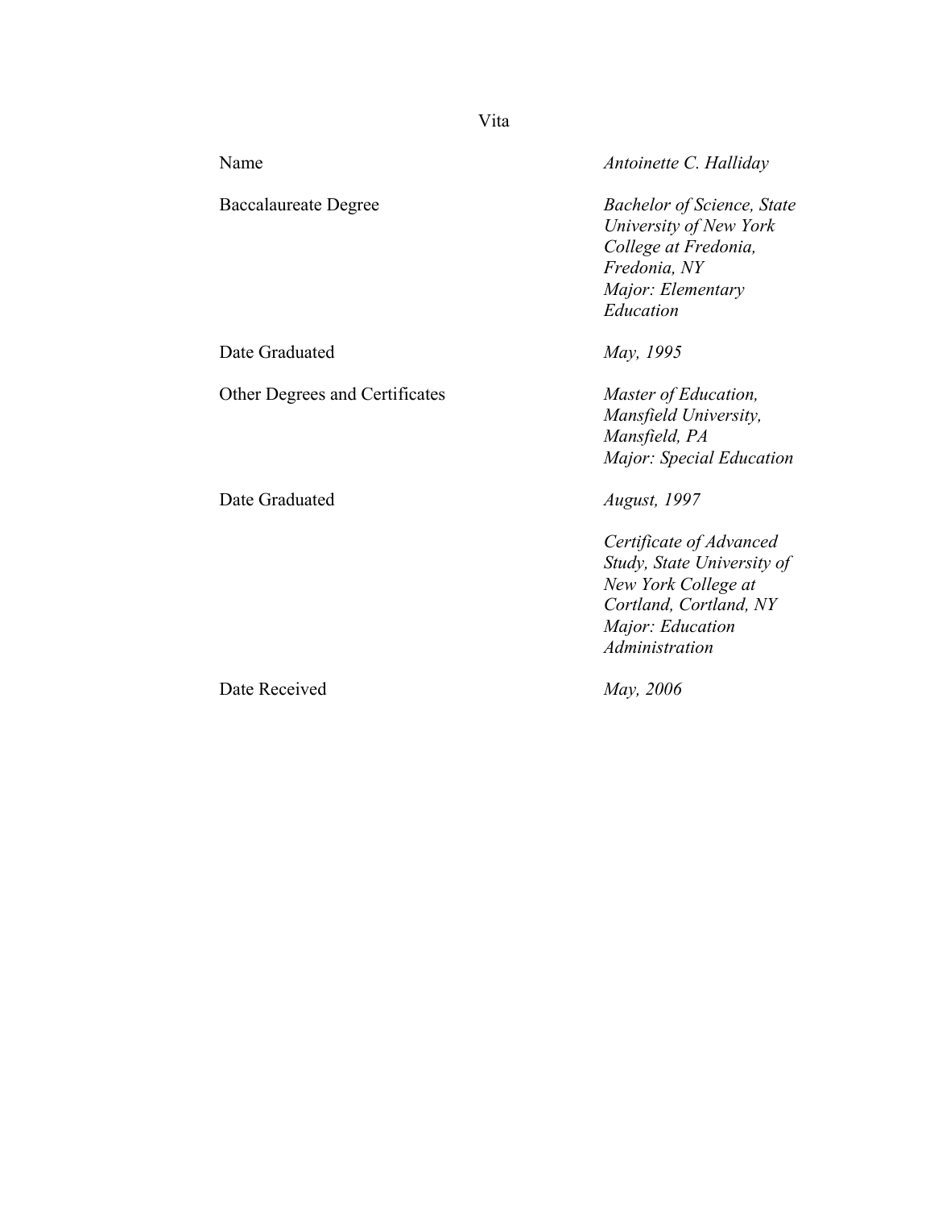# Vita

| | |
|---|---|
| Name | *Antoinette C. Halliday* |
| Baccalaureate Degree | *Bachelor of Science, State University of New York College at Fredonia, Fredonia, NY Major: Elementary Education* |
| Date Graduated | *May, 1995* |
| Other Degrees and Certificates | *Master of Education, Mansfield University, Mansfield, PA Major: Special Education* |
| Date Graduated | *August, 1997* |
| | *Certificate of Advanced Study, State University of New York College at Cortland, Cortland, NY Major: Education Administration* |
| Date Received | *May, 2006* |